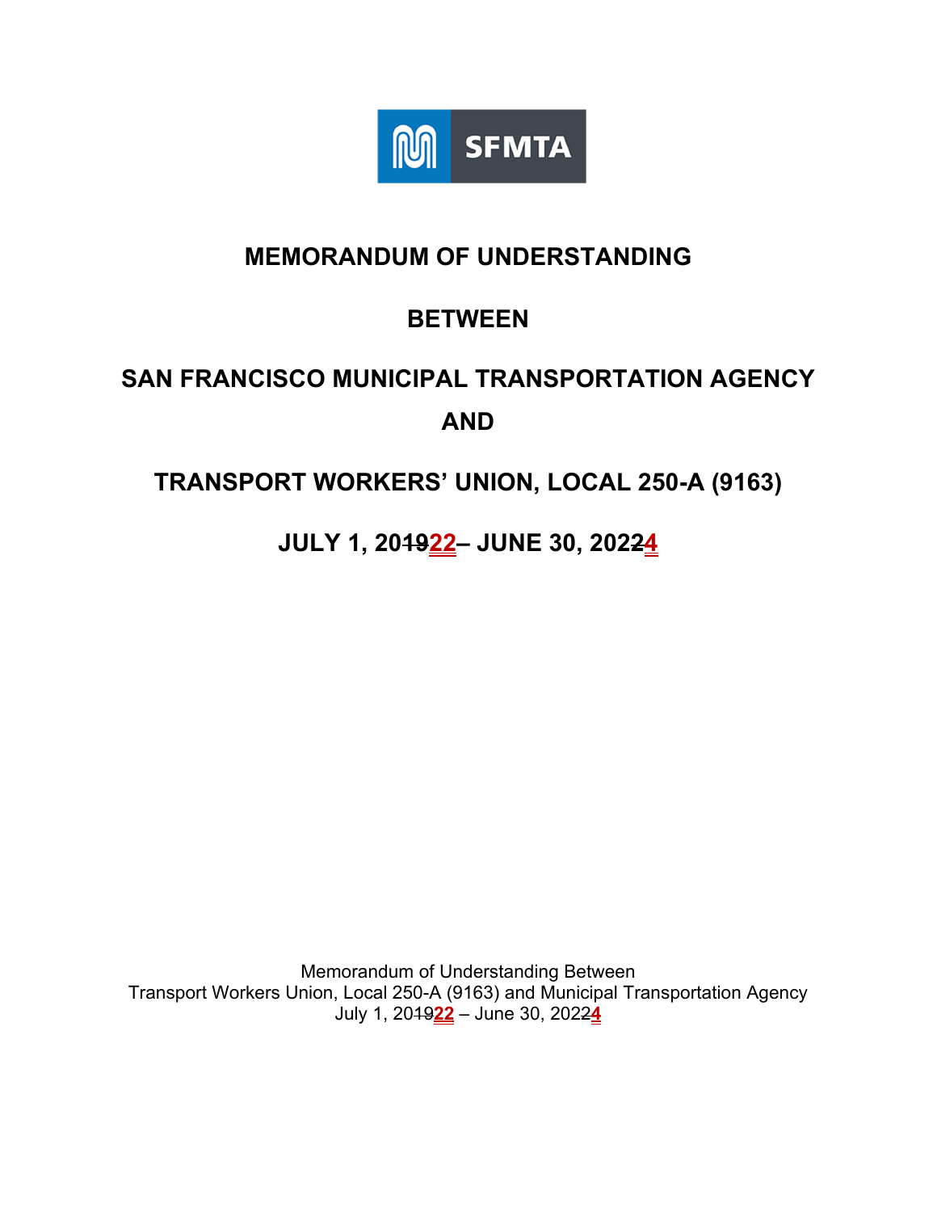# MEMORANDUM OF UNDERSTANDING

# BETWEEN

# SAN FRANCISCO MUNICIPAL TRANSPORTATION AGENCY AND

# TRANSPORT WORKERS' UNION, LOCAL 250-A (9163)

# JULY 1, 20~~19~~22– JUNE 30, 202~~2~~4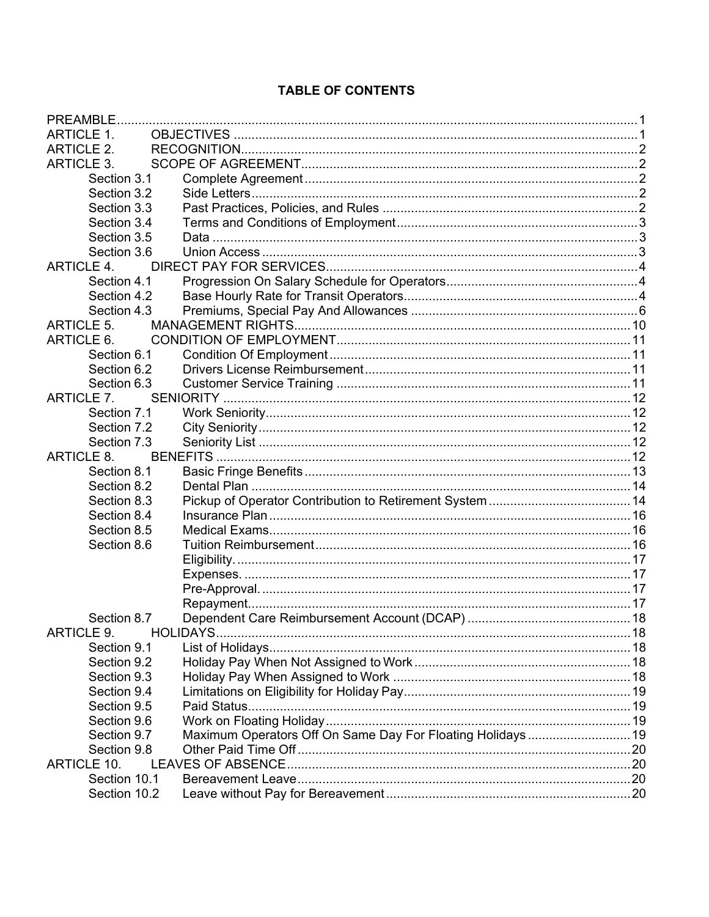# TABLE OF CONTENTS

| | | |
|---|---|---|
| PREAMBLE | | 1 |
| ARTICLE 1. | OBJECTIVES | 1 |
| ARTICLE 2. | RECOGNITION | 2 |
| ARTICLE 3. | SCOPE OF AGREEMENT | 2 |
| Section 3.1 | Complete Agreement | 2 |
| Section 3.2 | Side Letters | 2 |
| Section 3.3 | Past Practices, Policies, and Rules | 2 |
| Section 3.4 | Terms and Conditions of Employment | 3 |
| Section 3.5 | Data | 3 |
| Section 3.6 | Union Access | 3 |
| ARTICLE 4. | DIRECT PAY FOR SERVICES | 4 |
| Section 4.1 | Progression On Salary Schedule for Operators | 4 |
| Section 4.2 | Base Hourly Rate for Transit Operators | 4 |
| Section 4.3 | Premiums, Special Pay And Allowances | 6 |
| ARTICLE 5. | MANAGEMENT RIGHTS | 10 |
| ARTICLE 6. | CONDITION OF EMPLOYMENT | 11 |
| Section 6.1 | Condition Of Employment | 11 |
| Section 6.2 | Drivers License Reimbursement | 11 |
| Section 6.3 | Customer Service Training | 11 |
| ARTICLE 7. | SENIORITY | 12 |
| Section 7.1 | Work Seniority | 12 |
| Section 7.2 | City Seniority | 12 |
| Section 7.3 | Seniority List | 12 |
| ARTICLE 8. | BENEFITS | 12 |
| Section 8.1 | Basic Fringe Benefits | 13 |
| Section 8.2 | Dental Plan | 14 |
| Section 8.3 | Pickup of Operator Contribution to Retirement System | 14 |
| Section 8.4 | Insurance Plan | 16 |
| Section 8.5 | Medical Exams | 16 |
| Section 8.6 | Tuition Reimbursement | 16 |
| | Eligibility. | 17 |
| | Expenses. | 17 |
| | Pre-Approval. | 17 |
| | Repayment. | 17 |
| Section 8.7 | Dependent Care Reimbursement Account (DCAP) | 18 |
| ARTICLE 9. | HOLIDAYS | 18 |
| Section 9.1 | List of Holidays | 18 |
| Section 9.2 | Holiday Pay When Not Assigned to Work | 18 |
| Section 9.3 | Holiday Pay When Assigned to Work | 18 |
| Section 9.4 | Limitations on Eligibility for Holiday Pay | 19 |
| Section 9.5 | Paid Status | 19 |
| Section 9.6 | Work on Floating Holiday | 19 |
| Section 9.7 | Maximum Operators Off On Same Day For Floating Holidays | 19 |
| Section 9.8 | Other Paid Time Off | 20 |
| ARTICLE 10. | LEAVES OF ABSENCE | 20 |
| Section 10.1 | Bereavement Leave | 20 |
| Section 10.2 | Leave without Pay for Bereavement | 20 |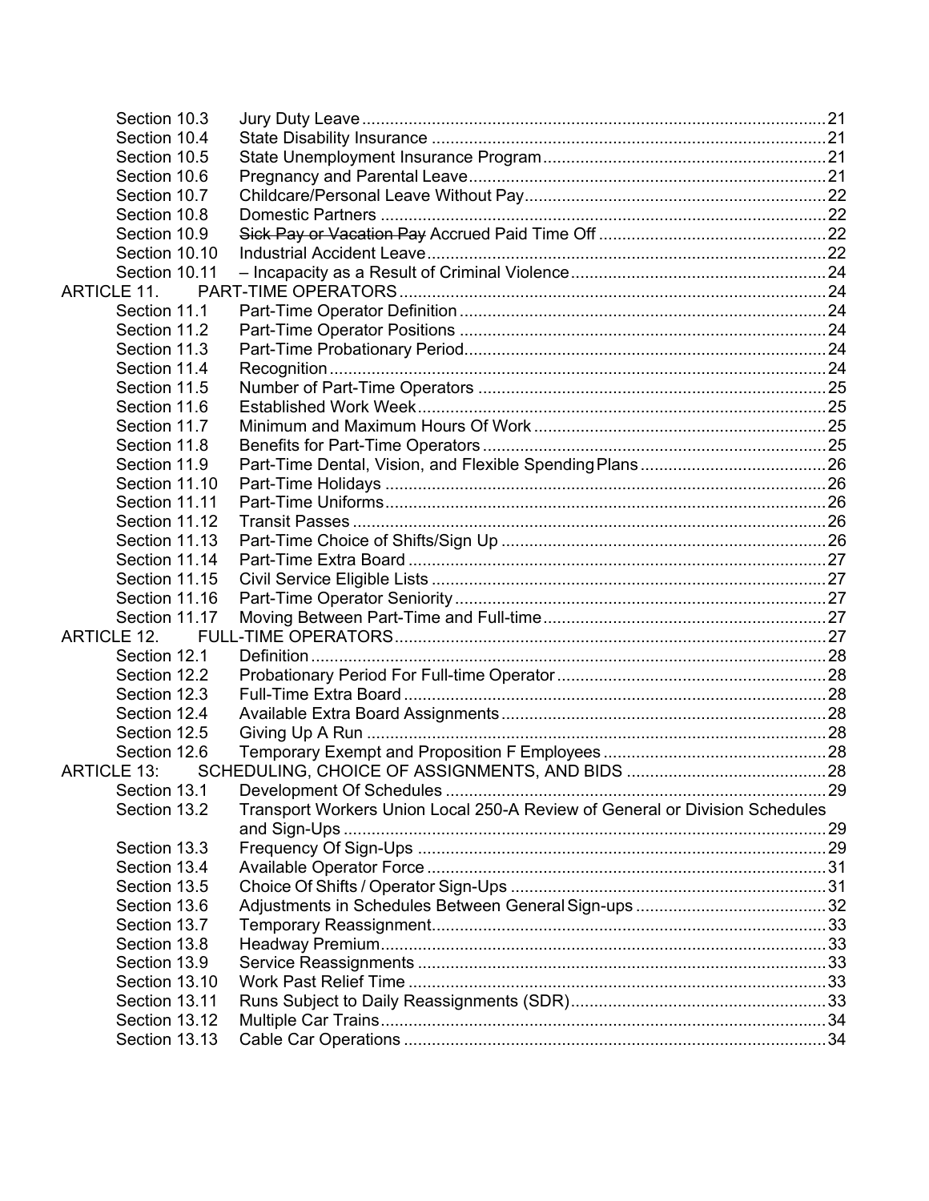| | | |
|---|---|---|
| Section 10.3 | Jury Duty Leave | 21 |
| Section 10.4 | State Disability Insurance | 21 |
| Section 10.5 | State Unemployment Insurance Program | 21 |
| Section 10.6 | Pregnancy and Parental Leave | 21 |
| Section 10.7 | Childcare/Personal Leave Without Pay | 22 |
| Section 10.8 | Domestic Partners | 22 |
| Section 10.9 | ~~Sick Pay or Vacation Pay~~ Accrued Paid Time Off | 22 |
| Section 10.10 | Industrial Accident Leave | 22 |
| Section 10.11 | – Incapacity as a Result of Criminal Violence | 24 |
| ARTICLE 11. | PART-TIME OPERATORS | 24 |
| Section 11.1 | Part-Time Operator Definition | 24 |
| Section 11.2 | Part-Time Operator Positions | 24 |
| Section 11.3 | Part-Time Probationary Period | 24 |
| Section 11.4 | Recognition | 24 |
| Section 11.5 | Number of Part-Time Operators | 25 |
| Section 11.6 | Established Work Week | 25 |
| Section 11.7 | Minimum and Maximum Hours Of Work | 25 |
| Section 11.8 | Benefits for Part-Time Operators | 25 |
| Section 11.9 | Part-Time Dental, Vision, and Flexible Spending Plans | 26 |
| Section 11.10 | Part-Time Holidays | 26 |
| Section 11.11 | Part-Time Uniforms | 26 |
| Section 11.12 | Transit Passes | 26 |
| Section 11.13 | Part-Time Choice of Shifts/Sign Up | 26 |
| Section 11.14 | Part-Time Extra Board | 27 |
| Section 11.15 | Civil Service Eligible Lists | 27 |
| Section 11.16 | Part-Time Operator Seniority | 27 |
| Section 11.17 | Moving Between Part-Time and Full-time | 27 |
| ARTICLE 12. | FULL-TIME OPERATORS | 27 |
| Section 12.1 | Definition | 28 |
| Section 12.2 | Probationary Period For Full-time Operator | 28 |
| Section 12.3 | Full-Time Extra Board | 28 |
| Section 12.4 | Available Extra Board Assignments | 28 |
| Section 12.5 | Giving Up A Run | 28 |
| Section 12.6 | Temporary Exempt and Proposition F Employees | 28 |
| ARTICLE 13: | SCHEDULING, CHOICE OF ASSIGNMENTS, AND BIDS | 28 |
| Section 13.1 | Development Of Schedules | 29 |
| Section 13.2 | Transport Workers Union Local 250-A Review of General or Division Schedules and Sign-Ups | 29 |
| Section 13.3 | Frequency Of Sign-Ups | 29 |
| Section 13.4 | Available Operator Force | 31 |
| Section 13.5 | Choice Of Shifts / Operator Sign-Ups | 31 |
| Section 13.6 | Adjustments in Schedules Between General Sign-ups | 32 |
| Section 13.7 | Temporary Reassignment | 33 |
| Section 13.8 | Headway Premium | 33 |
| Section 13.9 | Service Reassignments | 33 |
| Section 13.10 | Work Past Relief Time | 33 |
| Section 13.11 | Runs Subject to Daily Reassignments (SDR) | 33 |
| Section 13.12 | Multiple Car Trains | 34 |
| Section 13.13 | Cable Car Operations | 34 |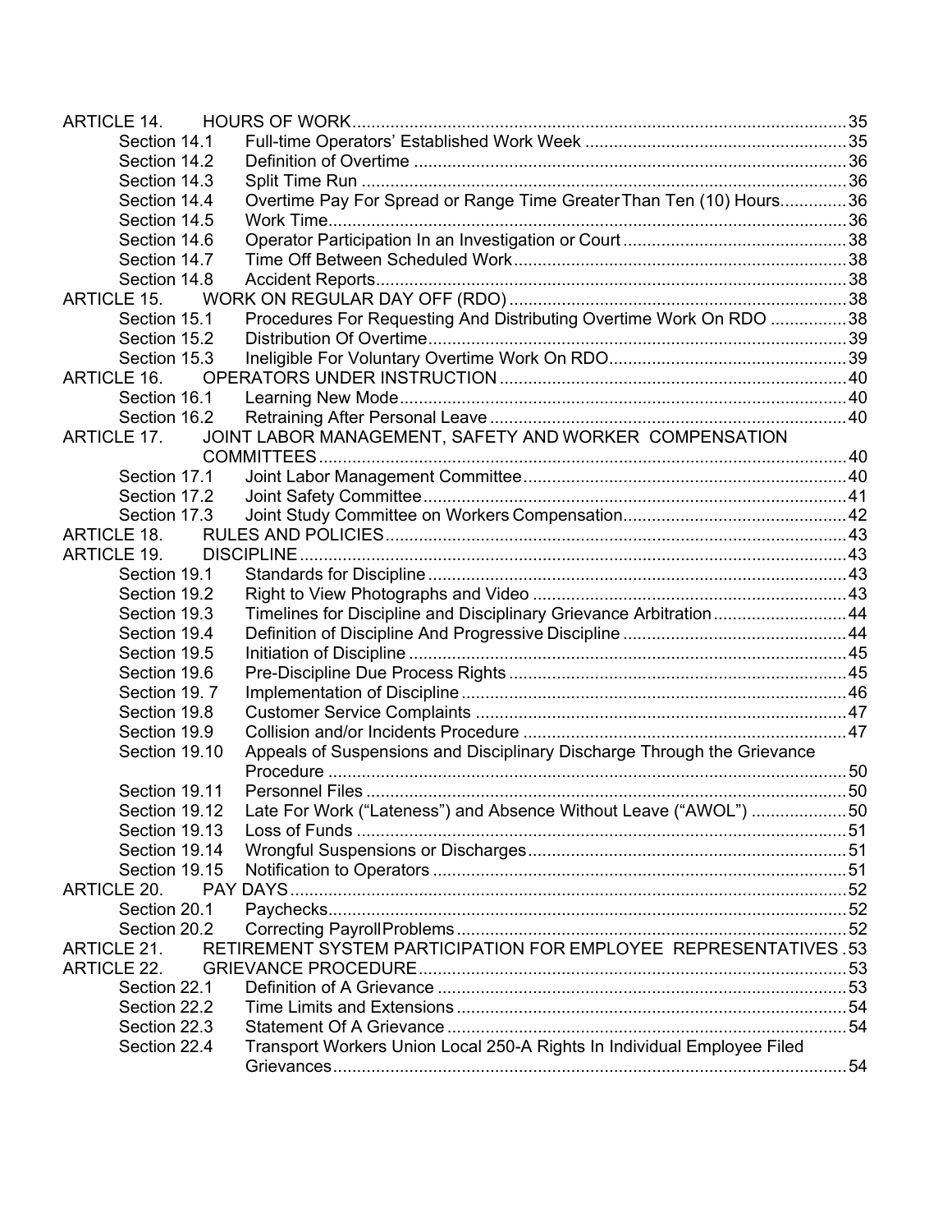| | | |
|---|---|---|
| ARTICLE 14. | HOURS OF WORK | 35 |
| Section 14.1 | Full-time Operators' Established Work Week | 35 |
| Section 14.2 | Definition of Overtime | 36 |
| Section 14.3 | Split Time Run | 36 |
| Section 14.4 | Overtime Pay For Spread or Range Time Greater Than Ten (10) Hours | 36 |
| Section 14.5 | Work Time | 36 |
| Section 14.6 | Operator Participation In an Investigation or Court | 38 |
| Section 14.7 | Time Off Between Scheduled Work | 38 |
| Section 14.8 | Accident Reports | 38 |
| ARTICLE 15. | WORK ON REGULAR DAY OFF (RDO) | 38 |
| Section 15.1 | Procedures For Requesting And Distributing Overtime Work On RDO | 38 |
| Section 15.2 | Distribution Of Overtime | 39 |
| Section 15.3 | Ineligible For Voluntary Overtime Work On RDO | 39 |
| ARTICLE 16. | OPERATORS UNDER INSTRUCTION | 40 |
| Section 16.1 | Learning New Mode | 40 |
| Section 16.2 | Retraining After Personal Leave | 40 |
| ARTICLE 17. | JOINT LABOR MANAGEMENT, SAFETY AND WORKER COMPENSATION COMMITTEES | 40 |
| Section 17.1 | Joint Labor Management Committee | 40 |
| Section 17.2 | Joint Safety Committee | 41 |
| Section 17.3 | Joint Study Committee on Workers Compensation | 42 |
| ARTICLE 18. | RULES AND POLICIES | 43 |
| ARTICLE 19. | DISCIPLINE | 43 |
| Section 19.1 | Standards for Discipline | 43 |
| Section 19.2 | Right to View Photographs and Video | 43 |
| Section 19.3 | Timelines for Discipline and Disciplinary Grievance Arbitration | 44 |
| Section 19.4 | Definition of Discipline And Progressive Discipline | 44 |
| Section 19.5 | Initiation of Discipline | 45 |
| Section 19.6 | Pre-Discipline Due Process Rights | 45 |
| Section 19. 7 | Implementation of Discipline | 46 |
| Section 19.8 | Customer Service Complaints | 47 |
| Section 19.9 | Collision and/or Incidents Procedure | 47 |
| Section 19.10 | Appeals of Suspensions and Disciplinary Discharge Through the Grievance Procedure | 50 |
| Section 19.11 | Personnel Files | 50 |
| Section 19.12 | Late For Work ("Lateness") and Absence Without Leave ("AWOL") | 50 |
| Section 19.13 | Loss of Funds | 51 |
| Section 19.14 | Wrongful Suspensions or Discharges | 51 |
| Section 19.15 | Notification to Operators | 51 |
| ARTICLE 20. | PAY DAYS | 52 |
| Section 20.1 | Paychecks | 52 |
| Section 20.2 | Correcting Payroll Problems | 52 |
| ARTICLE 21. | RETIREMENT SYSTEM PARTICIPATION FOR EMPLOYEE REPRESENTATIVES | 53 |
| ARTICLE 22. | GRIEVANCE PROCEDURE | 53 |
| Section 22.1 | Definition of A Grievance | 53 |
| Section 22.2 | Time Limits and Extensions | 54 |
| Section 22.3 | Statement Of A Grievance | 54 |
| Section 22.4 | Transport Workers Union Local 250-A Rights In Individual Employee Filed Grievances | 54 |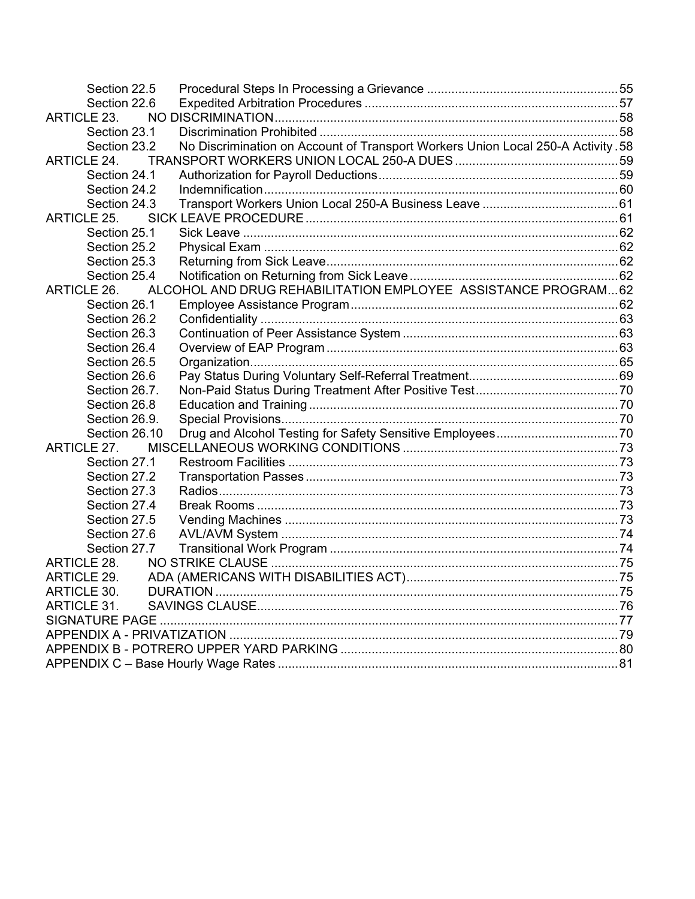| | | |
|---|---|---|
| Section 22.5 | Procedural Steps In Processing a Grievance | 55 |
| Section 22.6 | Expedited Arbitration Procedures | 57 |
| ARTICLE 23. | NO DISCRIMINATION | 58 |
| Section 23.1 | Discrimination Prohibited | 58 |
| Section 23.2 | No Discrimination on Account of Transport Workers Union Local 250-A Activity | 58 |
| ARTICLE 24. | TRANSPORT WORKERS UNION LOCAL 250-A DUES | 59 |
| Section 24.1 | Authorization for Payroll Deductions | 59 |
| Section 24.2 | Indemnification | 60 |
| Section 24.3 | Transport Workers Union Local 250-A Business Leave | 61 |
| ARTICLE 25. | SICK LEAVE PROCEDURE | 61 |
| Section 25.1 | Sick Leave | 62 |
| Section 25.2 | Physical Exam | 62 |
| Section 25.3 | Returning from Sick Leave | 62 |
| Section 25.4 | Notification on Returning from Sick Leave | 62 |
| ARTICLE 26. | ALCOHOL AND DRUG REHABILITATION EMPLOYEE ASSISTANCE PROGRAM | 62 |
| Section 26.1 | Employee Assistance Program | 62 |
| Section 26.2 | Confidentiality | 63 |
| Section 26.3 | Continuation of Peer Assistance System | 63 |
| Section 26.4 | Overview of EAP Program | 63 |
| Section 26.5 | Organization | 65 |
| Section 26.6 | Pay Status During Voluntary Self-Referral Treatment | 69 |
| Section 26.7. | Non-Paid Status During Treatment After Positive Test | 70 |
| Section 26.8 | Education and Training | 70 |
| Section 26.9. | Special Provisions | 70 |
| Section 26.10 | Drug and Alcohol Testing for Safety Sensitive Employees | 70 |
| ARTICLE 27. | MISCELLANEOUS WORKING CONDITIONS | 73 |
| Section 27.1 | Restroom Facilities | 73 |
| Section 27.2 | Transportation Passes | 73 |
| Section 27.3 | Radios | 73 |
| Section 27.4 | Break Rooms | 73 |
| Section 27.5 | Vending Machines | 73 |
| Section 27.6 | AVL/AVM System | 74 |
| Section 27.7 | Transitional Work Program | 74 |
| ARTICLE 28. | NO STRIKE CLAUSE | 75 |
| ARTICLE 29. | ADA (AMERICANS WITH DISABILITIES ACT) | 75 |
| ARTICLE 30. | DURATION | 75 |
| ARTICLE 31. | SAVINGS CLAUSE | 76 |
| SIGNATURE PAGE | | 77 |
| APPENDIX A - PRIVATIZATION | | 79 |
| APPENDIX B - POTRERO UPPER YARD PARKING | | 80 |
| APPENDIX C – Base Hourly Wage Rates | | 81 |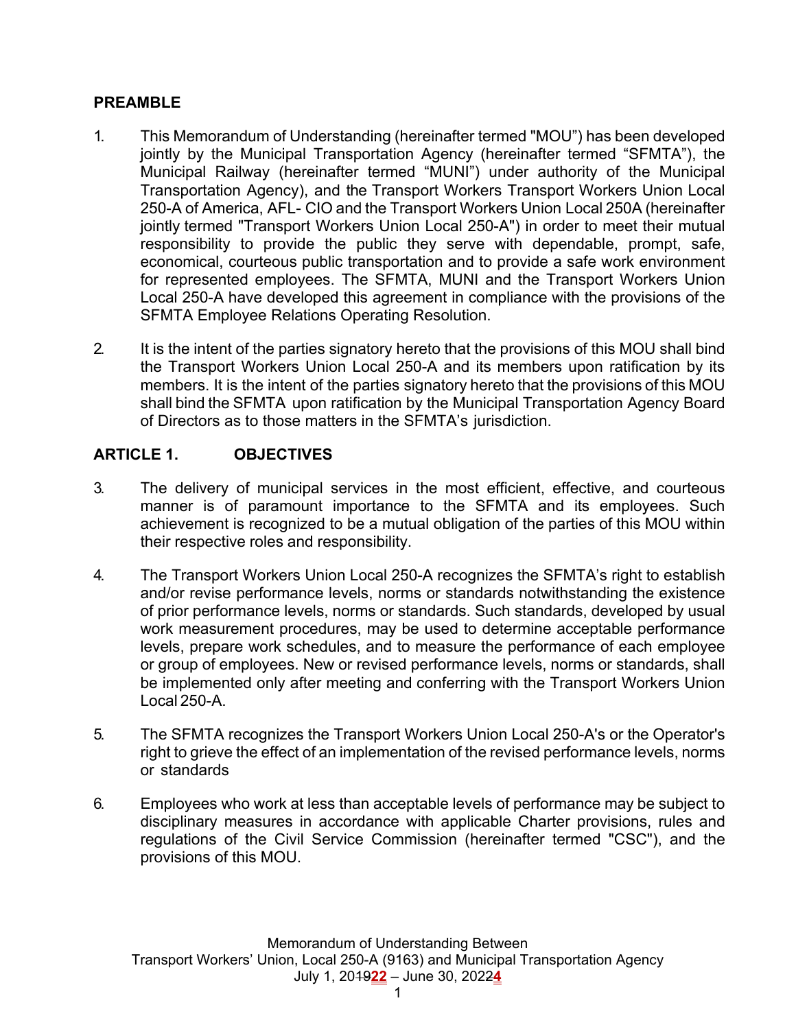## PREAMBLE

1. This Memorandum of Understanding (hereinafter termed "MOU") has been developed jointly by the Municipal Transportation Agency (hereinafter termed "SFMTA"), the Municipal Railway (hereinafter termed "MUNI") under authority of the Municipal Transportation Agency), and the Transport Workers Transport Workers Union Local 250-A of America, AFL- CIO and the Transport Workers Union Local 250A (hereinafter jointly termed "Transport Workers Union Local 250-A") in order to meet their mutual responsibility to provide the public they serve with dependable, prompt, safe, economical, courteous public transportation and to provide a safe work environment for represented employees. The SFMTA, MUNI and the Transport Workers Union Local 250-A have developed this agreement in compliance with the provisions of the SFMTA Employee Relations Operating Resolution.

2. It is the intent of the parties signatory hereto that the provisions of this MOU shall bind the Transport Workers Union Local 250-A and its members upon ratification by its members. It is the intent of the parties signatory hereto that the provisions of this MOU shall bind the SFMTA upon ratification by the Municipal Transportation Agency Board of Directors as to those matters in the SFMTA's jurisdiction.

## ARTICLE 1. OBJECTIVES

3. The delivery of municipal services in the most efficient, effective, and courteous manner is of paramount importance to the SFMTA and its employees. Such achievement is recognized to be a mutual obligation of the parties of this MOU within their respective roles and responsibility.

4. The Transport Workers Union Local 250-A recognizes the SFMTA's right to establish and/or revise performance levels, norms or standards notwithstanding the existence of prior performance levels, norms or standards. Such standards, developed by usual work measurement procedures, may be used to determine acceptable performance levels, prepare work schedules, and to measure the performance of each employee or group of employees. New or revised performance levels, norms or standards, shall be implemented only after meeting and conferring with the Transport Workers Union Local 250-A.

5. The SFMTA recognizes the Transport Workers Union Local 250-A's or the Operator's right to grieve the effect of an implementation of the revised performance levels, norms or standards

6. Employees who work at less than acceptable levels of performance may be subject to disciplinary measures in accordance with applicable Charter provisions, rules and regulations of the Civil Service Commission (hereinafter termed "CSC"), and the provisions of this MOU.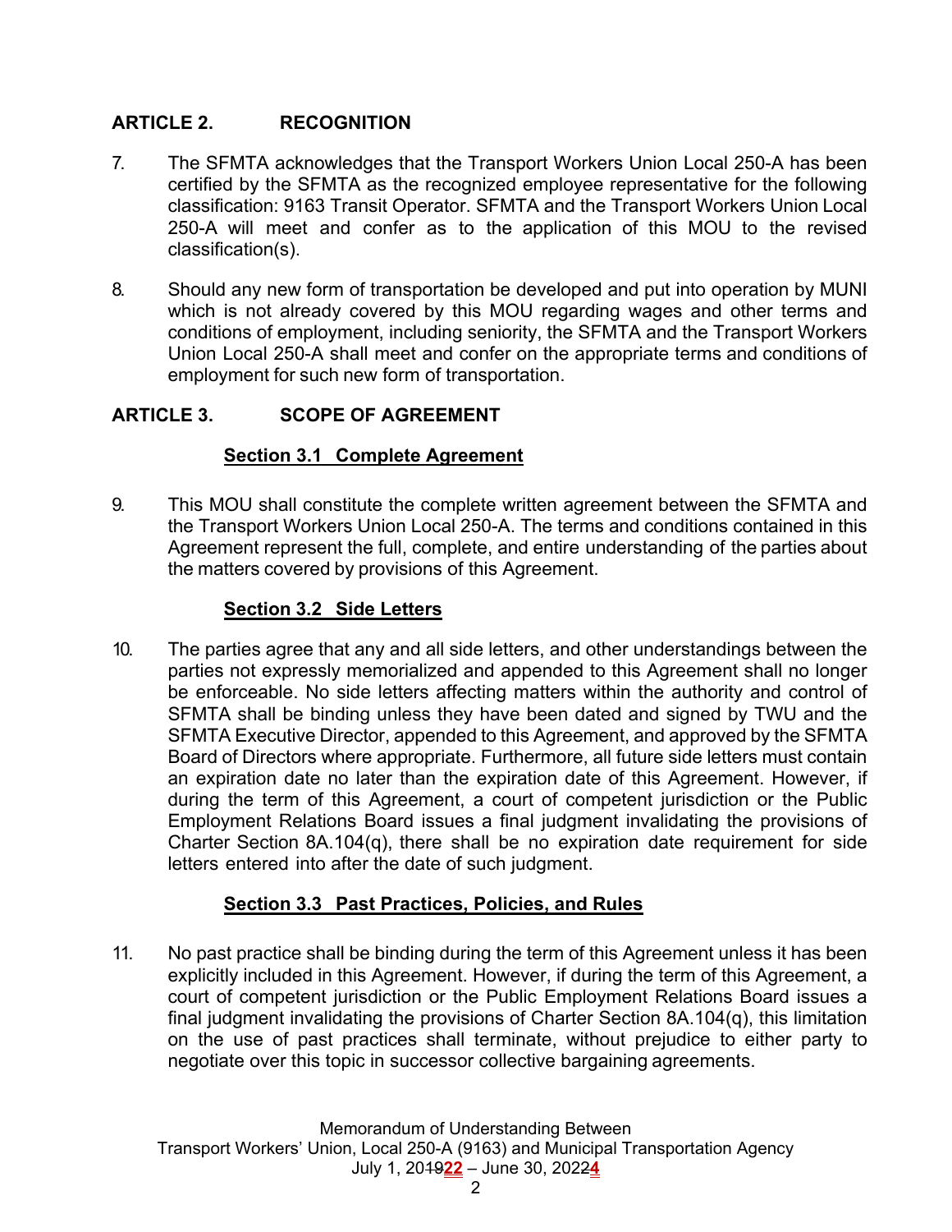## ARTICLE 2. RECOGNITION

7. The SFMTA acknowledges that the Transport Workers Union Local 250-A has been certified by the SFMTA as the recognized employee representative for the following classification: 9163 Transit Operator. SFMTA and the Transport Workers Union Local 250-A will meet and confer as to the application of this MOU to the revised classification(s).

8. Should any new form of transportation be developed and put into operation by MUNI which is not already covered by this MOU regarding wages and other terms and conditions of employment, including seniority, the SFMTA and the Transport Workers Union Local 250-A shall meet and confer on the appropriate terms and conditions of employment for such new form of transportation.

## ARTICLE 3. SCOPE OF AGREEMENT

### Section 3.1 Complete Agreement

9. This MOU shall constitute the complete written agreement between the SFMTA and the Transport Workers Union Local 250-A. The terms and conditions contained in this Agreement represent the full, complete, and entire understanding of the parties about the matters covered by provisions of this Agreement.

### Section 3.2 Side Letters

10. The parties agree that any and all side letters, and other understandings between the parties not expressly memorialized and appended to this Agreement shall no longer be enforceable. No side letters affecting matters within the authority and control of SFMTA shall be binding unless they have been dated and signed by TWU and the SFMTA Executive Director, appended to this Agreement, and approved by the SFMTA Board of Directors where appropriate. Furthermore, all future side letters must contain an expiration date no later than the expiration date of this Agreement. However, if during the term of this Agreement, a court of competent jurisdiction or the Public Employment Relations Board issues a final judgment invalidating the provisions of Charter Section 8A.104(q), there shall be no expiration date requirement for side letters entered into after the date of such judgment.

### Section 3.3 Past Practices, Policies, and Rules

11. No past practice shall be binding during the term of this Agreement unless it has been explicitly included in this Agreement. However, if during the term of this Agreement, a court of competent jurisdiction or the Public Employment Relations Board issues a final judgment invalidating the provisions of Charter Section 8A.104(q), this limitation on the use of past practices shall terminate, without prejudice to either party to negotiate over this topic in successor collective bargaining agreements.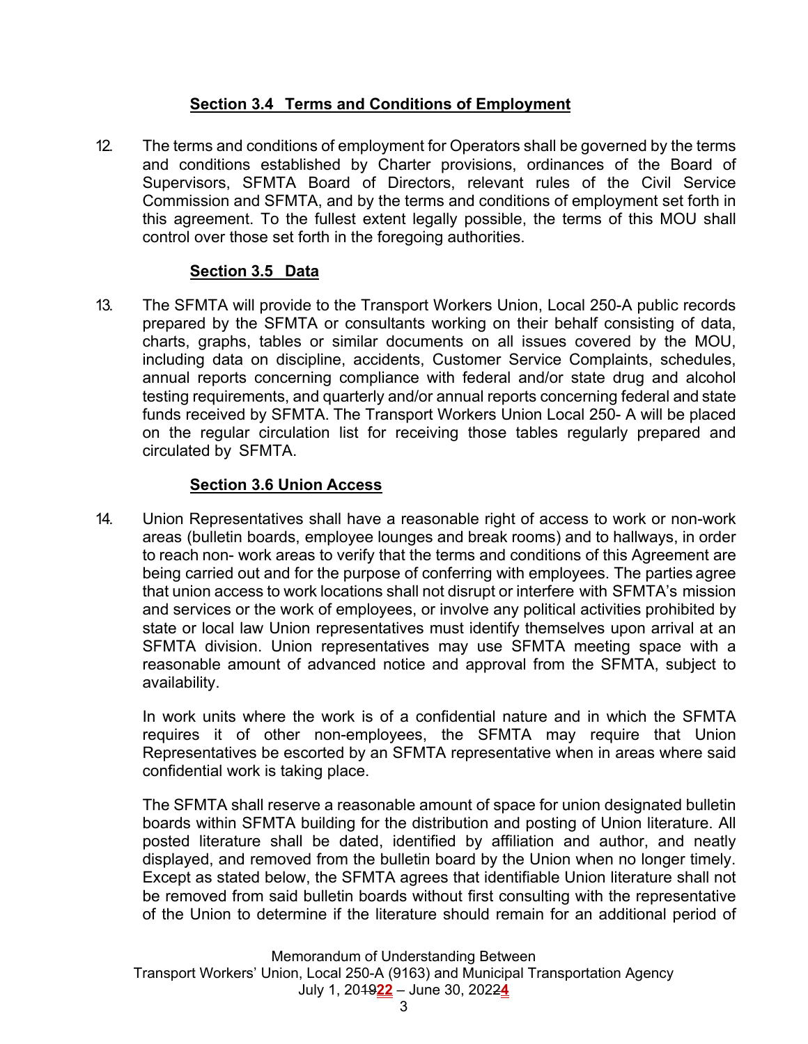### Section 3.4 Terms and Conditions of Employment

12. The terms and conditions of employment for Operators shall be governed by the terms and conditions established by Charter provisions, ordinances of the Board of Supervisors, SFMTA Board of Directors, relevant rules of the Civil Service Commission and SFMTA, and by the terms and conditions of employment set forth in this agreement. To the fullest extent legally possible, the terms of this MOU shall control over those set forth in the foregoing authorities.

### Section 3.5 Data

13. The SFMTA will provide to the Transport Workers Union, Local 250-A public records prepared by the SFMTA or consultants working on their behalf consisting of data, charts, graphs, tables or similar documents on all issues covered by the MOU, including data on discipline, accidents, Customer Service Complaints, schedules, annual reports concerning compliance with federal and/or state drug and alcohol testing requirements, and quarterly and/or annual reports concerning federal and state funds received by SFMTA. The Transport Workers Union Local 250- A will be placed on the regular circulation list for receiving those tables regularly prepared and circulated by SFMTA.

### Section 3.6 Union Access

14. Union Representatives shall have a reasonable right of access to work or non-work areas (bulletin boards, employee lounges and break rooms) and to hallways, in order to reach non- work areas to verify that the terms and conditions of this Agreement are being carried out and for the purpose of conferring with employees. The parties agree that union access to work locations shall not disrupt or interfere with SFMTA's mission and services or the work of employees, or involve any political activities prohibited by state or local law Union representatives must identify themselves upon arrival at an SFMTA division. Union representatives may use SFMTA meeting space with a reasonable amount of advanced notice and approval from the SFMTA, subject to availability.

In work units where the work is of a confidential nature and in which the SFMTA requires it of other non-employees, the SFMTA may require that Union Representatives be escorted by an SFMTA representative when in areas where said confidential work is taking place.

The SFMTA shall reserve a reasonable amount of space for union designated bulletin boards within SFMTA building for the distribution and posting of Union literature. All posted literature shall be dated, identified by affiliation and author, and neatly displayed, and removed from the bulletin board by the Union when no longer timely. Except as stated below, the SFMTA agrees that identifiable Union literature shall not be removed from said bulletin boards without first consulting with the representative of the Union to determine if the literature should remain for an additional period of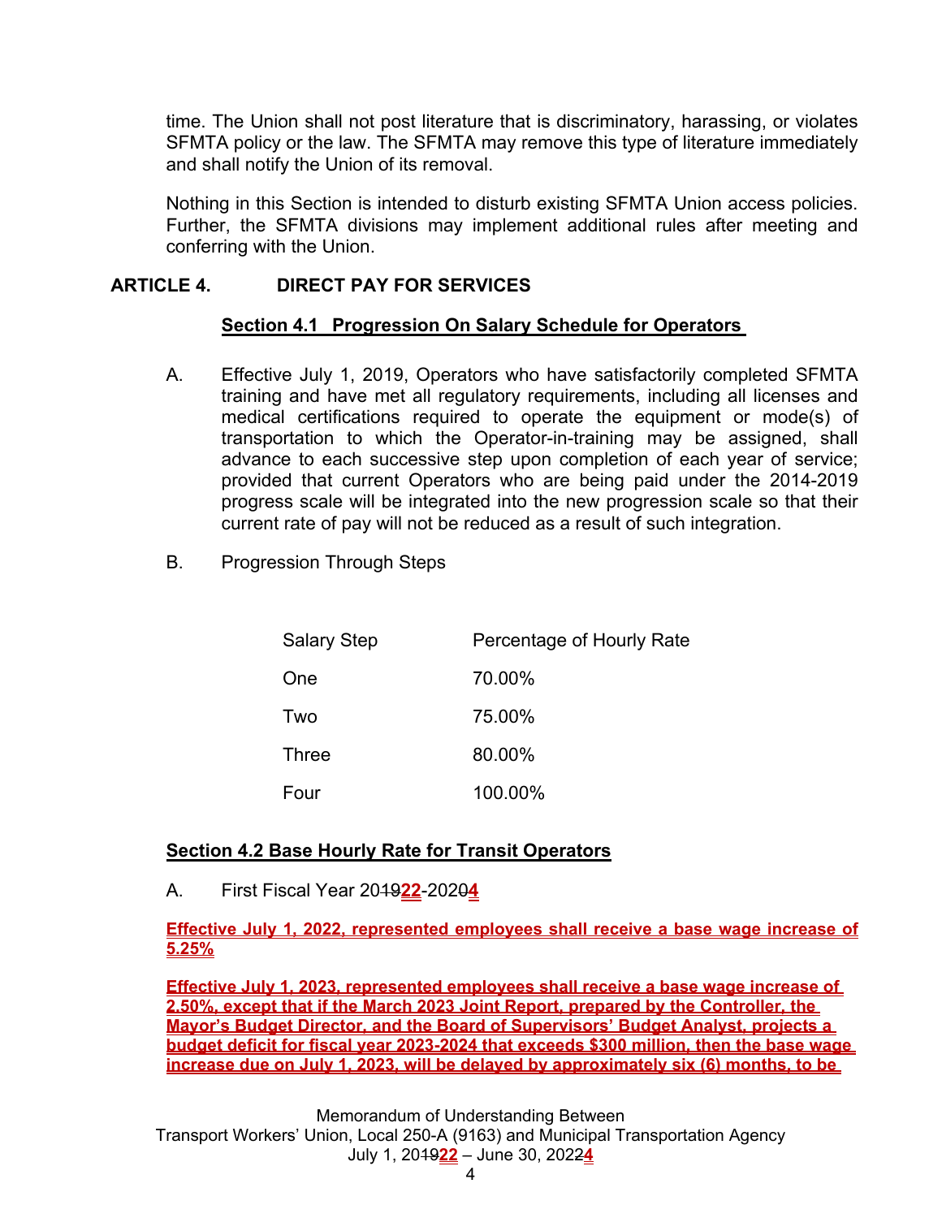time. The Union shall not post literature that is discriminatory, harassing, or violates SFMTA policy or the law. The SFMTA may remove this type of literature immediately and shall notify the Union of its removal.

Nothing in this Section is intended to disturb existing SFMTA Union access policies. Further, the SFMTA divisions may implement additional rules after meeting and conferring with the Union.

## ARTICLE 4. DIRECT PAY FOR SERVICES

### Section 4.1 Progression On Salary Schedule for Operators

A. Effective July 1, 2019, Operators who have satisfactorily completed SFMTA training and have met all regulatory requirements, including all licenses and medical certifications required to operate the equipment or mode(s) of transportation to which the Operator-in-training may be assigned, shall advance to each successive step upon completion of each year of service; provided that current Operators who are being paid under the 2014-2019 progress scale will be integrated into the new progression scale so that their current rate of pay will not be reduced as a result of such integration.

B. Progression Through Steps

| Salary Step | Percentage of Hourly Rate |
|---|---|
| One | 70.00% |
| Two | 75.00% |
| Three | 80.00% |
| Four | 100.00% |

### Section 4.2 Base Hourly Rate for Transit Operators

A. First Fiscal Year 2019**22**-2020**4**

**Effective July 1, 2022, represented employees shall receive a base wage increase of 5.25%**

**Effective July 1, 2023, represented employees shall receive a base wage increase of 2.50%, except that if the March 2023 Joint Report, prepared by the Controller, the Mayor's Budget Director, and the Board of Supervisors' Budget Analyst, projects a budget deficit for fiscal year 2023-2024 that exceeds $300 million, then the base wage increase due on July 1, 2023, will be delayed by approximately six (6) months, to be**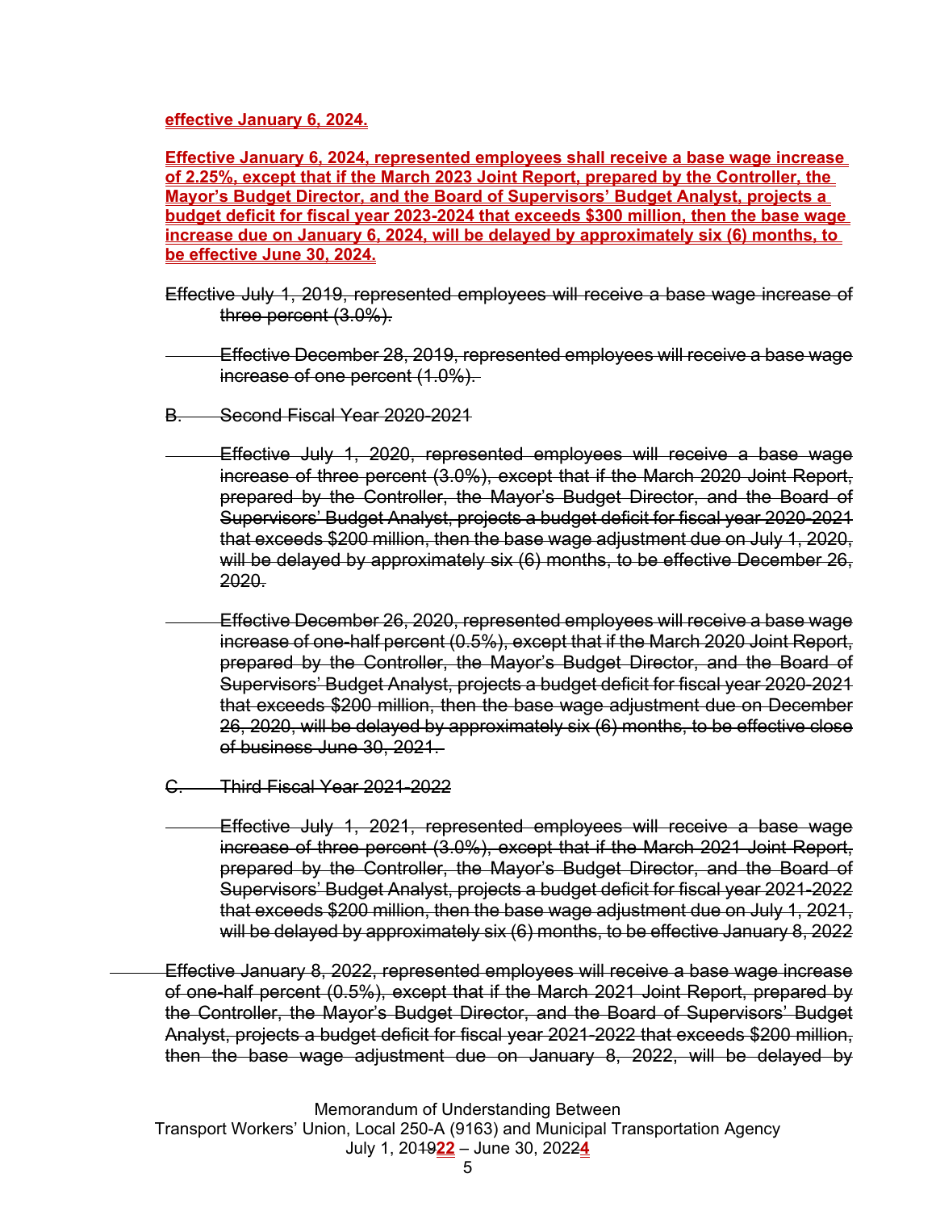**effective January 6, 2024.**

**Effective January 6, 2024, represented employees shall receive a base wage increase of 2.25%, except that if the March 2023 Joint Report, prepared by the Controller, the Mayor's Budget Director, and the Board of Supervisors' Budget Analyst, projects a budget deficit for fiscal year 2023-2024 that exceeds $300 million, then the base wage increase due on January 6, 2024, will be delayed by approximately six (6) months, to be effective June 30, 2024.**

~~Effective July 1, 2019, represented employees will receive a base wage increase of three percent (3.0%).~~

~~Effective December 28, 2019, represented employees will receive a base wage increase of one percent (1.0%).~~

~~B. Second Fiscal Year 2020-2021~~

~~Effective July 1, 2020, represented employees will receive a base wage increase of three percent (3.0%), except that if the March 2020 Joint Report, prepared by the Controller, the Mayor's Budget Director, and the Board of Supervisors' Budget Analyst, projects a budget deficit for fiscal year 2020-2021 that exceeds $200 million, then the base wage adjustment due on July 1, 2020, will be delayed by approximately six (6) months, to be effective December 26, 2020.~~

~~Effective December 26, 2020, represented employees will receive a base wage increase of one-half percent (0.5%), except that if the March 2020 Joint Report, prepared by the Controller, the Mayor's Budget Director, and the Board of Supervisors' Budget Analyst, projects a budget deficit for fiscal year 2020-2021 that exceeds $200 million, then the base wage adjustment due on December 26, 2020, will be delayed by approximately six (6) months, to be effective close of business June 30, 2021.~~

~~C. Third Fiscal Year 2021-2022~~

~~Effective July 1, 2021, represented employees will receive a base wage increase of three percent (3.0%), except that if the March 2021 Joint Report, prepared by the Controller, the Mayor's Budget Director, and the Board of Supervisors' Budget Analyst, projects a budget deficit for fiscal year 2021-2022 that exceeds $200 million, then the base wage adjustment due on July 1, 2021, will be delayed by approximately six (6) months, to be effective January 8, 2022~~

~~Effective January 8, 2022, represented employees will receive a base wage increase of one-half percent (0.5%), except that if the March 2021 Joint Report, prepared by the Controller, the Mayor's Budget Director, and the Board of Supervisors' Budget Analyst, projects a budget deficit for fiscal year 2021-2022 that exceeds $200 million, then the base wage adjustment due on January 8, 2022, will be delayed by~~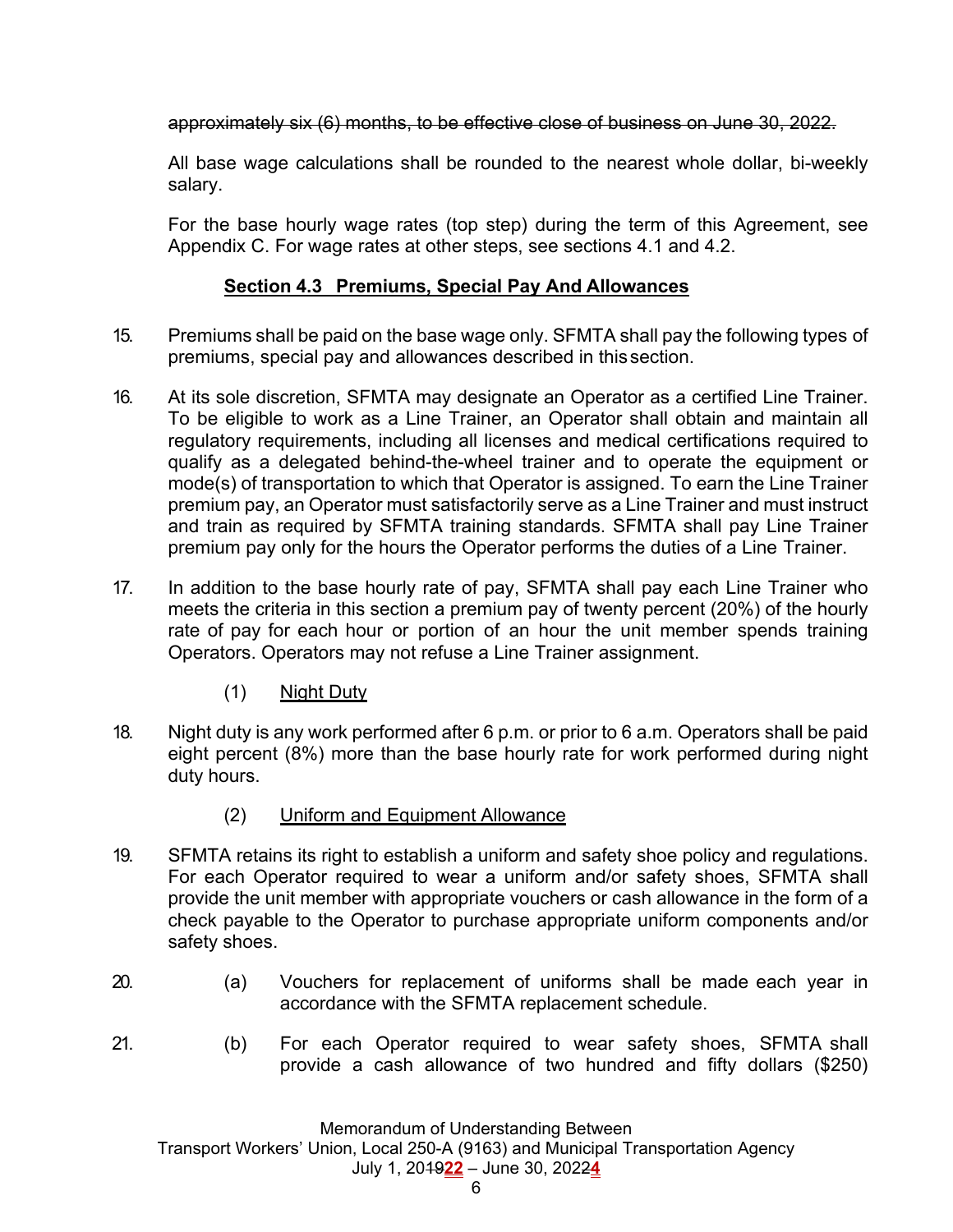~~approximately six (6) months, to be effective close of business on June 30, 2022.~~

All base wage calculations shall be rounded to the nearest whole dollar, bi-weekly salary.

For the base hourly wage rates (top step) during the term of this Agreement, see Appendix C. For wage rates at other steps, see sections 4.1 and 4.2.

## Section 4.3 Premiums, Special Pay And Allowances

15. Premiums shall be paid on the base wage only. SFMTA shall pay the following types of premiums, special pay and allowances described in this section.

16. At its sole discretion, SFMTA may designate an Operator as a certified Line Trainer. To be eligible to work as a Line Trainer, an Operator shall obtain and maintain all regulatory requirements, including all licenses and medical certifications required to qualify as a delegated behind-the-wheel trainer and to operate the equipment or mode(s) of transportation to which that Operator is assigned. To earn the Line Trainer premium pay, an Operator must satisfactorily serve as a Line Trainer and must instruct and train as required by SFMTA training standards. SFMTA shall pay Line Trainer premium pay only for the hours the Operator performs the duties of a Line Trainer.

17. In addition to the base hourly rate of pay, SFMTA shall pay each Line Trainer who meets the criteria in this section a premium pay of twenty percent (20%) of the hourly rate of pay for each hour or portion of an hour the unit member spends training Operators. Operators may not refuse a Line Trainer assignment.

(1) Night Duty

18. Night duty is any work performed after 6 p.m. or prior to 6 a.m. Operators shall be paid eight percent (8%) more than the base hourly rate for work performed during night duty hours.

(2) Uniform and Equipment Allowance

19. SFMTA retains its right to establish a uniform and safety shoe policy and regulations. For each Operator required to wear a uniform and/or safety shoes, SFMTA shall provide the unit member with appropriate vouchers or cash allowance in the form of a check payable to the Operator to purchase appropriate uniform components and/or safety shoes.

20. (a) Vouchers for replacement of uniforms shall be made each year in accordance with the SFMTA replacement schedule.

21. (b) For each Operator required to wear safety shoes, SFMTA shall provide a cash allowance of two hundred and fifty dollars ($250)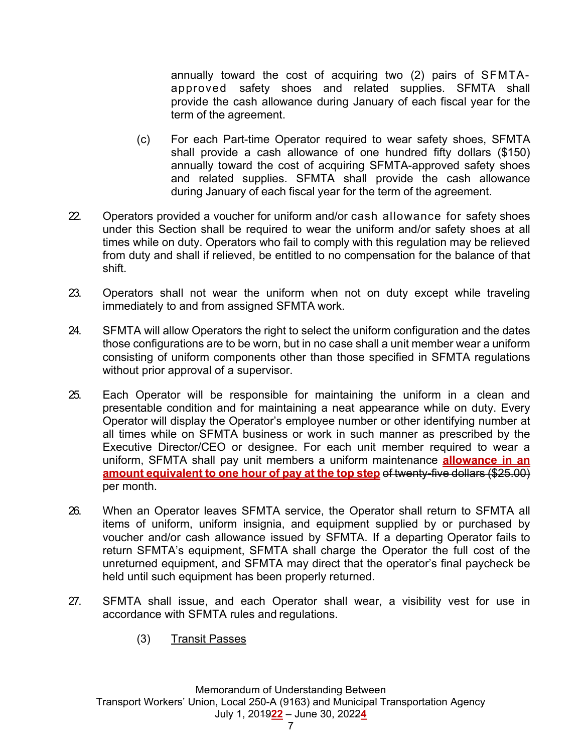annually toward the cost of acquiring two (2) pairs of SFMTA-approved safety shoes and related supplies. SFMTA shall provide the cash allowance during January of each fiscal year for the term of the agreement.

(c) For each Part-time Operator required to wear safety shoes, SFMTA shall provide a cash allowance of one hundred fifty dollars ($150) annually toward the cost of acquiring SFMTA-approved safety shoes and related supplies. SFMTA shall provide the cash allowance during January of each fiscal year for the term of the agreement.

22. Operators provided a voucher for uniform and/or cash allowance for safety shoes under this Section shall be required to wear the uniform and/or safety shoes at all times while on duty. Operators who fail to comply with this regulation may be relieved from duty and shall if relieved, be entitled to no compensation for the balance of that shift.

23. Operators shall not wear the uniform when not on duty except while traveling immediately to and from assigned SFMTA work.

24. SFMTA will allow Operators the right to select the uniform configuration and the dates those configurations are to be worn, but in no case shall a unit member wear a uniform consisting of uniform components other than those specified in SFMTA regulations without prior approval of a supervisor.

25. Each Operator will be responsible for maintaining the uniform in a clean and presentable condition and for maintaining a neat appearance while on duty. Every Operator will display the Operator's employee number or other identifying number at all times while on SFMTA business or work in such manner as prescribed by the Executive Director/CEO or designee. For each unit member required to wear a uniform, SFMTA shall pay unit members a uniform maintenance **allowance in an amount equivalent to one hour of pay at the top step** ~~of twenty-five dollars ($25.00)~~ per month.

26. When an Operator leaves SFMTA service, the Operator shall return to SFMTA all items of uniform, uniform insignia, and equipment supplied by or purchased by voucher and/or cash allowance issued by SFMTA. If a departing Operator fails to return SFMTA's equipment, SFMTA shall charge the Operator the full cost of the unreturned equipment, and SFMTA may direct that the operator's final paycheck be held until such equipment has been properly returned.

27. SFMTA shall issue, and each Operator shall wear, a visibility vest for use in accordance with SFMTA rules and regulations.

(3) Transit Passes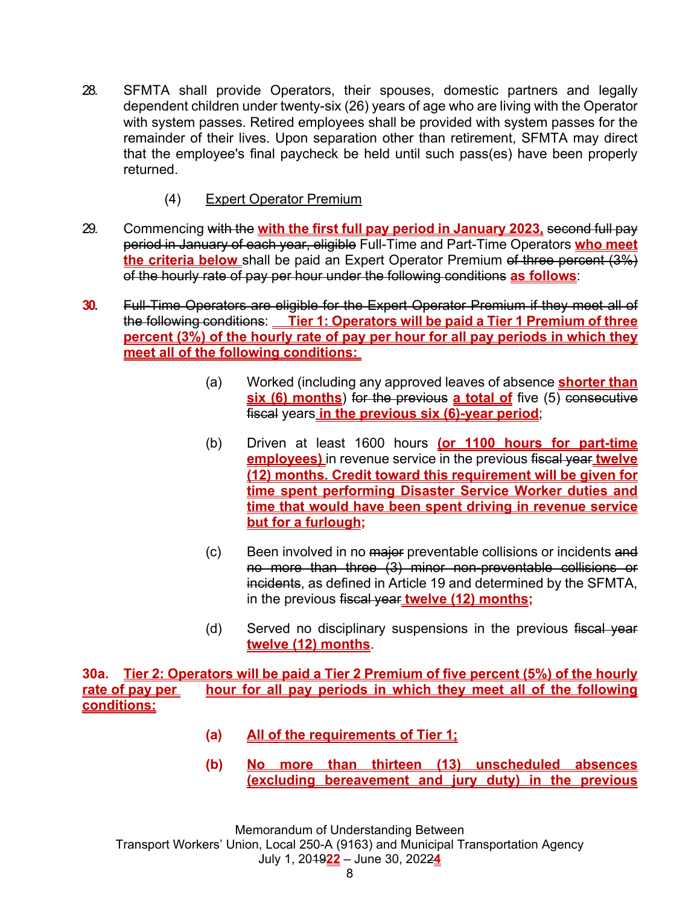28. SFMTA shall provide Operators, their spouses, domestic partners and legally dependent children under twenty-six (26) years of age who are living with the Operator with system passes. Retired employees shall be provided with system passes for the remainder of their lives. Upon separation other than retirement, SFMTA may direct that the employee's final paycheck be held until such pass(es) have been properly returned.

(4) Expert Operator Premium

29. Commencing ~~with the~~ **with the first full pay period in January 2023,** ~~second full pay period in January of each year, eligible~~ Full-Time and Part-Time Operators **who meet the criteria below** shall be paid an Expert Operator Premium ~~of three percent (3%) of the hourly rate of pay per hour under the following conditions~~ **as follows**:

**30.** ~~Full-Time Operators are eligible for the Expert Operator Premium if they meet all of the following conditions~~: **Tier 1: Operators will be paid a Tier 1 Premium of three percent (3%) of the hourly rate of pay per hour for all pay periods in which they meet all of the following conditions:**

(a) Worked (including any approved leaves of absence **shorter than six (6) months**) ~~for the previous~~ **a total of** five (5) ~~consecutive fiscal~~ years **in the previous six (6)-year period**;

(b) Driven at least 1600 hours **(or 1100 hours for part-time employees)** in revenue service in the previous ~~fiscal year~~ **twelve (12) months. Credit toward this requirement will be given for time spent performing Disaster Service Worker duties and time that would have been spent driving in revenue service but for a furlough;**

(c) Been involved in no ~~major~~ preventable collisions or incidents ~~and no more than three (3) minor non-preventable collisions or incidents~~, as defined in Article 19 and determined by the SFMTA, in the previous ~~fiscal year~~ **twelve (12) months;**

(d) Served no disciplinary suspensions in the previous ~~fiscal year~~ **twelve (12) months**.

**30a. Tier 2: Operators will be paid a Tier 2 Premium of five percent (5%) of the hourly rate of pay per hour for all pay periods in which they meet all of the following conditions:**

**(a) All of the requirements of Tier 1;**

**(b) No more than thirteen (13) unscheduled absences (excluding bereavement and jury duty) in the previous**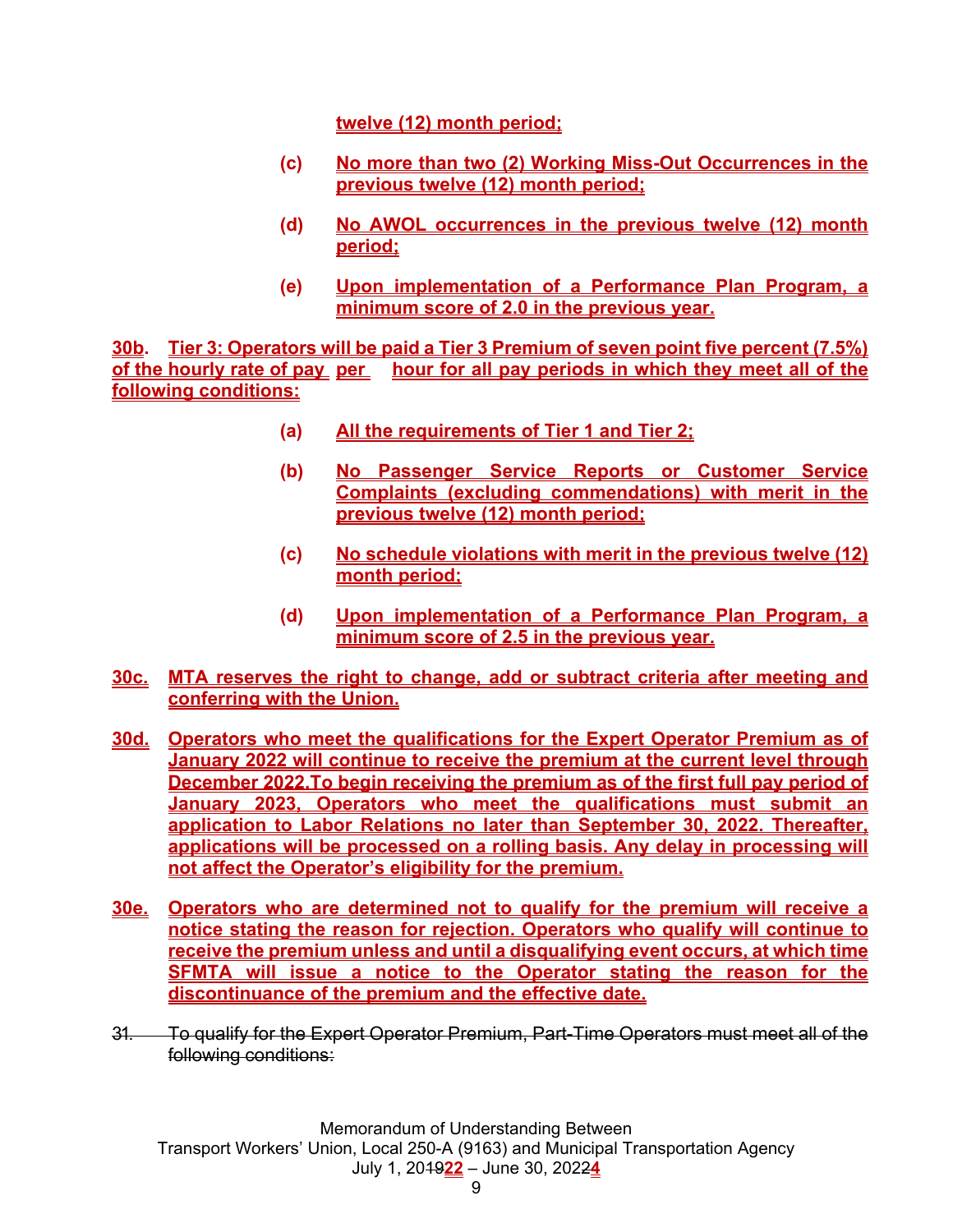twelve (12) month period;

(c) No more than two (2) Working Miss-Out Occurrences in the previous twelve (12) month period;

(d) No AWOL occurrences in the previous twelve (12) month period;

(e) Upon implementation of a Performance Plan Program, a minimum score of 2.0 in the previous year.

**30b. Tier 3: Operators will be paid a Tier 3 Premium of seven point five percent (7.5%) of the hourly rate of pay per hour for all pay periods in which they meet all of the following conditions:**

(a) All the requirements of Tier 1 and Tier 2;

(b) No Passenger Service Reports or Customer Service Complaints (excluding commendations) with merit in the previous twelve (12) month period;

(c) No schedule violations with merit in the previous twelve (12) month period;

(d) Upon implementation of a Performance Plan Program, a minimum score of 2.5 in the previous year.

**30c.** MTA reserves the right to change, add or subtract criteria after meeting and conferring with the Union.

**30d.** Operators who meet the qualifications for the Expert Operator Premium as of January 2022 will continue to receive the premium at the current level through December 2022. To begin receiving the premium as of the first full pay period of January 2023, Operators who meet the qualifications must submit an application to Labor Relations no later than September 30, 2022. Thereafter, applications will be processed on a rolling basis. Any delay in processing will not affect the Operator's eligibility for the premium.

**30e.** Operators who are determined not to qualify for the premium will receive a notice stating the reason for rejection. Operators who qualify will continue to receive the premium unless and until a disqualifying event occurs, at which time SFMTA will issue a notice to the Operator stating the reason for the discontinuance of the premium and the effective date.

~~31. To qualify for the Expert Operator Premium, Part-Time Operators must meet all of the following conditions:~~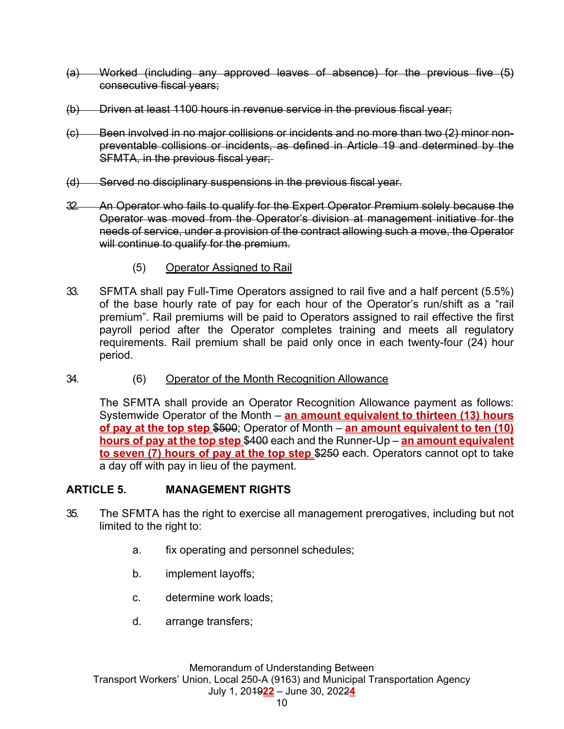~~(a) Worked (including any approved leaves of absence) for the previous five (5) consecutive fiscal years;~~

~~(b) Driven at least 1100 hours in revenue service in the previous fiscal year;~~

~~(c) Been involved in no major collisions or incidents and no more than two (2) minor non-preventable collisions or incidents, as defined in Article 19 and determined by the SFMTA, in the previous fiscal year;~~

~~(d) Served no disciplinary suspensions in the previous fiscal year.~~

~~32. An Operator who fails to qualify for the Expert Operator Premium solely because the Operator was moved from the Operator's division at management initiative for the needs of service, under a provision of the contract allowing such a move, the Operator will continue to qualify for the premium.~~

(5) Operator Assigned to Rail

33. SFMTA shall pay Full-Time Operators assigned to rail five and a half percent (5.5%) of the base hourly rate of pay for each hour of the Operator's run/shift as a "rail premium". Rail premiums will be paid to Operators assigned to rail effective the first payroll period after the Operator completes training and meets all regulatory requirements. Rail premium shall be paid only once in each twenty-four (24) hour period.

34. (6) Operator of the Month Recognition Allowance

The SFMTA shall provide an Operator Recognition Allowance payment as follows: Systemwide Operator of the Month – **an amount equivalent to thirteen (13) hours of pay at the top step** ~~$500~~; Operator of Month – **an amount equivalent to ten (10) hours of pay at the top step** ~~$400~~ each and the Runner-Up – **an amount equivalent to seven (7) hours of pay at the top step** ~~$250~~ each. Operators cannot opt to take a day off with pay in lieu of the payment.

## ARTICLE 5. MANAGEMENT RIGHTS

35. The SFMTA has the right to exercise all management prerogatives, including but not limited to the right to:

   a. fix operating and personnel schedules;

   b. implement layoffs;

   c. determine work loads;

   d. arrange transfers;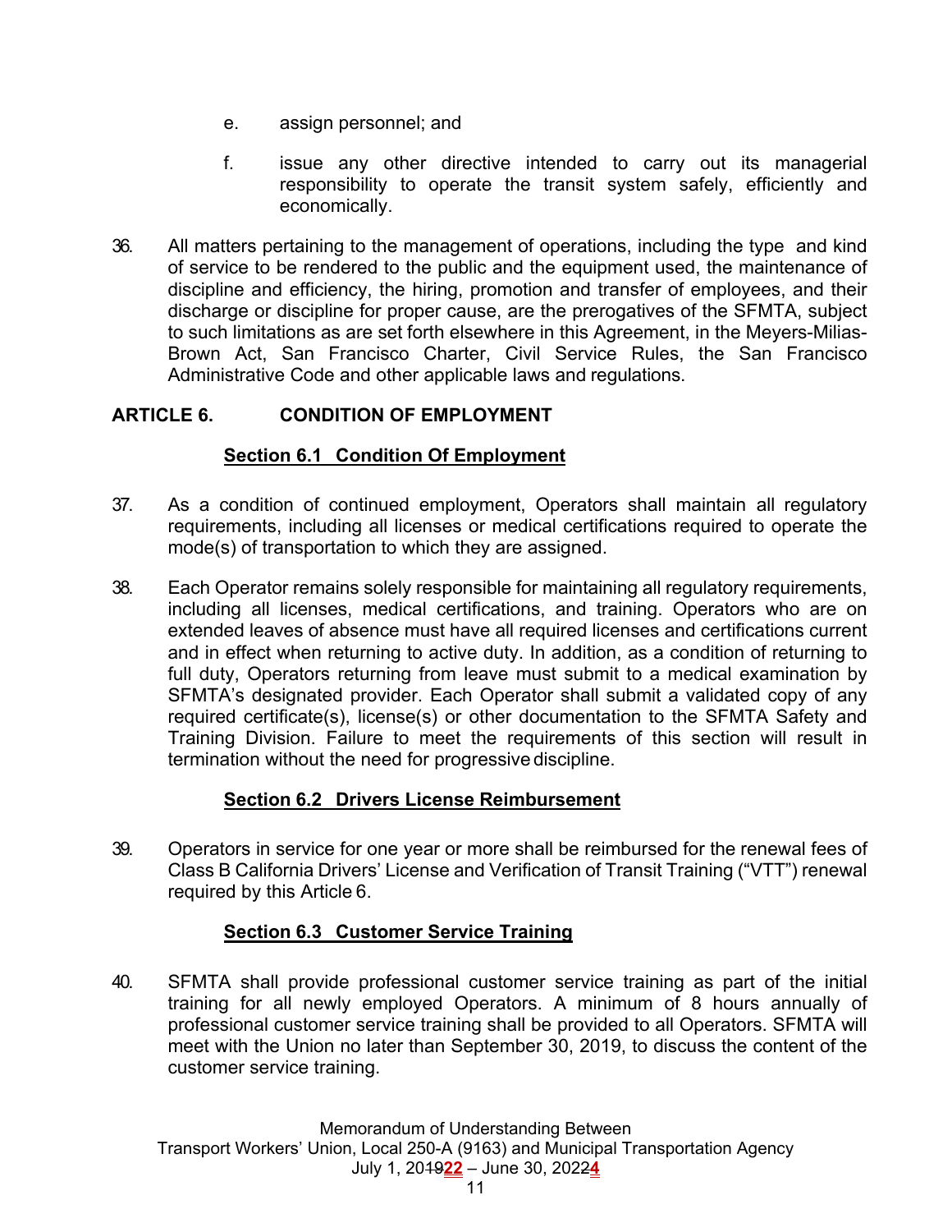e. assign personnel; and

f. issue any other directive intended to carry out its managerial responsibility to operate the transit system safely, efficiently and economically.

36. All matters pertaining to the management of operations, including the type and kind of service to be rendered to the public and the equipment used, the maintenance of discipline and efficiency, the hiring, promotion and transfer of employees, and their discharge or discipline for proper cause, are the prerogatives of the SFMTA, subject to such limitations as are set forth elsewhere in this Agreement, in the Meyers-Milias-Brown Act, San Francisco Charter, Civil Service Rules, the San Francisco Administrative Code and other applicable laws and regulations.

## ARTICLE 6. CONDITION OF EMPLOYMENT

### Section 6.1 Condition Of Employment

37. As a condition of continued employment, Operators shall maintain all regulatory requirements, including all licenses or medical certifications required to operate the mode(s) of transportation to which they are assigned.

38. Each Operator remains solely responsible for maintaining all regulatory requirements, including all licenses, medical certifications, and training. Operators who are on extended leaves of absence must have all required licenses and certifications current and in effect when returning to active duty. In addition, as a condition of returning to full duty, Operators returning from leave must submit to a medical examination by SFMTA's designated provider. Each Operator shall submit a validated copy of any required certificate(s), license(s) or other documentation to the SFMTA Safety and Training Division. Failure to meet the requirements of this section will result in termination without the need for progressive discipline.

### Section 6.2 Drivers License Reimbursement

39. Operators in service for one year or more shall be reimbursed for the renewal fees of Class B California Drivers' License and Verification of Transit Training ("VTT") renewal required by this Article 6.

### Section 6.3 Customer Service Training

40. SFMTA shall provide professional customer service training as part of the initial training for all newly employed Operators. A minimum of 8 hours annually of professional customer service training shall be provided to all Operators. SFMTA will meet with the Union no later than September 30, 2019, to discuss the content of the customer service training.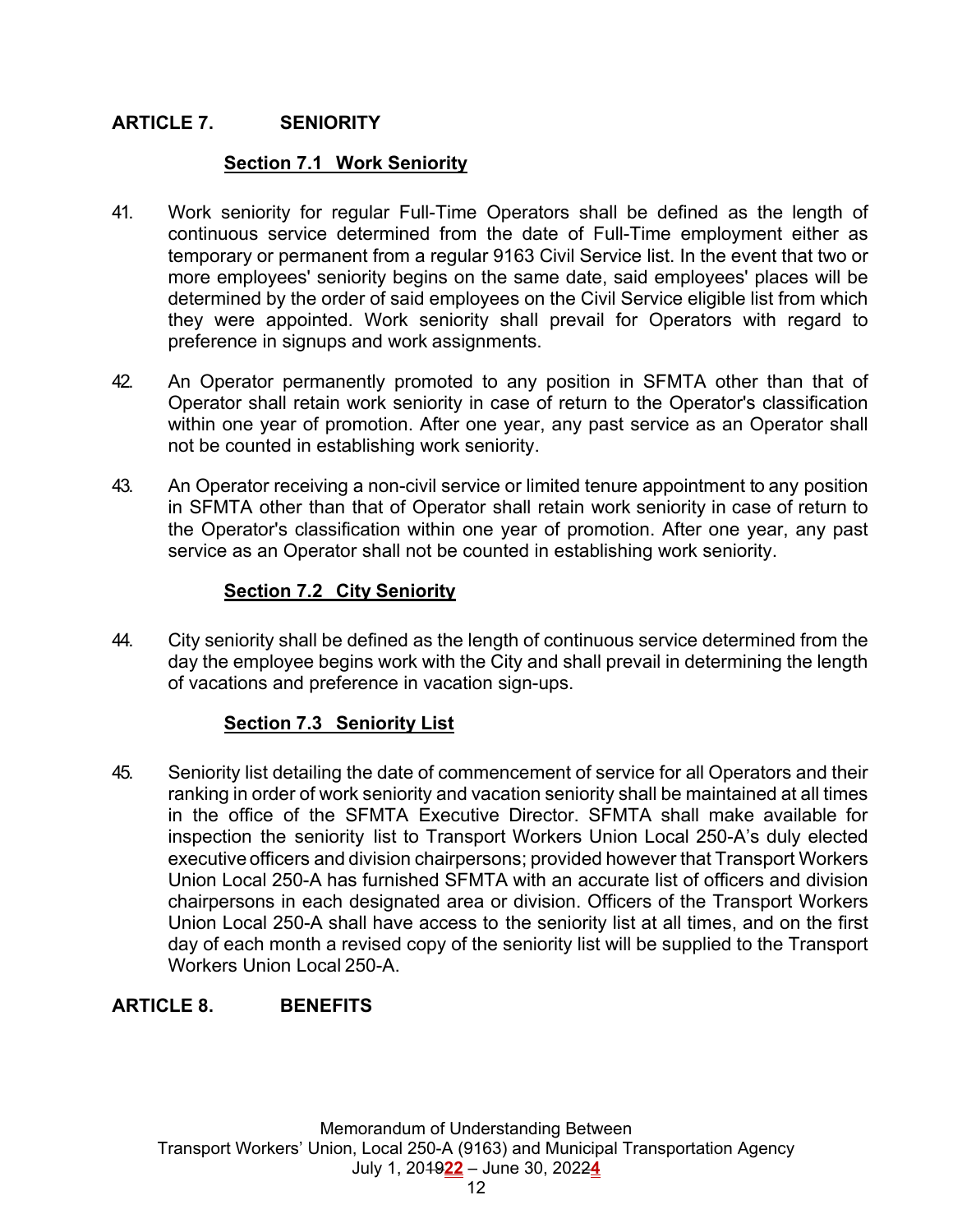## ARTICLE 7. SENIORITY

### Section 7.1 Work Seniority

41. Work seniority for regular Full-Time Operators shall be defined as the length of continuous service determined from the date of Full-Time employment either as temporary or permanent from a regular 9163 Civil Service list. In the event that two or more employees' seniority begins on the same date, said employees' places will be determined by the order of said employees on the Civil Service eligible list from which they were appointed. Work seniority shall prevail for Operators with regard to preference in signups and work assignments.

42. An Operator permanently promoted to any position in SFMTA other than that of Operator shall retain work seniority in case of return to the Operator's classification within one year of promotion. After one year, any past service as an Operator shall not be counted in establishing work seniority.

43. An Operator receiving a non-civil service or limited tenure appointment to any position in SFMTA other than that of Operator shall retain work seniority in case of return to the Operator's classification within one year of promotion. After one year, any past service as an Operator shall not be counted in establishing work seniority.

### Section 7.2 City Seniority

44. City seniority shall be defined as the length of continuous service determined from the day the employee begins work with the City and shall prevail in determining the length of vacations and preference in vacation sign-ups.

### Section 7.3 Seniority List

45. Seniority list detailing the date of commencement of service for all Operators and their ranking in order of work seniority and vacation seniority shall be maintained at all times in the office of the SFMTA Executive Director. SFMTA shall make available for inspection the seniority list to Transport Workers Union Local 250-A's duly elected executive officers and division chairpersons; provided however that Transport Workers Union Local 250-A has furnished SFMTA with an accurate list of officers and division chairpersons in each designated area or division. Officers of the Transport Workers Union Local 250-A shall have access to the seniority list at all times, and on the first day of each month a revised copy of the seniority list will be supplied to the Transport Workers Union Local 250-A.

## ARTICLE 8. BENEFITS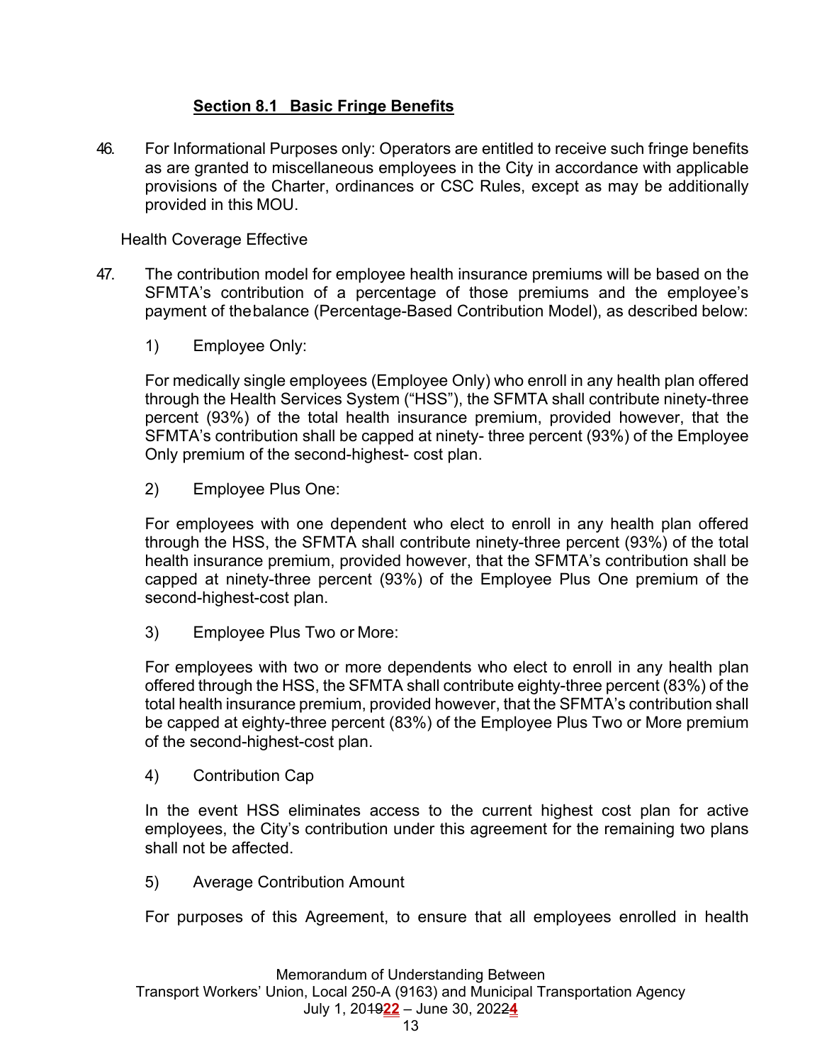## Section 8.1 Basic Fringe Benefits

46. For Informational Purposes only: Operators are entitled to receive such fringe benefits as are granted to miscellaneous employees in the City in accordance with applicable provisions of the Charter, ordinances or CSC Rules, except as may be additionally provided in this MOU.

Health Coverage Effective

47. The contribution model for employee health insurance premiums will be based on the SFMTA's contribution of a percentage of those premiums and the employee's payment of the balance (Percentage-Based Contribution Model), as described below:

    1) Employee Only:

    For medically single employees (Employee Only) who enroll in any health plan offered through the Health Services System ("HSS"), the SFMTA shall contribute ninety-three percent (93%) of the total health insurance premium, provided however, that the SFMTA's contribution shall be capped at ninety- three percent (93%) of the Employee Only premium of the second-highest- cost plan.

    2) Employee Plus One:

    For employees with one dependent who elect to enroll in any health plan offered through the HSS, the SFMTA shall contribute ninety-three percent (93%) of the total health insurance premium, provided however, that the SFMTA's contribution shall be capped at ninety-three percent (93%) of the Employee Plus One premium of the second-highest-cost plan.

    3) Employee Plus Two or More:

    For employees with two or more dependents who elect to enroll in any health plan offered through the HSS, the SFMTA shall contribute eighty-three percent (83%) of the total health insurance premium, provided however, that the SFMTA's contribution shall be capped at eighty-three percent (83%) of the Employee Plus Two or More premium of the second-highest-cost plan.

    4) Contribution Cap

    In the event HSS eliminates access to the current highest cost plan for active employees, the City's contribution under this agreement for the remaining two plans shall not be affected.

    5) Average Contribution Amount

    For purposes of this Agreement, to ensure that all employees enrolled in health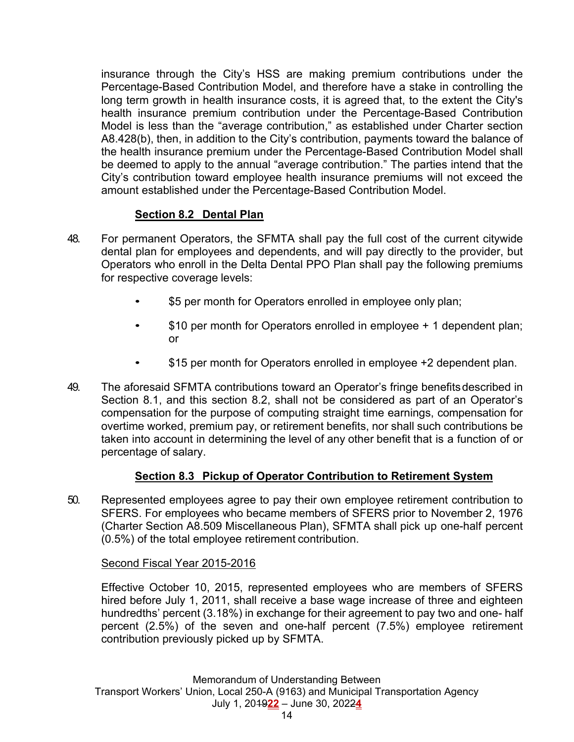insurance through the City's HSS are making premium contributions under the Percentage-Based Contribution Model, and therefore have a stake in controlling the long term growth in health insurance costs, it is agreed that, to the extent the City's health insurance premium contribution under the Percentage-Based Contribution Model is less than the "average contribution," as established under Charter section A8.428(b), then, in addition to the City's contribution, payments toward the balance of the health insurance premium under the Percentage-Based Contribution Model shall be deemed to apply to the annual "average contribution." The parties intend that the City's contribution toward employee health insurance premiums will not exceed the amount established under the Percentage-Based Contribution Model.

### Section 8.2 Dental Plan

48. For permanent Operators, the SFMTA shall pay the full cost of the current citywide dental plan for employees and dependents, and will pay directly to the provider, but Operators who enroll in the Delta Dental PPO Plan shall pay the following premiums for respective coverage levels:

    - $5 per month for Operators enrolled in employee only plan;
    - $10 per month for Operators enrolled in employee + 1 dependent plan; or
    - $15 per month for Operators enrolled in employee +2 dependent plan.

49. The aforesaid SFMTA contributions toward an Operator's fringe benefits described in Section 8.1, and this section 8.2, shall not be considered as part of an Operator's compensation for the purpose of computing straight time earnings, compensation for overtime worked, premium pay, or retirement benefits, nor shall such contributions be taken into account in determining the level of any other benefit that is a function of or percentage of salary.

### Section 8.3 Pickup of Operator Contribution to Retirement System

50. Represented employees agree to pay their own employee retirement contribution to SFERS. For employees who became members of SFERS prior to November 2, 1976 (Charter Section A8.509 Miscellaneous Plan), SFMTA shall pick up one-half percent (0.5%) of the total employee retirement contribution.

    Second Fiscal Year 2015-2016

    Effective October 10, 2015, represented employees who are members of SFERS hired before July 1, 2011, shall receive a base wage increase of three and eighteen hundredths' percent (3.18%) in exchange for their agreement to pay two and one- half percent (2.5%) of the seven and one-half percent (7.5%) employee retirement contribution previously picked up by SFMTA.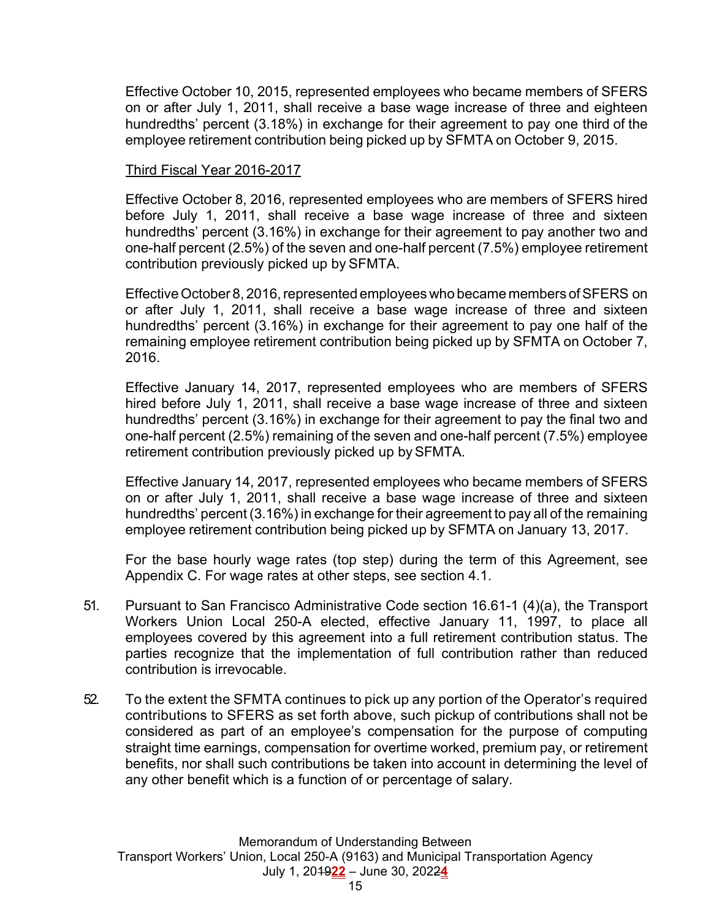Effective October 10, 2015, represented employees who became members of SFERS on or after July 1, 2011, shall receive a base wage increase of three and eighteen hundredths' percent (3.18%) in exchange for their agreement to pay one third of the employee retirement contribution being picked up by SFMTA on October 9, 2015.

Third Fiscal Year 2016-2017

Effective October 8, 2016, represented employees who are members of SFERS hired before July 1, 2011, shall receive a base wage increase of three and sixteen hundredths' percent (3.16%) in exchange for their agreement to pay another two and one-half percent (2.5%) of the seven and one-half percent (7.5%) employee retirement contribution previously picked up by SFMTA.

Effective October 8, 2016, represented employees who became members of SFERS on or after July 1, 2011, shall receive a base wage increase of three and sixteen hundredths' percent (3.16%) in exchange for their agreement to pay one half of the remaining employee retirement contribution being picked up by SFMTA on October 7, 2016.

Effective January 14, 2017, represented employees who are members of SFERS hired before July 1, 2011, shall receive a base wage increase of three and sixteen hundredths' percent (3.16%) in exchange for their agreement to pay the final two and one-half percent (2.5%) remaining of the seven and one-half percent (7.5%) employee retirement contribution previously picked up by SFMTA.

Effective January 14, 2017, represented employees who became members of SFERS on or after July 1, 2011, shall receive a base wage increase of three and sixteen hundredths' percent (3.16%) in exchange for their agreement to pay all of the remaining employee retirement contribution being picked up by SFMTA on January 13, 2017.

For the base hourly wage rates (top step) during the term of this Agreement, see Appendix C. For wage rates at other steps, see section 4.1.

51. Pursuant to San Francisco Administrative Code section 16.61-1 (4)(a), the Transport Workers Union Local 250-A elected, effective January 11, 1997, to place all employees covered by this agreement into a full retirement contribution status. The parties recognize that the implementation of full contribution rather than reduced contribution is irrevocable.

52. To the extent the SFMTA continues to pick up any portion of the Operator's required contributions to SFERS as set forth above, such pickup of contributions shall not be considered as part of an employee's compensation for the purpose of computing straight time earnings, compensation for overtime worked, premium pay, or retirement benefits, nor shall such contributions be taken into account in determining the level of any other benefit which is a function of or percentage of salary.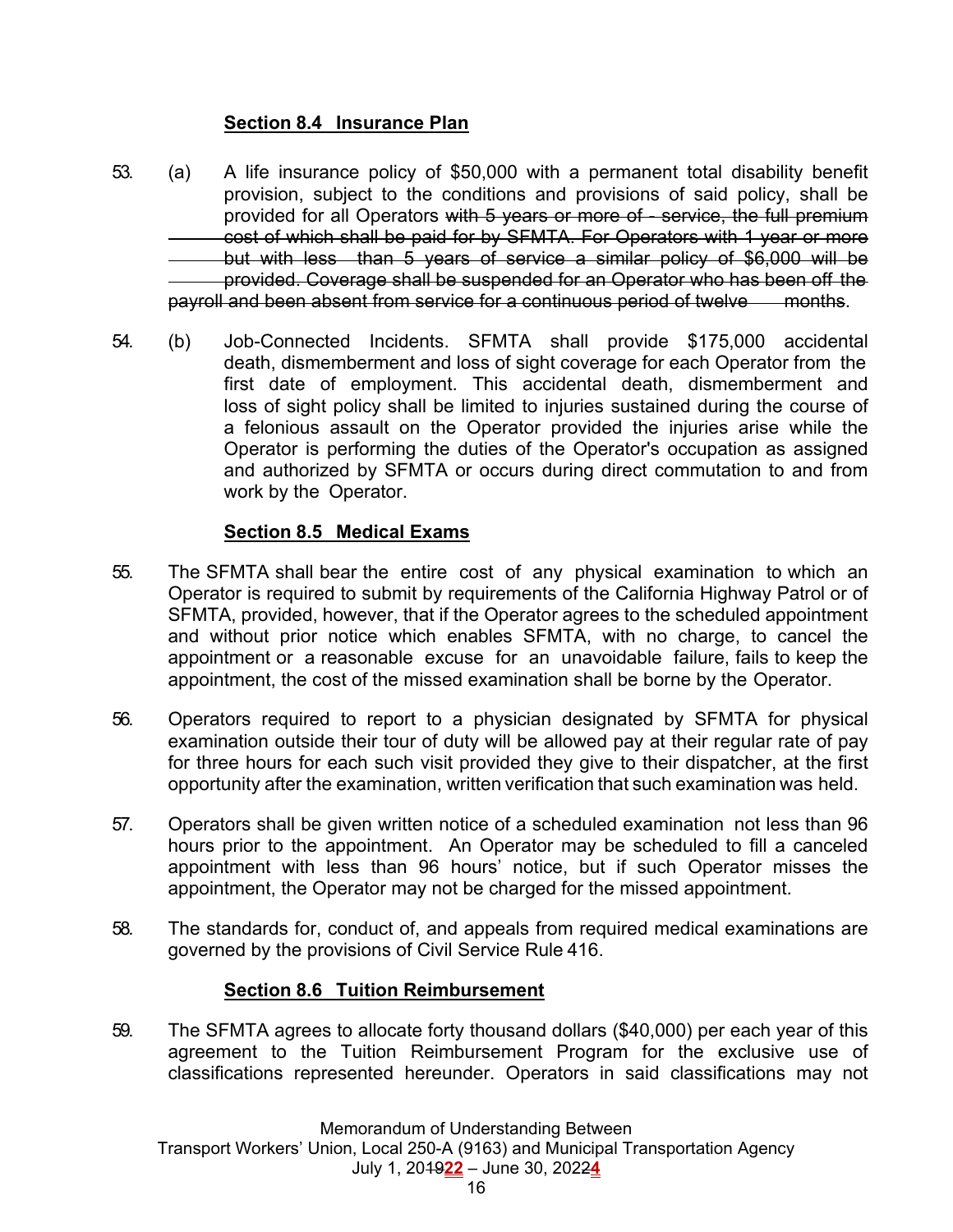### Section 8.4 Insurance Plan

53. (a) A life insurance policy of $50,000 with a permanent total disability benefit provision, subject to the conditions and provisions of said policy, shall be provided for all Operators ~~with 5 years or more of - service, the full premium cost of which shall be paid for by SFMTA. For Operators with 1 year or more but with less than 5 years of service a similar policy of $6,000 will be provided. Coverage shall be suspended for an Operator who has been off the payroll and been absent from service for a continuous period of twelve months~~.

54. (b) Job-Connected Incidents. SFMTA shall provide $175,000 accidental death, dismemberment and loss of sight coverage for each Operator from the first date of employment. This accidental death, dismemberment and loss of sight policy shall be limited to injuries sustained during the course of a felonious assault on the Operator provided the injuries arise while the Operator is performing the duties of the Operator's occupation as assigned and authorized by SFMTA or occurs during direct commutation to and from work by the Operator.

### Section 8.5 Medical Exams

55. The SFMTA shall bear the entire cost of any physical examination to which an Operator is required to submit by requirements of the California Highway Patrol or of SFMTA, provided, however, that if the Operator agrees to the scheduled appointment and without prior notice which enables SFMTA, with no charge, to cancel the appointment or a reasonable excuse for an unavoidable failure, fails to keep the appointment, the cost of the missed examination shall be borne by the Operator.

56. Operators required to report to a physician designated by SFMTA for physical examination outside their tour of duty will be allowed pay at their regular rate of pay for three hours for each such visit provided they give to their dispatcher, at the first opportunity after the examination, written verification that such examination was held.

57. Operators shall be given written notice of a scheduled examination not less than 96 hours prior to the appointment. An Operator may be scheduled to fill a canceled appointment with less than 96 hours' notice, but if such Operator misses the appointment, the Operator may not be charged for the missed appointment.

58. The standards for, conduct of, and appeals from required medical examinations are governed by the provisions of Civil Service Rule 416.

### Section 8.6 Tuition Reimbursement

59. The SFMTA agrees to allocate forty thousand dollars ($40,000) per each year of this agreement to the Tuition Reimbursement Program for the exclusive use of classifications represented hereunder. Operators in said classifications may not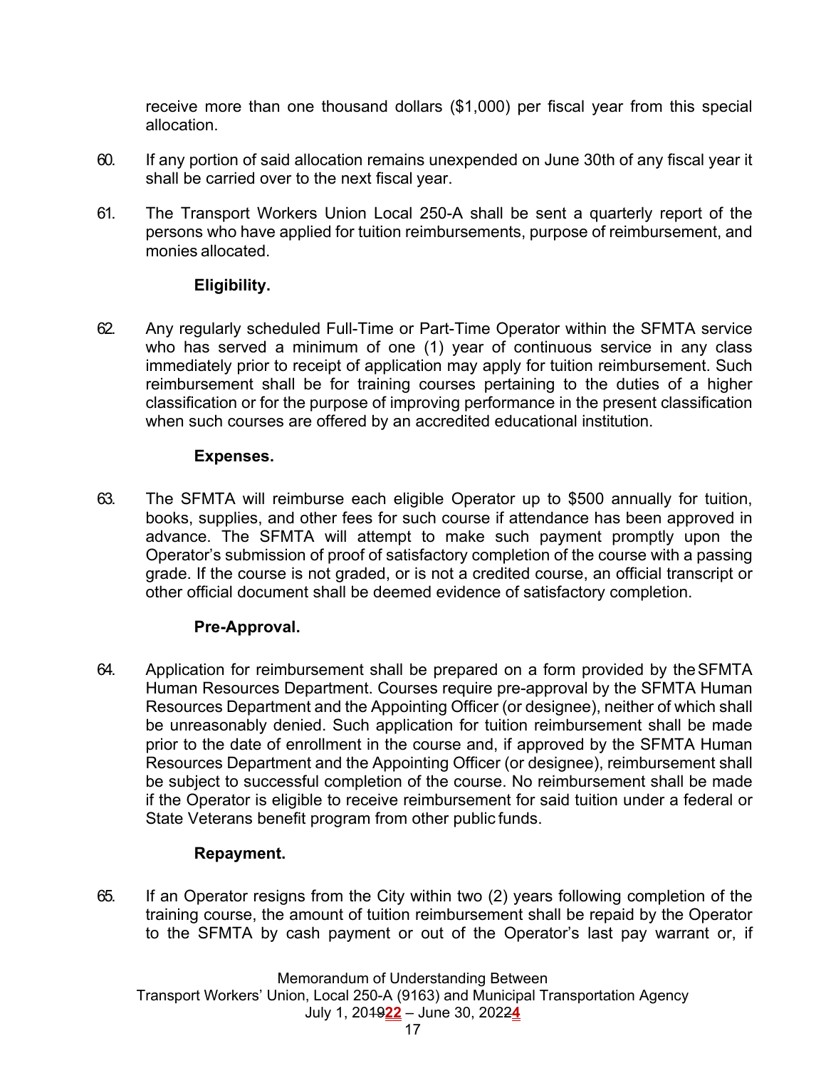receive more than one thousand dollars ($1,000) per fiscal year from this special allocation.

60. If any portion of said allocation remains unexpended on June 30th of any fiscal year it shall be carried over to the next fiscal year.

61. The Transport Workers Union Local 250-A shall be sent a quarterly report of the persons who have applied for tuition reimbursements, purpose of reimbursement, and monies allocated.

**Eligibility.**

62. Any regularly scheduled Full-Time or Part-Time Operator within the SFMTA service who has served a minimum of one (1) year of continuous service in any class immediately prior to receipt of application may apply for tuition reimbursement. Such reimbursement shall be for training courses pertaining to the duties of a higher classification or for the purpose of improving performance in the present classification when such courses are offered by an accredited educational institution.

**Expenses.**

63. The SFMTA will reimburse each eligible Operator up to $500 annually for tuition, books, supplies, and other fees for such course if attendance has been approved in advance. The SFMTA will attempt to make such payment promptly upon the Operator's submission of proof of satisfactory completion of the course with a passing grade. If the course is not graded, or is not a credited course, an official transcript or other official document shall be deemed evidence of satisfactory completion.

**Pre-Approval.**

64. Application for reimbursement shall be prepared on a form provided by the SFMTA Human Resources Department. Courses require pre-approval by the SFMTA Human Resources Department and the Appointing Officer (or designee), neither of which shall be unreasonably denied. Such application for tuition reimbursement shall be made prior to the date of enrollment in the course and, if approved by the SFMTA Human Resources Department and the Appointing Officer (or designee), reimbursement shall be subject to successful completion of the course. No reimbursement shall be made if the Operator is eligible to receive reimbursement for said tuition under a federal or State Veterans benefit program from other public funds.

**Repayment.**

65. If an Operator resigns from the City within two (2) years following completion of the training course, the amount of tuition reimbursement shall be repaid by the Operator to the SFMTA by cash payment or out of the Operator's last pay warrant or, if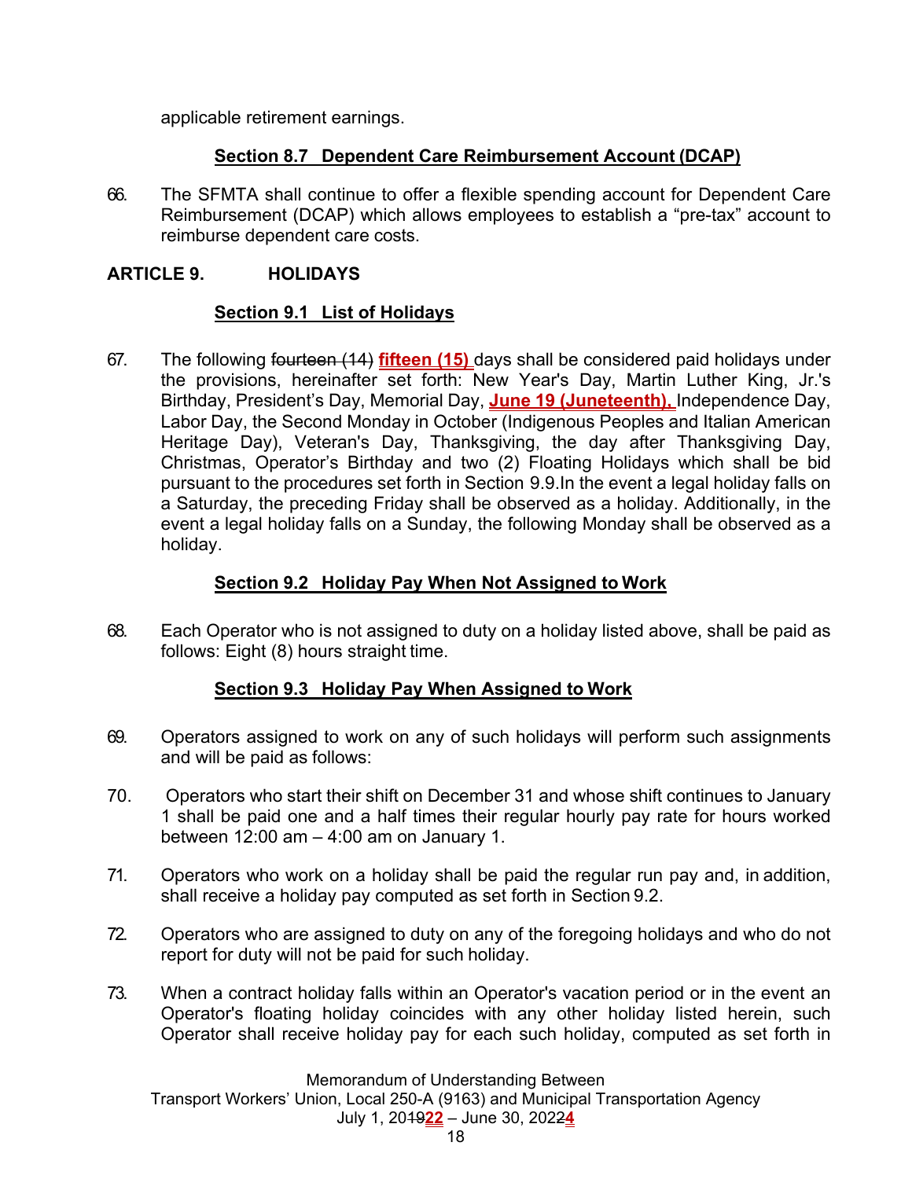applicable retirement earnings.

### Section 8.7 Dependent Care Reimbursement Account (DCAP)

66. The SFMTA shall continue to offer a flexible spending account for Dependent Care Reimbursement (DCAP) which allows employees to establish a "pre-tax" account to reimburse dependent care costs.

## ARTICLE 9. HOLIDAYS

### Section 9.1 List of Holidays

67. The following ~~fourteen (14)~~ **fifteen (15)** days shall be considered paid holidays under the provisions, hereinafter set forth: New Year's Day, Martin Luther King, Jr.'s Birthday, President's Day, Memorial Day, **June 19 (Juneteenth),** Independence Day, Labor Day, the Second Monday in October (Indigenous Peoples and Italian American Heritage Day), Veteran's Day, Thanksgiving, the day after Thanksgiving Day, Christmas, Operator's Birthday and two (2) Floating Holidays which shall be bid pursuant to the procedures set forth in Section 9.9.In the event a legal holiday falls on a Saturday, the preceding Friday shall be observed as a holiday. Additionally, in the event a legal holiday falls on a Sunday, the following Monday shall be observed as a holiday.

### Section 9.2 Holiday Pay When Not Assigned to Work

68. Each Operator who is not assigned to duty on a holiday listed above, shall be paid as follows: Eight (8) hours straight time.

### Section 9.3 Holiday Pay When Assigned to Work

69. Operators assigned to work on any of such holidays will perform such assignments and will be paid as follows:

70. Operators who start their shift on December 31 and whose shift continues to January 1 shall be paid one and a half times their regular hourly pay rate for hours worked between 12:00 am – 4:00 am on January 1.

71. Operators who work on a holiday shall be paid the regular run pay and, in addition, shall receive a holiday pay computed as set forth in Section 9.2.

72. Operators who are assigned to duty on any of the foregoing holidays and who do not report for duty will not be paid for such holiday.

73. When a contract holiday falls within an Operator's vacation period or in the event an Operator's floating holiday coincides with any other holiday listed herein, such Operator shall receive holiday pay for each such holiday, computed as set forth in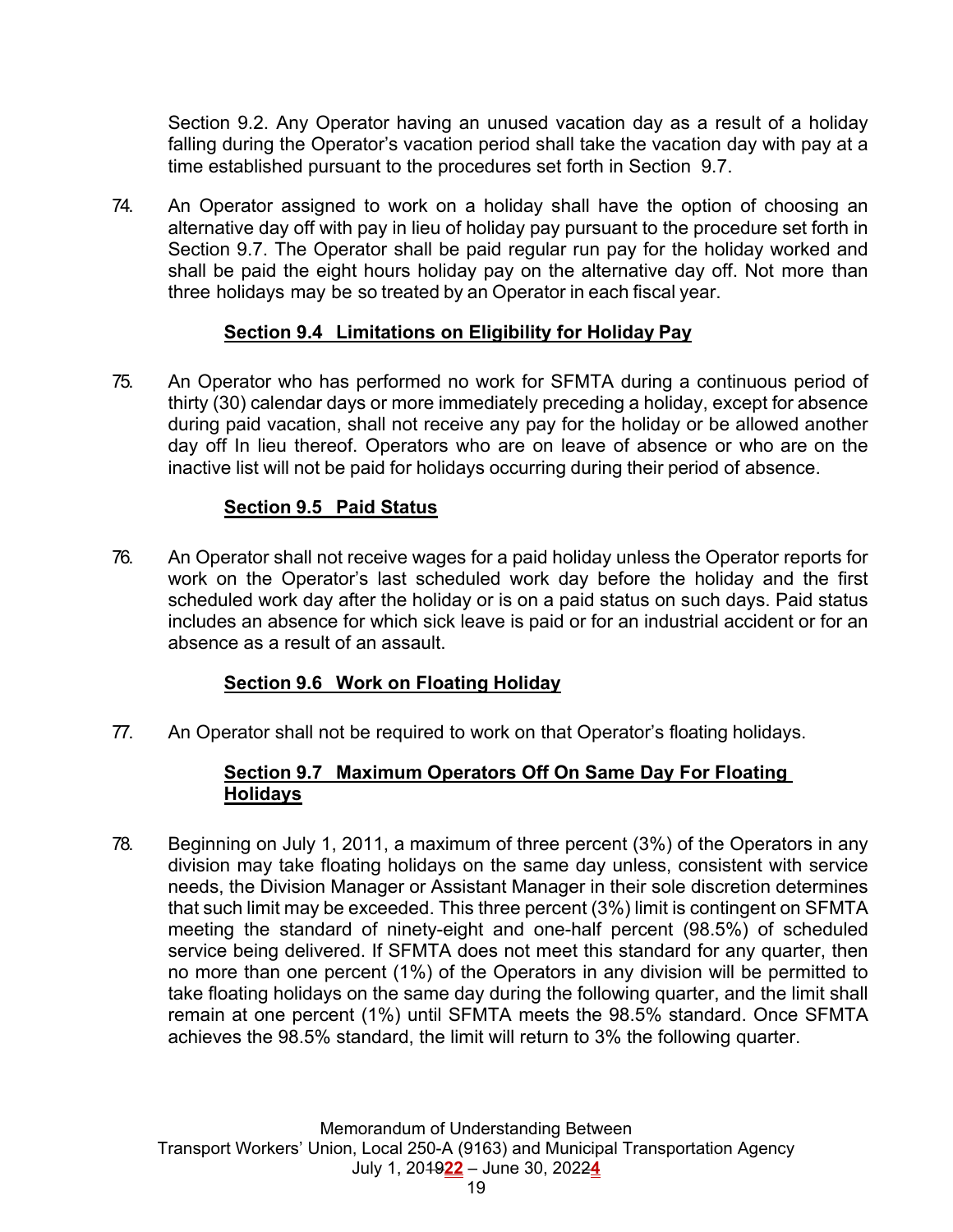Section 9.2. Any Operator having an unused vacation day as a result of a holiday falling during the Operator's vacation period shall take the vacation day with pay at a time established pursuant to the procedures set forth in Section 9.7.

74. An Operator assigned to work on a holiday shall have the option of choosing an alternative day off with pay in lieu of holiday pay pursuant to the procedure set forth in Section 9.7. The Operator shall be paid regular run pay for the holiday worked and shall be paid the eight hours holiday pay on the alternative day off. Not more than three holidays may be so treated by an Operator in each fiscal year.

### Section 9.4 Limitations on Eligibility for Holiday Pay

75. An Operator who has performed no work for SFMTA during a continuous period of thirty (30) calendar days or more immediately preceding a holiday, except for absence during paid vacation, shall not receive any pay for the holiday or be allowed another day off In lieu thereof. Operators who are on leave of absence or who are on the inactive list will not be paid for holidays occurring during their period of absence.

### Section 9.5 Paid Status

76. An Operator shall not receive wages for a paid holiday unless the Operator reports for work on the Operator's last scheduled work day before the holiday and the first scheduled work day after the holiday or is on a paid status on such days. Paid status includes an absence for which sick leave is paid or for an industrial accident or for an absence as a result of an assault.

### Section 9.6 Work on Floating Holiday

77. An Operator shall not be required to work on that Operator's floating holidays.

### Section 9.7 Maximum Operators Off On Same Day For Floating Holidays

78. Beginning on July 1, 2011, a maximum of three percent (3%) of the Operators in any division may take floating holidays on the same day unless, consistent with service needs, the Division Manager or Assistant Manager in their sole discretion determines that such limit may be exceeded. This three percent (3%) limit is contingent on SFMTA meeting the standard of ninety-eight and one-half percent (98.5%) of scheduled service being delivered. If SFMTA does not meet this standard for any quarter, then no more than one percent (1%) of the Operators in any division will be permitted to take floating holidays on the same day during the following quarter, and the limit shall remain at one percent (1%) until SFMTA meets the 98.5% standard. Once SFMTA achieves the 98.5% standard, the limit will return to 3% the following quarter.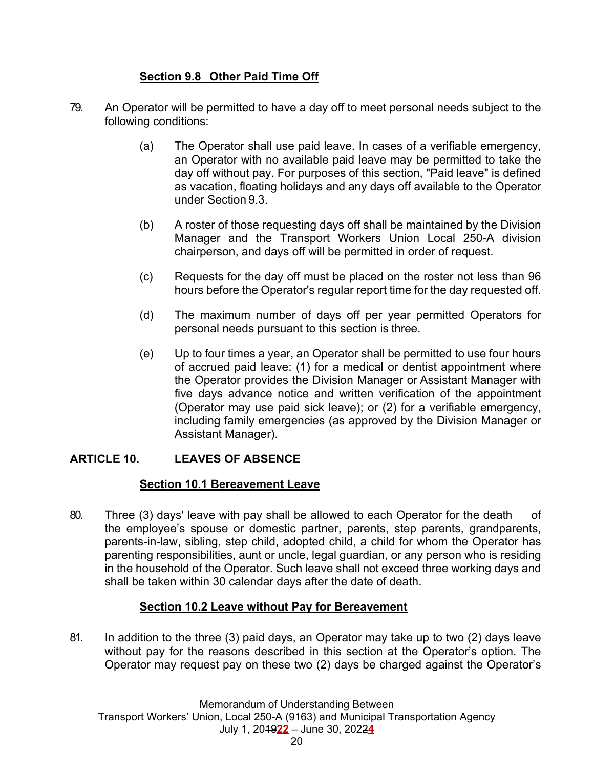### Section 9.8 Other Paid Time Off

79. An Operator will be permitted to have a day off to meet personal needs subject to the following conditions:

   (a) The Operator shall use paid leave. In cases of a verifiable emergency, an Operator with no available paid leave may be permitted to take the day off without pay. For purposes of this section, "Paid leave" is defined as vacation, floating holidays and any days off available to the Operator under Section 9.3.

   (b) A roster of those requesting days off shall be maintained by the Division Manager and the Transport Workers Union Local 250-A division chairperson, and days off will be permitted in order of request.

   (c) Requests for the day off must be placed on the roster not less than 96 hours before the Operator's regular report time for the day requested off.

   (d) The maximum number of days off per year permitted Operators for personal needs pursuant to this section is three.

   (e) Up to four times a year, an Operator shall be permitted to use four hours of accrued paid leave: (1) for a medical or dentist appointment where the Operator provides the Division Manager or Assistant Manager with five days advance notice and written verification of the appointment (Operator may use paid sick leave); or (2) for a verifiable emergency, including family emergencies (as approved by the Division Manager or Assistant Manager).

## ARTICLE 10. LEAVES OF ABSENCE

### Section 10.1 Bereavement Leave

80. Three (3) days' leave with pay shall be allowed to each Operator for the death of the employee's spouse or domestic partner, parents, step parents, grandparents, parents-in-law, sibling, step child, adopted child, a child for whom the Operator has parenting responsibilities, aunt or uncle, legal guardian, or any person who is residing in the household of the Operator. Such leave shall not exceed three working days and shall be taken within 30 calendar days after the date of death.

### Section 10.2 Leave without Pay for Bereavement

81. In addition to the three (3) paid days, an Operator may take up to two (2) days leave without pay for the reasons described in this section at the Operator's option. The Operator may request pay on these two (2) days be charged against the Operator's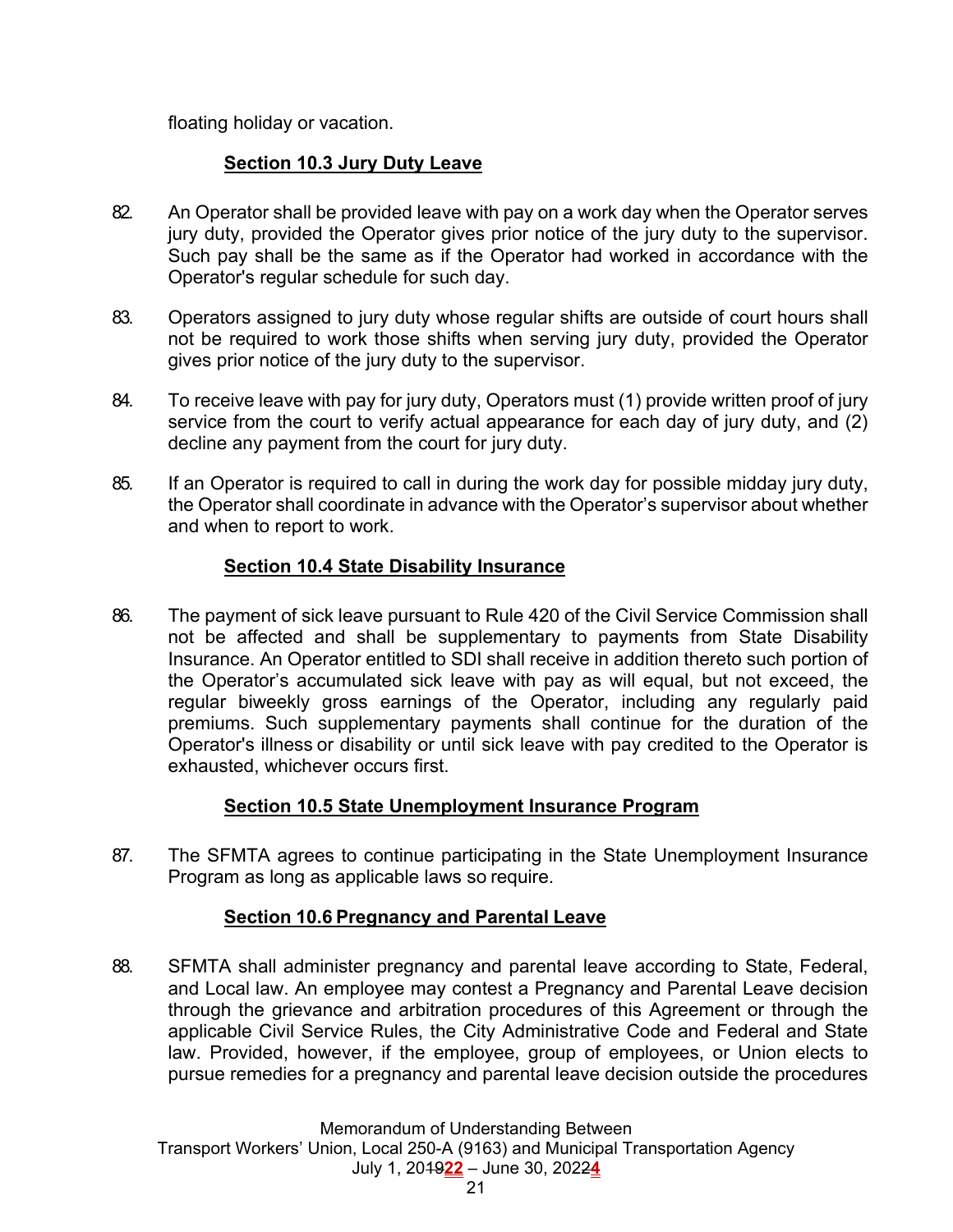floating holiday or vacation.

### Section 10.3 Jury Duty Leave

82. An Operator shall be provided leave with pay on a work day when the Operator serves jury duty, provided the Operator gives prior notice of the jury duty to the supervisor. Such pay shall be the same as if the Operator had worked in accordance with the Operator's regular schedule for such day.

83. Operators assigned to jury duty whose regular shifts are outside of court hours shall not be required to work those shifts when serving jury duty, provided the Operator gives prior notice of the jury duty to the supervisor.

84. To receive leave with pay for jury duty, Operators must (1) provide written proof of jury service from the court to verify actual appearance for each day of jury duty, and (2) decline any payment from the court for jury duty.

85. If an Operator is required to call in during the work day for possible midday jury duty, the Operator shall coordinate in advance with the Operator's supervisor about whether and when to report to work.

### Section 10.4 State Disability Insurance

86. The payment of sick leave pursuant to Rule 420 of the Civil Service Commission shall not be affected and shall be supplementary to payments from State Disability Insurance. An Operator entitled to SDI shall receive in addition thereto such portion of the Operator's accumulated sick leave with pay as will equal, but not exceed, the regular biweekly gross earnings of the Operator, including any regularly paid premiums. Such supplementary payments shall continue for the duration of the Operator's illness or disability or until sick leave with pay credited to the Operator is exhausted, whichever occurs first.

### Section 10.5 State Unemployment Insurance Program

87. The SFMTA agrees to continue participating in the State Unemployment Insurance Program as long as applicable laws so require.

### Section 10.6 Pregnancy and Parental Leave

88. SFMTA shall administer pregnancy and parental leave according to State, Federal, and Local law. An employee may contest a Pregnancy and Parental Leave decision through the grievance and arbitration procedures of this Agreement or through the applicable Civil Service Rules, the City Administrative Code and Federal and State law. Provided, however, if the employee, group of employees, or Union elects to pursue remedies for a pregnancy and parental leave decision outside the procedures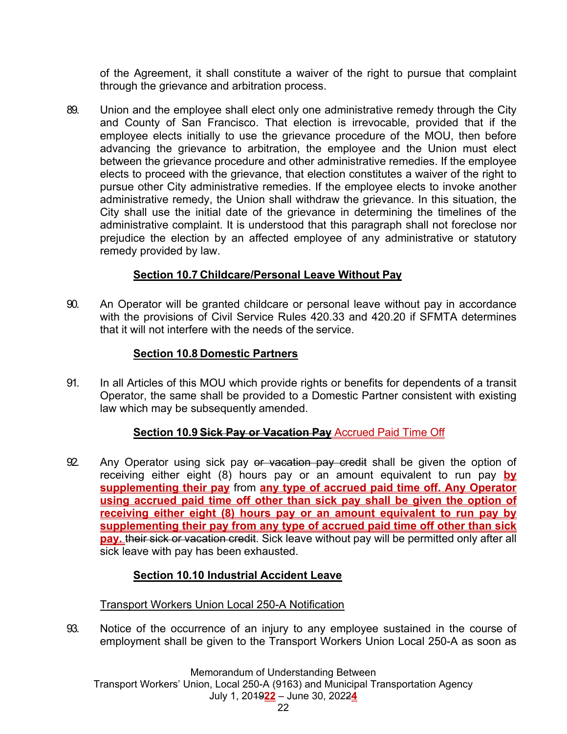of the Agreement, it shall constitute a waiver of the right to pursue that complaint through the grievance and arbitration process.

89. Union and the employee shall elect only one administrative remedy through the City and County of San Francisco. That election is irrevocable, provided that if the employee elects initially to use the grievance procedure of the MOU, then before advancing the grievance to arbitration, the employee and the Union must elect between the grievance procedure and other administrative remedies. If the employee elects to proceed with the grievance, that election constitutes a waiver of the right to pursue other City administrative remedies. If the employee elects to invoke another administrative remedy, the Union shall withdraw the grievance. In this situation, the City shall use the initial date of the grievance in determining the timelines of the administrative complaint. It is understood that this paragraph shall not foreclose nor prejudice the election by an affected employee of any administrative or statutory remedy provided by law.

### Section 10.7 Childcare/Personal Leave Without Pay

90. An Operator will be granted childcare or personal leave without pay in accordance with the provisions of Civil Service Rules 420.33 and 420.20 if SFMTA determines that it will not interfere with the needs of the service.

### Section 10.8 Domestic Partners

91. In all Articles of this MOU which provide rights or benefits for dependents of a transit Operator, the same shall be provided to a Domestic Partner consistent with existing law which may be subsequently amended.

### Section 10.9 ~~Sick Pay or Vacation Pay~~ Accrued Paid Time Off

92. Any Operator using sick pay ~~or vacation pay credit~~ shall be given the option of receiving either eight (8) hours pay or an amount equivalent to run pay **by supplementing their pay** from **any type of accrued paid time off. Any Operator using accrued paid time off other than sick pay shall be given the option of receiving either eight (8) hours pay or an amount equivalent to run pay by supplementing their pay from any type of accrued paid time off other than sick pay.** ~~their sick or vacation credit~~. Sick leave without pay will be permitted only after all sick leave with pay has been exhausted.

### Section 10.10 Industrial Accident Leave

Transport Workers Union Local 250-A Notification

93. Notice of the occurrence of an injury to any employee sustained in the course of employment shall be given to the Transport Workers Union Local 250-A as soon as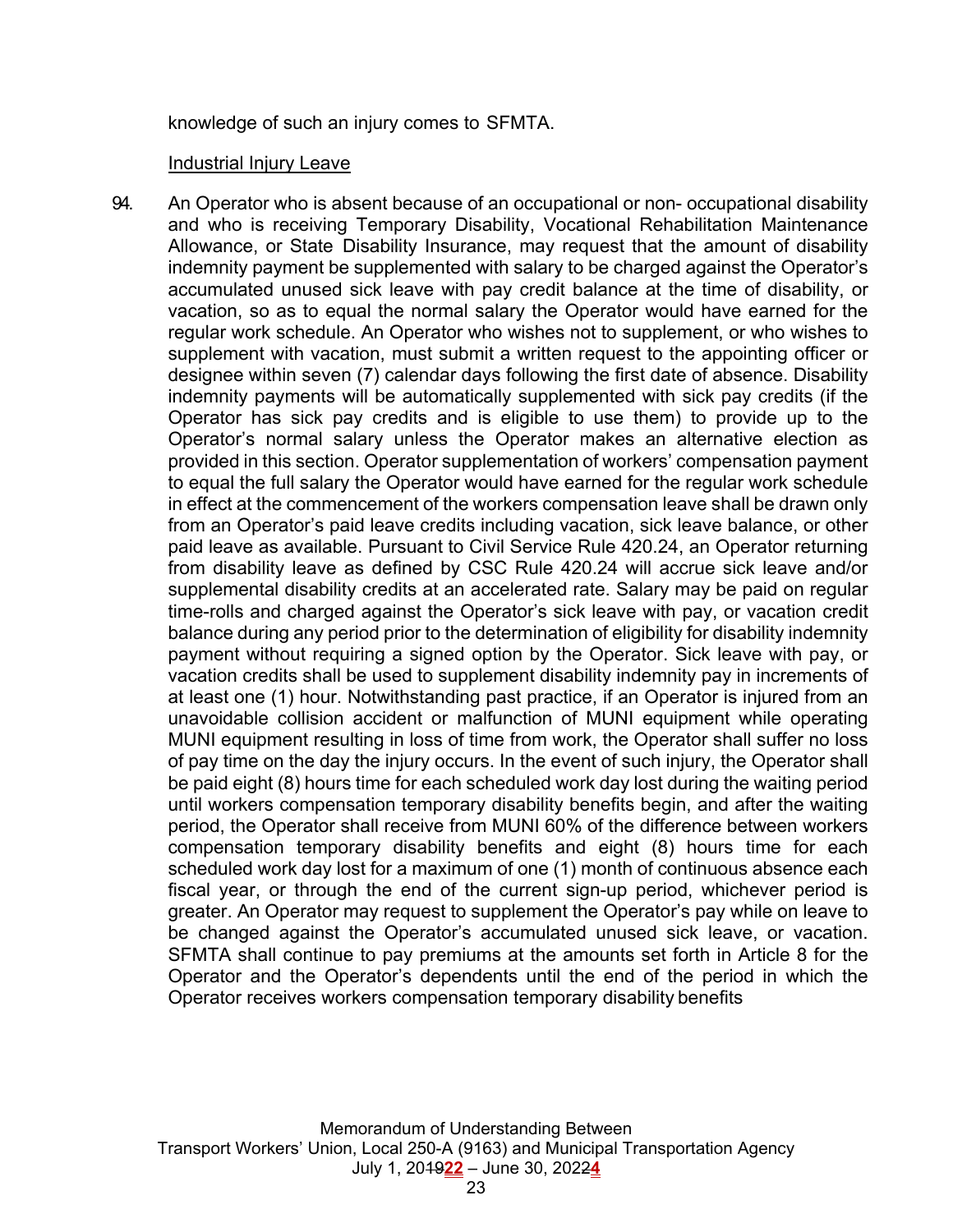knowledge of such an injury comes to SFMTA.

Industrial Injury Leave

94. An Operator who is absent because of an occupational or non- occupational disability and who is receiving Temporary Disability, Vocational Rehabilitation Maintenance Allowance, or State Disability Insurance, may request that the amount of disability indemnity payment be supplemented with salary to be charged against the Operator's accumulated unused sick leave with pay credit balance at the time of disability, or vacation, so as to equal the normal salary the Operator would have earned for the regular work schedule. An Operator who wishes not to supplement, or who wishes to supplement with vacation, must submit a written request to the appointing officer or designee within seven (7) calendar days following the first date of absence. Disability indemnity payments will be automatically supplemented with sick pay credits (if the Operator has sick pay credits and is eligible to use them) to provide up to the Operator's normal salary unless the Operator makes an alternative election as provided in this section. Operator supplementation of workers' compensation payment to equal the full salary the Operator would have earned for the regular work schedule in effect at the commencement of the workers compensation leave shall be drawn only from an Operator's paid leave credits including vacation, sick leave balance, or other paid leave as available. Pursuant to Civil Service Rule 420.24, an Operator returning from disability leave as defined by CSC Rule 420.24 will accrue sick leave and/or supplemental disability credits at an accelerated rate. Salary may be paid on regular time-rolls and charged against the Operator's sick leave with pay, or vacation credit balance during any period prior to the determination of eligibility for disability indemnity payment without requiring a signed option by the Operator. Sick leave with pay, or vacation credits shall be used to supplement disability indemnity pay in increments of at least one (1) hour. Notwithstanding past practice, if an Operator is injured from an unavoidable collision accident or malfunction of MUNI equipment while operating MUNI equipment resulting in loss of time from work, the Operator shall suffer no loss of pay time on the day the injury occurs. In the event of such injury, the Operator shall be paid eight (8) hours time for each scheduled work day lost during the waiting period until workers compensation temporary disability benefits begin, and after the waiting period, the Operator shall receive from MUNI 60% of the difference between workers compensation temporary disability benefits and eight (8) hours time for each scheduled work day lost for a maximum of one (1) month of continuous absence each fiscal year, or through the end of the current sign-up period, whichever period is greater. An Operator may request to supplement the Operator's pay while on leave to be changed against the Operator's accumulated unused sick leave, or vacation. SFMTA shall continue to pay premiums at the amounts set forth in Article 8 for the Operator and the Operator's dependents until the end of the period in which the Operator receives workers compensation temporary disability benefits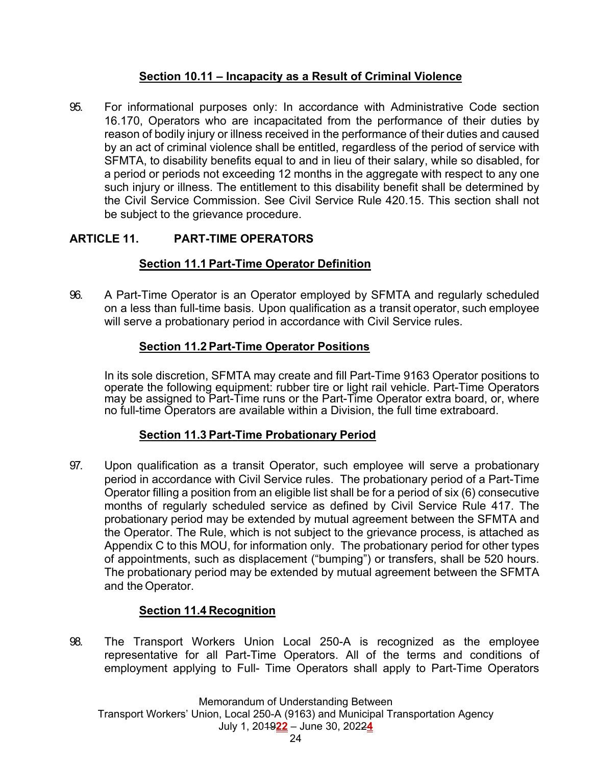### Section 10.11 – Incapacity as a Result of Criminal Violence

95. For informational purposes only: In accordance with Administrative Code section 16.170, Operators who are incapacitated from the performance of their duties by reason of bodily injury or illness received in the performance of their duties and caused by an act of criminal violence shall be entitled, regardless of the period of service with SFMTA, to disability benefits equal to and in lieu of their salary, while so disabled, for a period or periods not exceeding 12 months in the aggregate with respect to any one such injury or illness. The entitlement to this disability benefit shall be determined by the Civil Service Commission. See Civil Service Rule 420.15. This section shall not be subject to the grievance procedure.

## ARTICLE 11. PART-TIME OPERATORS

### Section 11.1 Part-Time Operator Definition

96. A Part-Time Operator is an Operator employed by SFMTA and regularly scheduled on a less than full-time basis. Upon qualification as a transit operator, such employee will serve a probationary period in accordance with Civil Service rules.

### Section 11.2 Part-Time Operator Positions

In its sole discretion, SFMTA may create and fill Part-Time 9163 Operator positions to operate the following equipment: rubber tire or light rail vehicle. Part-Time Operators may be assigned to Part-Time runs or the Part-Time Operator extra board, or, where no full-time Operators are available within a Division, the full time extraboard.

### Section 11.3 Part-Time Probationary Period

97. Upon qualification as a transit Operator, such employee will serve a probationary period in accordance with Civil Service rules. The probationary period of a Part-Time Operator filling a position from an eligible list shall be for a period of six (6) consecutive months of regularly scheduled service as defined by Civil Service Rule 417. The probationary period may be extended by mutual agreement between the SFMTA and the Operator. The Rule, which is not subject to the grievance process, is attached as Appendix C to this MOU, for information only. The probationary period for other types of appointments, such as displacement ("bumping") or transfers, shall be 520 hours. The probationary period may be extended by mutual agreement between the SFMTA and the Operator.

### Section 11.4 Recognition

98. The Transport Workers Union Local 250-A is recognized as the employee representative for all Part-Time Operators. All of the terms and conditions of employment applying to Full- Time Operators shall apply to Part-Time Operators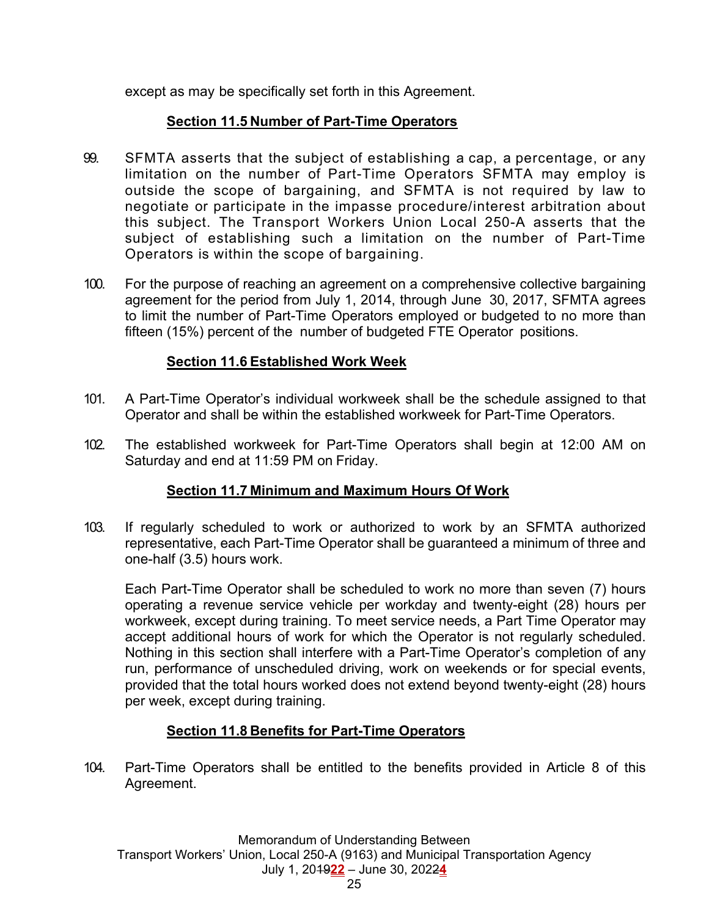except as may be specifically set forth in this Agreement.

### Section 11.5 Number of Part-Time Operators

99. SFMTA asserts that the subject of establishing a cap, a percentage, or any limitation on the number of Part-Time Operators SFMTA may employ is outside the scope of bargaining, and SFMTA is not required by law to negotiate or participate in the impasse procedure/interest arbitration about this subject. The Transport Workers Union Local 250-A asserts that the subject of establishing such a limitation on the number of Part-Time Operators is within the scope of bargaining.

100. For the purpose of reaching an agreement on a comprehensive collective bargaining agreement for the period from July 1, 2014, through June 30, 2017, SFMTA agrees to limit the number of Part-Time Operators employed or budgeted to no more than fifteen (15%) percent of the number of budgeted FTE Operator positions.

### Section 11.6 Established Work Week

101. A Part-Time Operator's individual workweek shall be the schedule assigned to that Operator and shall be within the established workweek for Part-Time Operators.

102. The established workweek for Part-Time Operators shall begin at 12:00 AM on Saturday and end at 11:59 PM on Friday.

### Section 11.7 Minimum and Maximum Hours Of Work

103. If regularly scheduled to work or authorized to work by an SFMTA authorized representative, each Part-Time Operator shall be guaranteed a minimum of three and one-half (3.5) hours work.

     Each Part-Time Operator shall be scheduled to work no more than seven (7) hours operating a revenue service vehicle per workday and twenty-eight (28) hours per workweek, except during training. To meet service needs, a Part Time Operator may accept additional hours of work for which the Operator is not regularly scheduled. Nothing in this section shall interfere with a Part-Time Operator's completion of any run, performance of unscheduled driving, work on weekends or for special events, provided that the total hours worked does not extend beyond twenty-eight (28) hours per week, except during training.

### Section 11.8 Benefits for Part-Time Operators

104. Part-Time Operators shall be entitled to the benefits provided in Article 8 of this Agreement.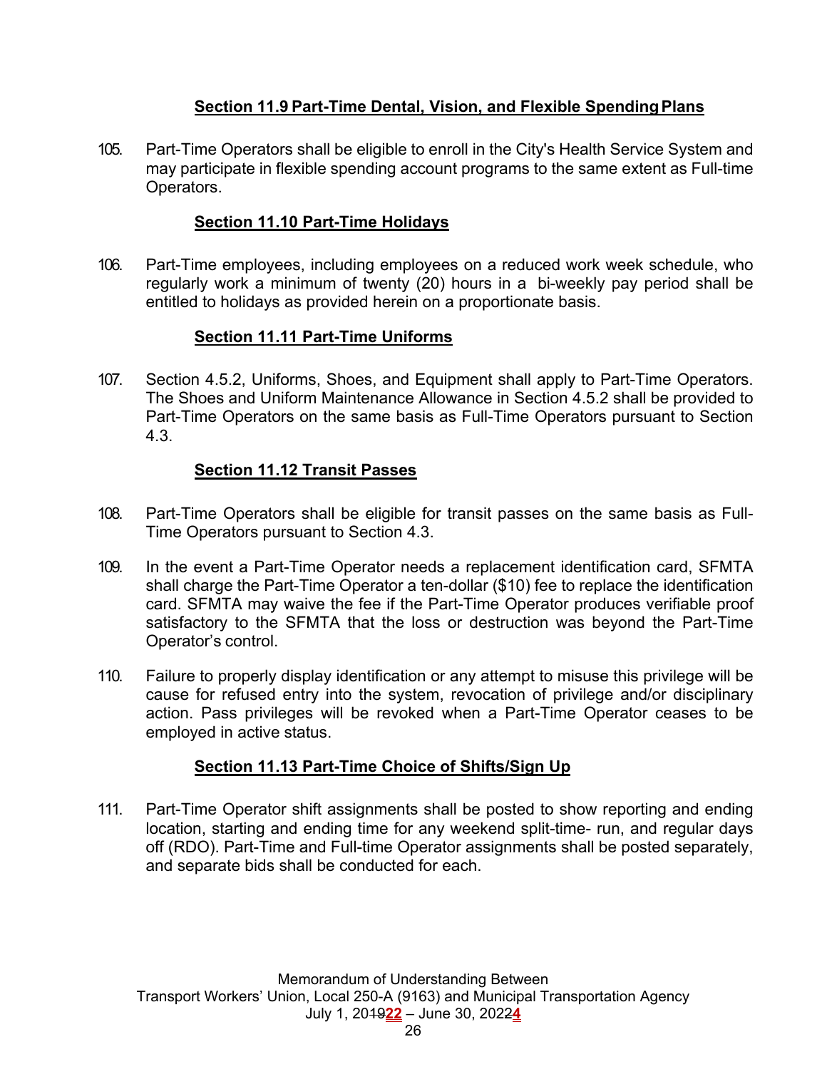**Section 11.9 Part-Time Dental, Vision, and Flexible Spending Plans**

105. Part-Time Operators shall be eligible to enroll in the City's Health Service System and may participate in flexible spending account programs to the same extent as Full-time Operators.

**Section 11.10 Part-Time Holidays**

106. Part-Time employees, including employees on a reduced work week schedule, who regularly work a minimum of twenty (20) hours in a bi-weekly pay period shall be entitled to holidays as provided herein on a proportionate basis.

**Section 11.11 Part-Time Uniforms**

107. Section 4.5.2, Uniforms, Shoes, and Equipment shall apply to Part-Time Operators. The Shoes and Uniform Maintenance Allowance in Section 4.5.2 shall be provided to Part-Time Operators on the same basis as Full-Time Operators pursuant to Section 4.3.

**Section 11.12 Transit Passes**

108. Part-Time Operators shall be eligible for transit passes on the same basis as Full-Time Operators pursuant to Section 4.3.

109. In the event a Part-Time Operator needs a replacement identification card, SFMTA shall charge the Part-Time Operator a ten-dollar ($10) fee to replace the identification card. SFMTA may waive the fee if the Part-Time Operator produces verifiable proof satisfactory to the SFMTA that the loss or destruction was beyond the Part-Time Operator's control.

110. Failure to properly display identification or any attempt to misuse this privilege will be cause for refused entry into the system, revocation of privilege and/or disciplinary action. Pass privileges will be revoked when a Part-Time Operator ceases to be employed in active status.

**Section 11.13 Part-Time Choice of Shifts/Sign Up**

111. Part-Time Operator shift assignments shall be posted to show reporting and ending location, starting and ending time for any weekend split-time- run, and regular days off (RDO). Part-Time and Full-time Operator assignments shall be posted separately, and separate bids shall be conducted for each.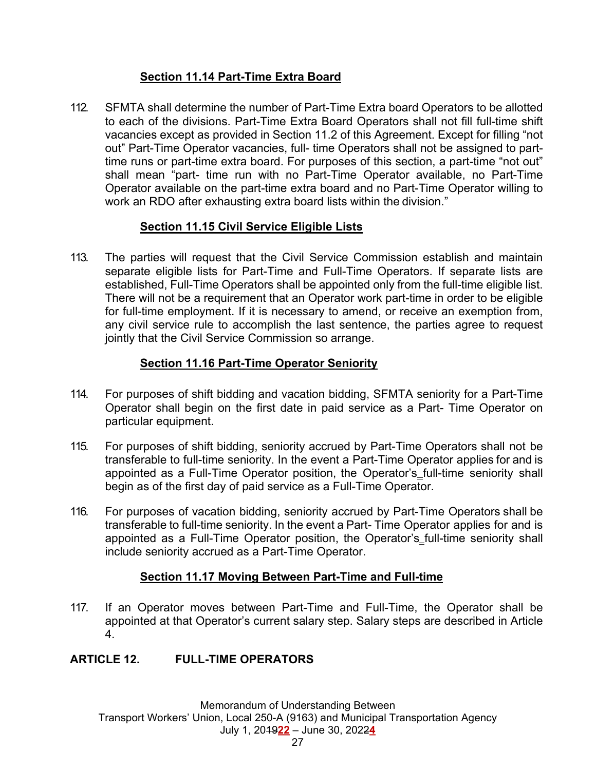### Section 11.14 Part-Time Extra Board

112. SFMTA shall determine the number of Part-Time Extra board Operators to be allotted to each of the divisions. Part-Time Extra Board Operators shall not fill full-time shift vacancies except as provided in Section 11.2 of this Agreement. Except for filling "not out" Part-Time Operator vacancies, full- time Operators shall not be assigned to part-time runs or part-time extra board. For purposes of this section, a part-time "not out" shall mean "part- time run with no Part-Time Operator available, no Part-Time Operator available on the part-time extra board and no Part-Time Operator willing to work an RDO after exhausting extra board lists within the division."

### Section 11.15 Civil Service Eligible Lists

113. The parties will request that the Civil Service Commission establish and maintain separate eligible lists for Part-Time and Full-Time Operators. If separate lists are established, Full-Time Operators shall be appointed only from the full-time eligible list. There will not be a requirement that an Operator work part-time in order to be eligible for full-time employment. If it is necessary to amend, or receive an exemption from, any civil service rule to accomplish the last sentence, the parties agree to request jointly that the Civil Service Commission so arrange.

### Section 11.16 Part-Time Operator Seniority

114. For purposes of shift bidding and vacation bidding, SFMTA seniority for a Part-Time Operator shall begin on the first date in paid service as a Part- Time Operator on particular equipment.

115. For purposes of shift bidding, seniority accrued by Part-Time Operators shall not be transferable to full-time seniority. In the event a Part-Time Operator applies for and is appointed as a Full-Time Operator position, the Operator's full-time seniority shall begin as of the first day of paid service as a Full-Time Operator.

116. For purposes of vacation bidding, seniority accrued by Part-Time Operators shall be transferable to full-time seniority. In the event a Part- Time Operator applies for and is appointed as a Full-Time Operator position, the Operator's full-time seniority shall include seniority accrued as a Part-Time Operator.

### Section 11.17 Moving Between Part-Time and Full-time

117. If an Operator moves between Part-Time and Full-Time, the Operator shall be appointed at that Operator's current salary step. Salary steps are described in Article 4.

## ARTICLE 12. FULL-TIME OPERATORS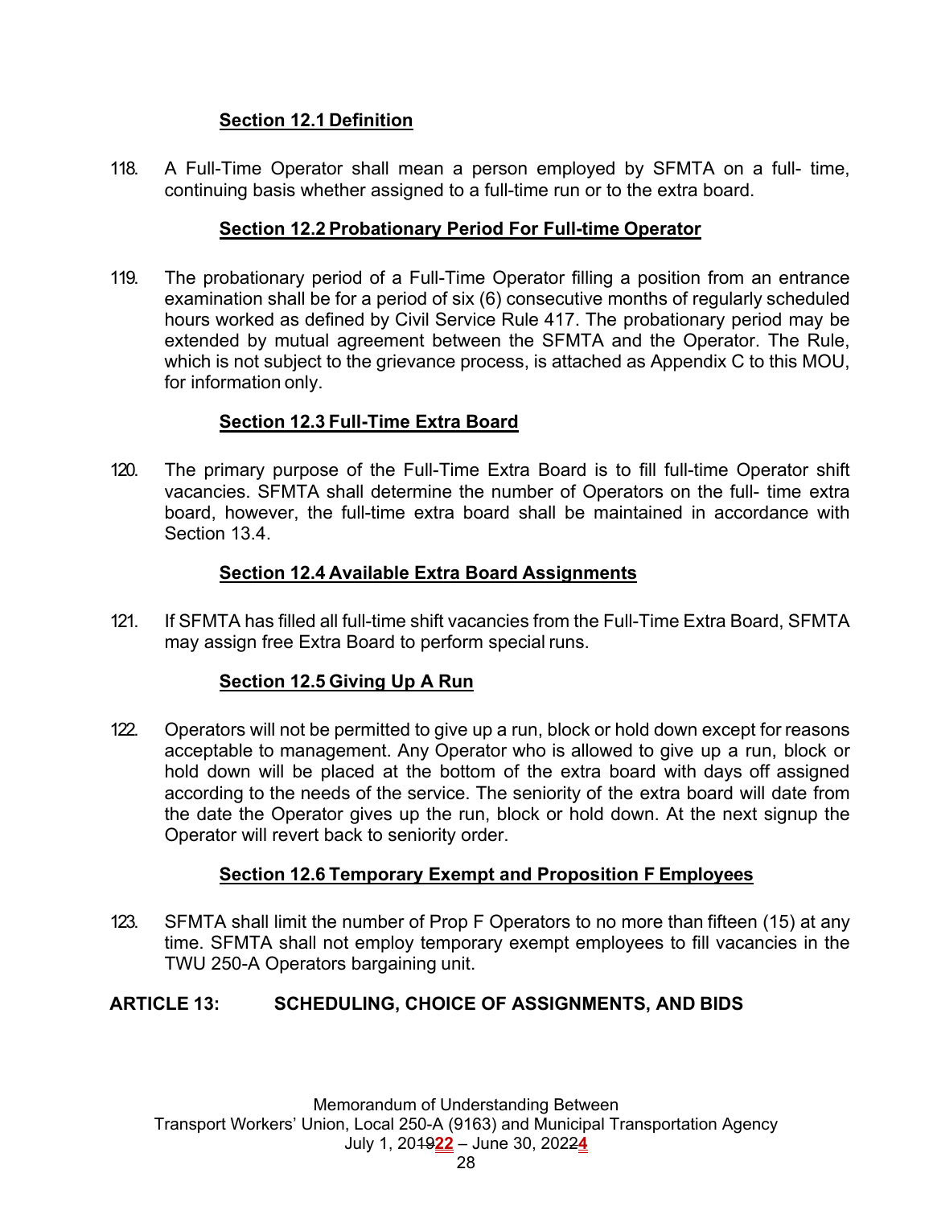### Section 12.1 Definition

118. A Full-Time Operator shall mean a person employed by SFMTA on a full- time, continuing basis whether assigned to a full-time run or to the extra board.

### Section 12.2 Probationary Period For Full-time Operator

119. The probationary period of a Full-Time Operator filling a position from an entrance examination shall be for a period of six (6) consecutive months of regularly scheduled hours worked as defined by Civil Service Rule 417. The probationary period may be extended by mutual agreement between the SFMTA and the Operator. The Rule, which is not subject to the grievance process, is attached as Appendix C to this MOU, for information only.

### Section 12.3 Full-Time Extra Board

120. The primary purpose of the Full-Time Extra Board is to fill full-time Operator shift vacancies. SFMTA shall determine the number of Operators on the full- time extra board, however, the full-time extra board shall be maintained in accordance with Section 13.4.

### Section 12.4 Available Extra Board Assignments

121. If SFMTA has filled all full-time shift vacancies from the Full-Time Extra Board, SFMTA may assign free Extra Board to perform special runs.

### Section 12.5 Giving Up A Run

122. Operators will not be permitted to give up a run, block or hold down except for reasons acceptable to management. Any Operator who is allowed to give up a run, block or hold down will be placed at the bottom of the extra board with days off assigned according to the needs of the service. The seniority of the extra board will date from the date the Operator gives up the run, block or hold down. At the next signup the Operator will revert back to seniority order.

### Section 12.6 Temporary Exempt and Proposition F Employees

123. SFMTA shall limit the number of Prop F Operators to no more than fifteen (15) at any time. SFMTA shall not employ temporary exempt employees to fill vacancies in the TWU 250-A Operators bargaining unit.

## ARTICLE 13: SCHEDULING, CHOICE OF ASSIGNMENTS, AND BIDS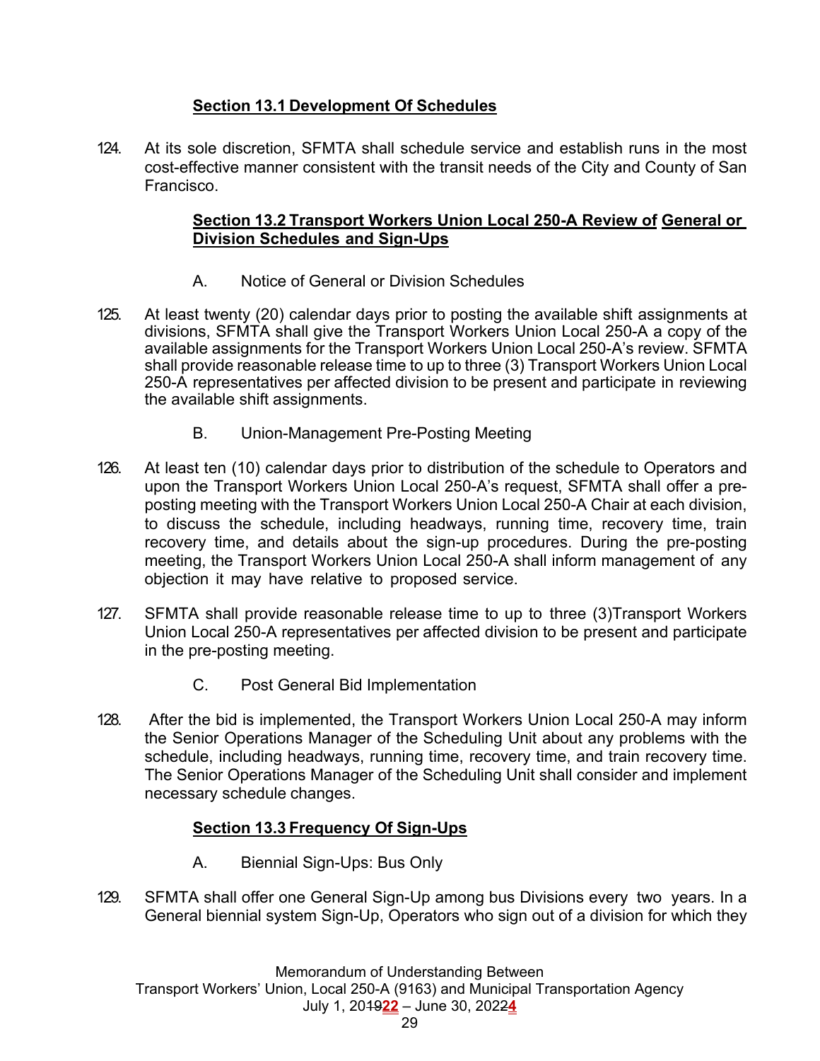**Section 13.1 Development Of Schedules**

124. At its sole discretion, SFMTA shall schedule service and establish runs in the most cost-effective manner consistent with the transit needs of the City and County of San Francisco.

**Section 13.2 Transport Workers Union Local 250-A Review of General or Division Schedules and Sign-Ups**

A. Notice of General or Division Schedules

125. At least twenty (20) calendar days prior to posting the available shift assignments at divisions, SFMTA shall give the Transport Workers Union Local 250-A a copy of the available assignments for the Transport Workers Union Local 250-A's review. SFMTA shall provide reasonable release time to up to three (3) Transport Workers Union Local 250-A representatives per affected division to be present and participate in reviewing the available shift assignments.

B. Union-Management Pre-Posting Meeting

126. At least ten (10) calendar days prior to distribution of the schedule to Operators and upon the Transport Workers Union Local 250-A's request, SFMTA shall offer a pre-posting meeting with the Transport Workers Union Local 250-A Chair at each division, to discuss the schedule, including headways, running time, recovery time, train recovery time, and details about the sign-up procedures. During the pre-posting meeting, the Transport Workers Union Local 250-A shall inform management of any objection it may have relative to proposed service.

127. SFMTA shall provide reasonable release time to up to three (3)Transport Workers Union Local 250-A representatives per affected division to be present and participate in the pre-posting meeting.

C. Post General Bid Implementation

128. After the bid is implemented, the Transport Workers Union Local 250-A may inform the Senior Operations Manager of the Scheduling Unit about any problems with the schedule, including headways, running time, recovery time, and train recovery time. The Senior Operations Manager of the Scheduling Unit shall consider and implement necessary schedule changes.

**Section 13.3 Frequency Of Sign-Ups**

A. Biennial Sign-Ups: Bus Only

129. SFMTA shall offer one General Sign-Up among bus Divisions every two years. In a General biennial system Sign-Up, Operators who sign out of a division for which they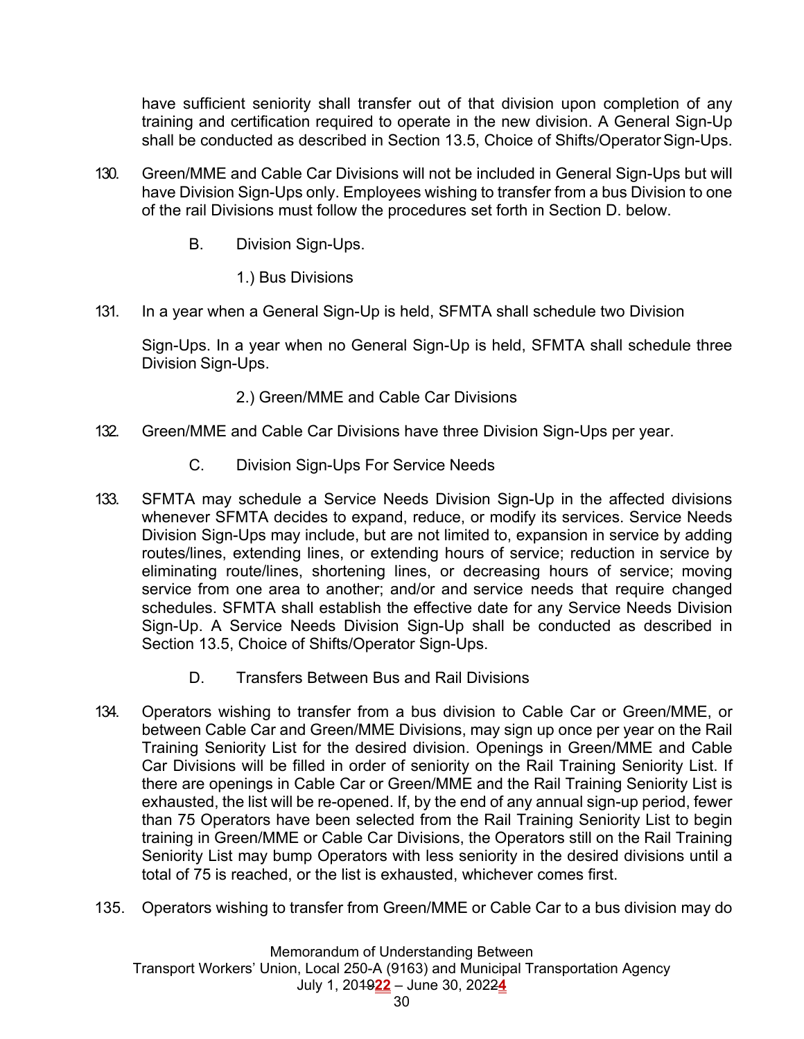have sufficient seniority shall transfer out of that division upon completion of any training and certification required to operate in the new division. A General Sign-Up shall be conducted as described in Section 13.5, Choice of Shifts/Operator Sign-Ups.

130. Green/MME and Cable Car Divisions will not be included in General Sign-Ups but will have Division Sign-Ups only. Employees wishing to transfer from a bus Division to one of the rail Divisions must follow the procedures set forth in Section D. below.

B. Division Sign-Ups.

1.) Bus Divisions

131. In a year when a General Sign-Up is held, SFMTA shall schedule two Division Sign-Ups. In a year when no General Sign-Up is held, SFMTA shall schedule three Division Sign-Ups.

2.) Green/MME and Cable Car Divisions

132. Green/MME and Cable Car Divisions have three Division Sign-Ups per year.

C. Division Sign-Ups For Service Needs

133. SFMTA may schedule a Service Needs Division Sign-Up in the affected divisions whenever SFMTA decides to expand, reduce, or modify its services. Service Needs Division Sign-Ups may include, but are not limited to, expansion in service by adding routes/lines, extending lines, or extending hours of service; reduction in service by eliminating route/lines, shortening lines, or decreasing hours of service; moving service from one area to another; and/or and service needs that require changed schedules. SFMTA shall establish the effective date for any Service Needs Division Sign-Up. A Service Needs Division Sign-Up shall be conducted as described in Section 13.5, Choice of Shifts/Operator Sign-Ups.

D. Transfers Between Bus and Rail Divisions

134. Operators wishing to transfer from a bus division to Cable Car or Green/MME, or between Cable Car and Green/MME Divisions, may sign up once per year on the Rail Training Seniority List for the desired division. Openings in Green/MME and Cable Car Divisions will be filled in order of seniority on the Rail Training Seniority List. If there are openings in Cable Car or Green/MME and the Rail Training Seniority List is exhausted, the list will be re-opened. If, by the end of any annual sign-up period, fewer than 75 Operators have been selected from the Rail Training Seniority List to begin training in Green/MME or Cable Car Divisions, the Operators still on the Rail Training Seniority List may bump Operators with less seniority in the desired divisions until a total of 75 is reached, or the list is exhausted, whichever comes first.

135. Operators wishing to transfer from Green/MME or Cable Car to a bus division may do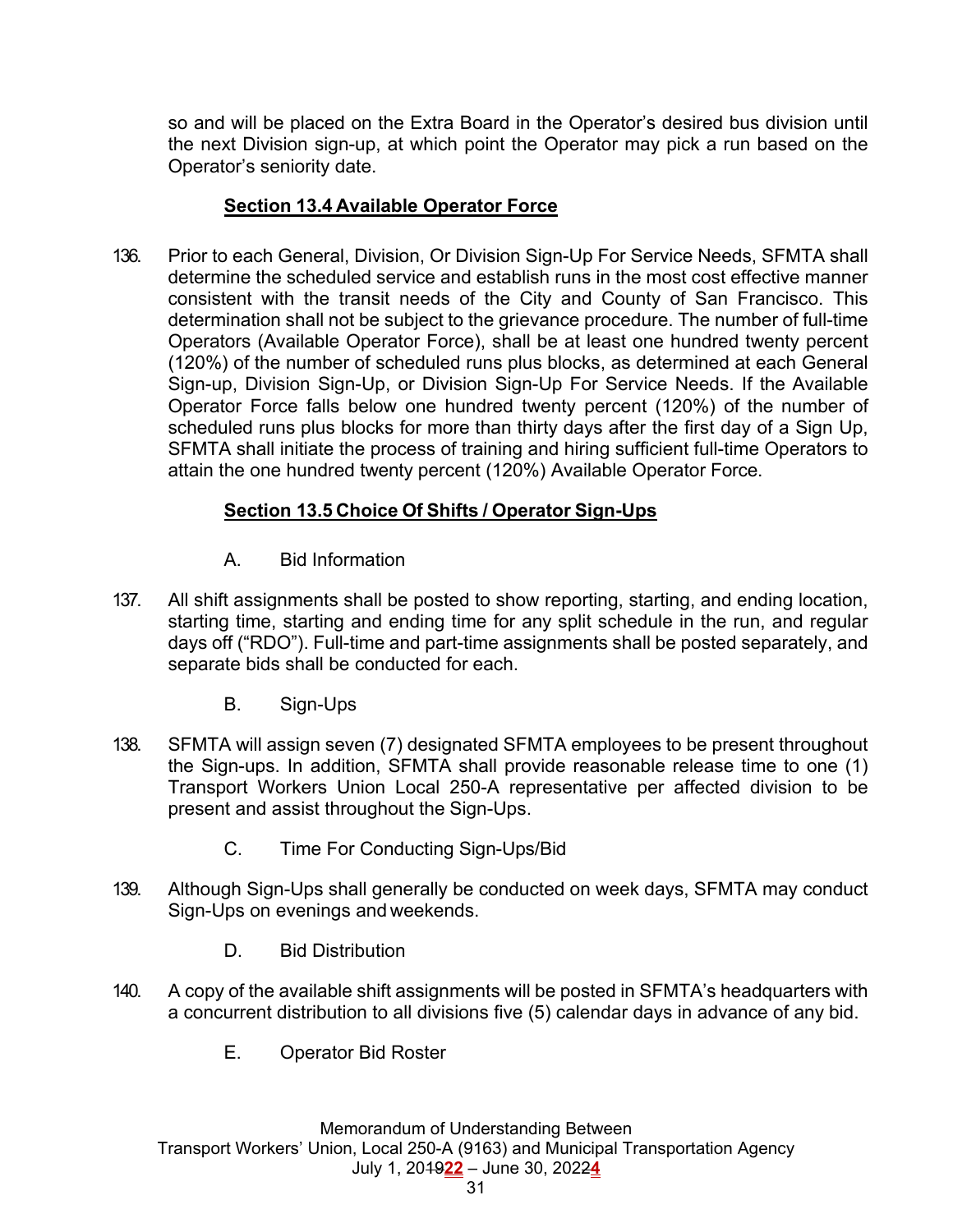so and will be placed on the Extra Board in the Operator's desired bus division until the next Division sign-up, at which point the Operator may pick a run based on the Operator's seniority date.

**Section 13.4 Available Operator Force**

136. Prior to each General, Division, Or Division Sign-Up For Service Needs, SFMTA shall determine the scheduled service and establish runs in the most cost effective manner consistent with the transit needs of the City and County of San Francisco. This determination shall not be subject to the grievance procedure. The number of full-time Operators (Available Operator Force), shall be at least one hundred twenty percent (120%) of the number of scheduled runs plus blocks, as determined at each General Sign-up, Division Sign-Up, or Division Sign-Up For Service Needs. If the Available Operator Force falls below one hundred twenty percent (120%) of the number of scheduled runs plus blocks for more than thirty days after the first day of a Sign Up, SFMTA shall initiate the process of training and hiring sufficient full-time Operators to attain the one hundred twenty percent (120%) Available Operator Force.

**Section 13.5 Choice Of Shifts / Operator Sign-Ups**

A. Bid Information

137. All shift assignments shall be posted to show reporting, starting, and ending location, starting time, starting and ending time for any split schedule in the run, and regular days off ("RDO"). Full-time and part-time assignments shall be posted separately, and separate bids shall be conducted for each.

B. Sign-Ups

138. SFMTA will assign seven (7) designated SFMTA employees to be present throughout the Sign-ups. In addition, SFMTA shall provide reasonable release time to one (1) Transport Workers Union Local 250-A representative per affected division to be present and assist throughout the Sign-Ups.

C. Time For Conducting Sign-Ups/Bid

139. Although Sign-Ups shall generally be conducted on week days, SFMTA may conduct Sign-Ups on evenings and weekends.

D. Bid Distribution

140. A copy of the available shift assignments will be posted in SFMTA's headquarters with a concurrent distribution to all divisions five (5) calendar days in advance of any bid.

E. Operator Bid Roster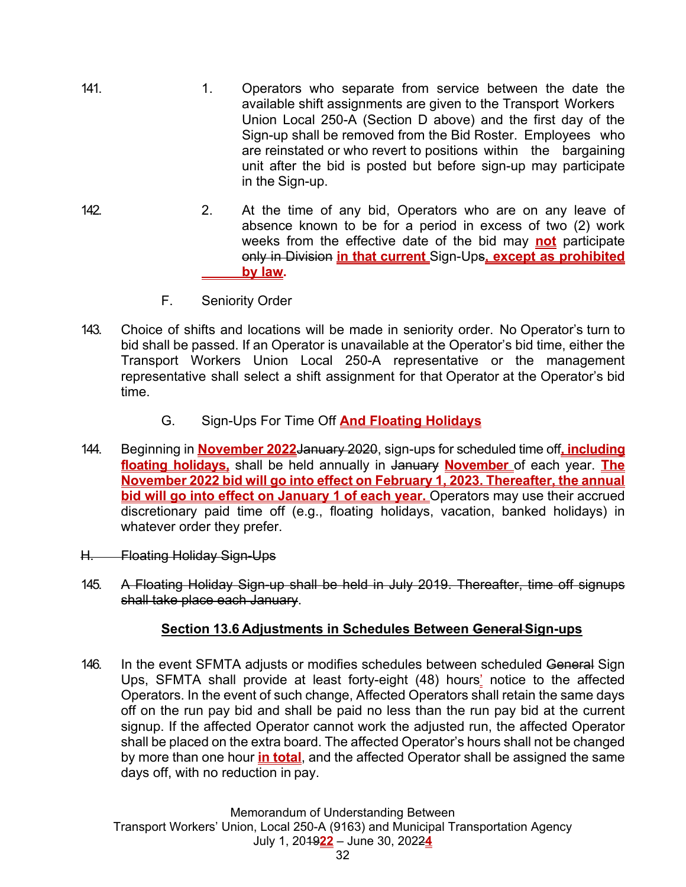141. 1. Operators who separate from service between the date the available shift assignments are given to the Transport Workers Union Local 250-A (Section D above) and the first day of the Sign-up shall be removed from the Bid Roster. Employees who are reinstated or who revert to positions within the bargaining unit after the bid is posted but before sign-up may participate in the Sign-up.

142. 2. At the time of any bid, Operators who are on any leave of absence known to be for a period in excess of two (2) work weeks from the effective date of the bid may **not** participate ~~only in Division~~ **in that current** Sign-Ups**, except as prohibited by law.**

F. Seniority Order

143. Choice of shifts and locations will be made in seniority order. No Operator's turn to bid shall be passed. If an Operator is unavailable at the Operator's bid time, either the Transport Workers Union Local 250-A representative or the management representative shall select a shift assignment for that Operator at the Operator's bid time.

G. Sign-Ups For Time Off **And Floating Holidays**

144. Beginning in **November 2022**~~January 2020~~, sign-ups for scheduled time off**, including floating holidays,** shall be held annually in ~~January~~ **November** of each year. **The November 2022 bid will go into effect on February 1, 2023. Thereafter, the annual bid will go into effect on January 1 of each year.** Operators may use their accrued discretionary paid time off (e.g., floating holidays, vacation, banked holidays) in whatever order they prefer.

~~H. Floating Holiday Sign-Ups~~

145. ~~A Floating Holiday Sign-up shall be held in July 2019. Thereafter, time off signups shall take place each January~~.

**Section 13.6 Adjustments in Schedules Between ~~General~~ Sign-ups**

146. In the event SFMTA adjusts or modifies schedules between scheduled ~~General~~ Sign Ups, SFMTA shall provide at least forty-eight (48) hours' notice to the affected Operators. In the event of such change, Affected Operators shall retain the same days off on the run pay bid and shall be paid no less than the run pay bid at the current signup. If the affected Operator cannot work the adjusted run, the affected Operator shall be placed on the extra board. The affected Operator's hours shall not be changed by more than one hour **in total**, and the affected Operator shall be assigned the same days off, with no reduction in pay.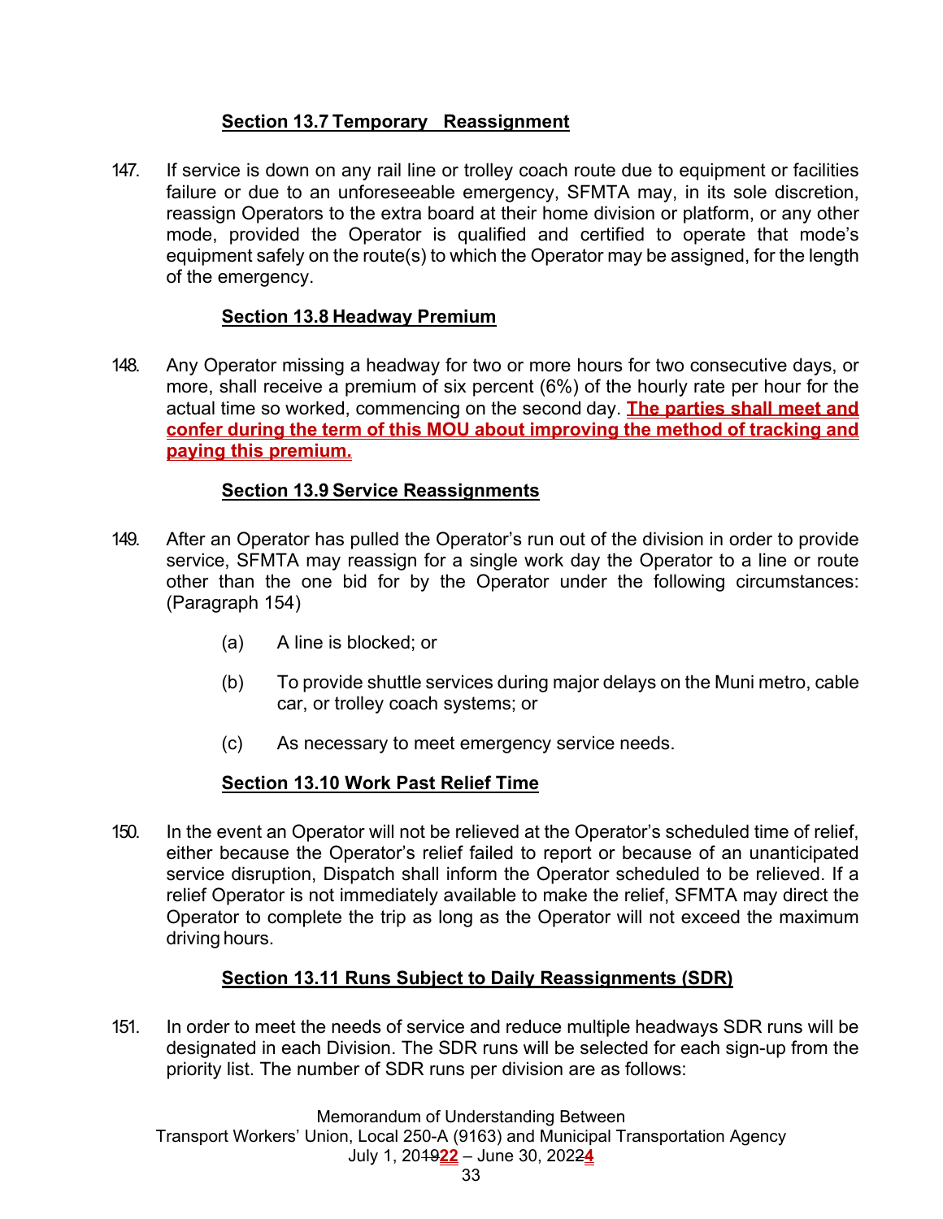## Section 13.7 Temporary Reassignment

147. If service is down on any rail line or trolley coach route due to equipment or facilities failure or due to an unforeseeable emergency, SFMTA may, in its sole discretion, reassign Operators to the extra board at their home division or platform, or any other mode, provided the Operator is qualified and certified to operate that mode's equipment safely on the route(s) to which the Operator may be assigned, for the length of the emergency.

## Section 13.8 Headway Premium

148. Any Operator missing a headway for two or more hours for two consecutive days, or more, shall receive a premium of six percent (6%) of the hourly rate per hour for the actual time so worked, commencing on the second day. **The parties shall meet and confer during the term of this MOU about improving the method of tracking and paying this premium.**

## Section 13.9 Service Reassignments

149. After an Operator has pulled the Operator's run out of the division in order to provide service, SFMTA may reassign for a single work day the Operator to a line or route other than the one bid for by the Operator under the following circumstances: (Paragraph 154)

   (a) A line is blocked; or

   (b) To provide shuttle services during major delays on the Muni metro, cable car, or trolley coach systems; or

   (c) As necessary to meet emergency service needs.

## Section 13.10 Work Past Relief Time

150. In the event an Operator will not be relieved at the Operator's scheduled time of relief, either because the Operator's relief failed to report or because of an unanticipated service disruption, Dispatch shall inform the Operator scheduled to be relieved. If a relief Operator is not immediately available to make the relief, SFMTA may direct the Operator to complete the trip as long as the Operator will not exceed the maximum driving hours.

## Section 13.11 Runs Subject to Daily Reassignments (SDR)

151. In order to meet the needs of service and reduce multiple headways SDR runs will be designated in each Division. The SDR runs will be selected for each sign-up from the priority list. The number of SDR runs per division are as follows: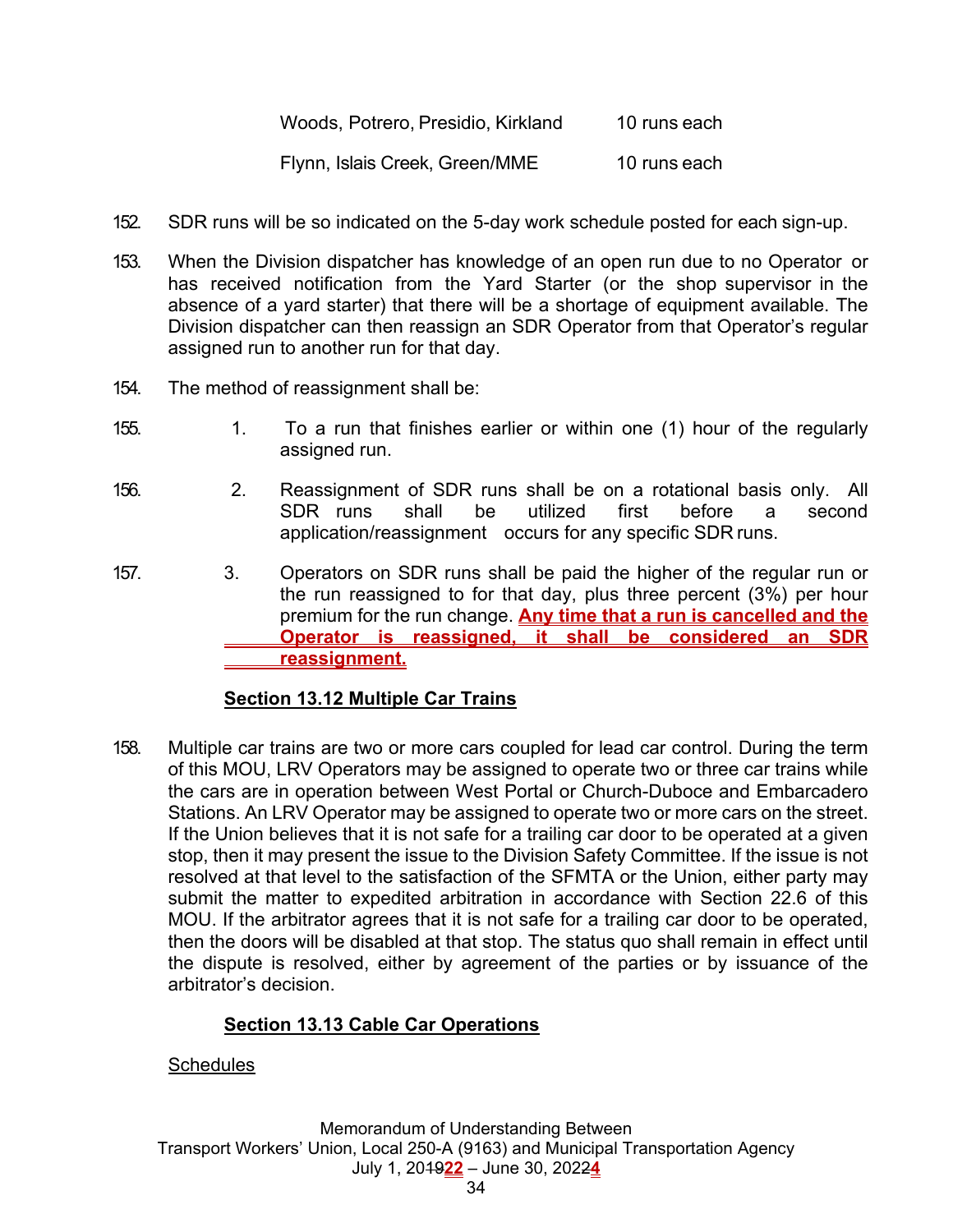| | |
|---|---|
| Woods, Potrero, Presidio, Kirkland | 10 runs each |
| Flynn, Islais Creek, Green/MME | 10 runs each |

152. SDR runs will be so indicated on the 5-day work schedule posted for each sign-up.

153. When the Division dispatcher has knowledge of an open run due to no Operator or has received notification from the Yard Starter (or the shop supervisor in the absence of a yard starter) that there will be a shortage of equipment available. The Division dispatcher can then reassign an SDR Operator from that Operator's regular assigned run to another run for that day.

154. The method of reassignment shall be:

155. 1. To a run that finishes earlier or within one (1) hour of the regularly assigned run.

156. 2. Reassignment of SDR runs shall be on a rotational basis only. All SDR runs shall be utilized first before a second application/reassignment occurs for any specific SDR runs.

157. 3. Operators on SDR runs shall be paid the higher of the regular run or the run reassigned to for that day, plus three percent (3%) per hour premium for the run change. **Any time that a run is cancelled and the Operator is reassigned, it shall be considered an SDR reassignment.**

## Section 13.12 Multiple Car Trains

158. Multiple car trains are two or more cars coupled for lead car control. During the term of this MOU, LRV Operators may be assigned to operate two or three car trains while the cars are in operation between West Portal or Church-Duboce and Embarcadero Stations. An LRV Operator may be assigned to operate two or more cars on the street. If the Union believes that it is not safe for a trailing car door to be operated at a given stop, then it may present the issue to the Division Safety Committee. If the issue is not resolved at that level to the satisfaction of the SFMTA or the Union, either party may submit the matter to expedited arbitration in accordance with Section 22.6 of this MOU. If the arbitrator agrees that it is not safe for a trailing car door to be operated, then the doors will be disabled at that stop. The status quo shall remain in effect until the dispute is resolved, either by agreement of the parties or by issuance of the arbitrator's decision.

## Section 13.13 Cable Car Operations

Schedules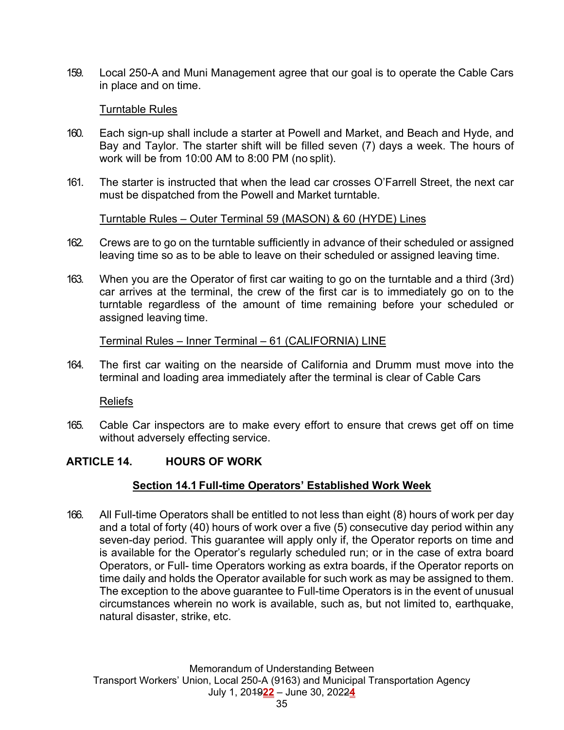159. Local 250-A and Muni Management agree that our goal is to operate the Cable Cars in place and on time.

Turntable Rules

160. Each sign-up shall include a starter at Powell and Market, and Beach and Hyde, and Bay and Taylor. The starter shift will be filled seven (7) days a week. The hours of work will be from 10:00 AM to 8:00 PM (no split).

161. The starter is instructed that when the lead car crosses O'Farrell Street, the next car must be dispatched from the Powell and Market turntable.

Turntable Rules – Outer Terminal 59 (MASON) & 60 (HYDE) Lines

162. Crews are to go on the turntable sufficiently in advance of their scheduled or assigned leaving time so as to be able to leave on their scheduled or assigned leaving time.

163. When you are the Operator of first car waiting to go on the turntable and a third (3rd) car arrives at the terminal, the crew of the first car is to immediately go on to the turntable regardless of the amount of time remaining before your scheduled or assigned leaving time.

Terminal Rules – Inner Terminal – 61 (CALIFORNIA) LINE

164. The first car waiting on the nearside of California and Drumm must move into the terminal and loading area immediately after the terminal is clear of Cable Cars

Reliefs

165. Cable Car inspectors are to make every effort to ensure that crews get off on time without adversely effecting service.

## ARTICLE 14. HOURS OF WORK

### Section 14.1 Full-time Operators' Established Work Week

166. All Full-time Operators shall be entitled to not less than eight (8) hours of work per day and a total of forty (40) hours of work over a five (5) consecutive day period within any seven-day period. This guarantee will apply only if, the Operator reports on time and is available for the Operator's regularly scheduled run; or in the case of extra board Operators, or Full- time Operators working as extra boards, if the Operator reports on time daily and holds the Operator available for such work as may be assigned to them. The exception to the above guarantee to Full-time Operators is in the event of unusual circumstances wherein no work is available, such as, but not limited to, earthquake, natural disaster, strike, etc.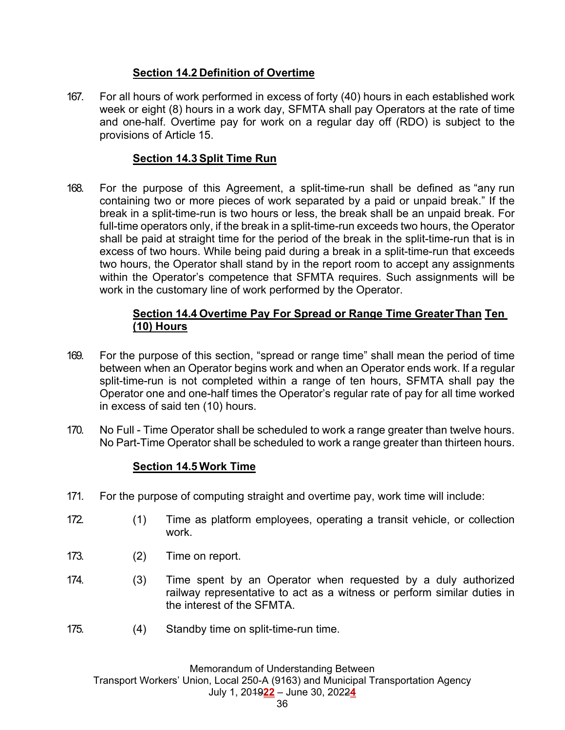### Section 14.2 Definition of Overtime

167. For all hours of work performed in excess of forty (40) hours in each established work week or eight (8) hours in a work day, SFMTA shall pay Operators at the rate of time and one-half. Overtime pay for work on a regular day off (RDO) is subject to the provisions of Article 15.

### Section 14.3 Split Time Run

168. For the purpose of this Agreement, a split-time-run shall be defined as "any run containing two or more pieces of work separated by a paid or unpaid break." If the break in a split-time-run is two hours or less, the break shall be an unpaid break. For full-time operators only, if the break in a split-time-run exceeds two hours, the Operator shall be paid at straight time for the period of the break in the split-time-run that is in excess of two hours. While being paid during a break in a split-time-run that exceeds two hours, the Operator shall stand by in the report room to accept any assignments within the Operator's competence that SFMTA requires. Such assignments will be work in the customary line of work performed by the Operator.

### Section 14.4 Overtime Pay For Spread or Range Time Greater Than Ten (10) Hours

169. For the purpose of this section, "spread or range time" shall mean the period of time between when an Operator begins work and when an Operator ends work. If a regular split-time-run is not completed within a range of ten hours, SFMTA shall pay the Operator one and one-half times the Operator's regular rate of pay for all time worked in excess of said ten (10) hours.

170. No Full - Time Operator shall be scheduled to work a range greater than twelve hours. No Part-Time Operator shall be scheduled to work a range greater than thirteen hours.

### Section 14.5 Work Time

171. For the purpose of computing straight and overtime pay, work time will include:

172. (1) Time as platform employees, operating a transit vehicle, or collection work.

173. (2) Time on report.

174. (3) Time spent by an Operator when requested by a duly authorized railway representative to act as a witness or perform similar duties in the interest of the SFMTA.

175. (4) Standby time on split-time-run time.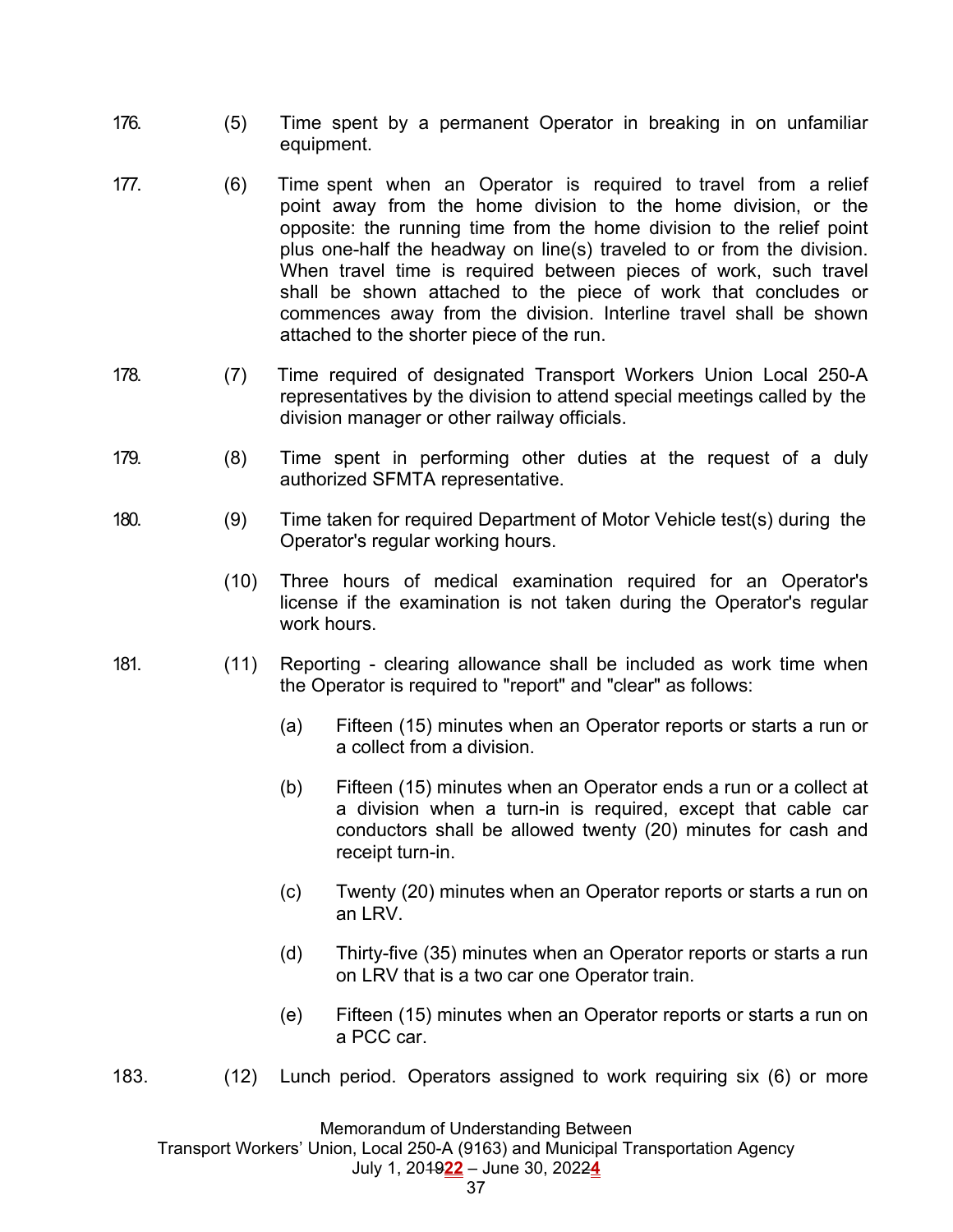176. (5) Time spent by a permanent Operator in breaking in on unfamiliar equipment.

177. (6) Time spent when an Operator is required to travel from a relief point away from the home division to the home division, or the opposite: the running time from the home division to the relief point plus one-half the headway on line(s) traveled to or from the division. When travel time is required between pieces of work, such travel shall be shown attached to the piece of work that concludes or commences away from the division. Interline travel shall be shown attached to the shorter piece of the run.

178. (7) Time required of designated Transport Workers Union Local 250-A representatives by the division to attend special meetings called by the division manager or other railway officials.

179. (8) Time spent in performing other duties at the request of a duly authorized SFMTA representative.

180. (9) Time taken for required Department of Motor Vehicle test(s) during the Operator's regular working hours.

(10) Three hours of medical examination required for an Operator's license if the examination is not taken during the Operator's regular work hours.

181. (11) Reporting - clearing allowance shall be included as work time when the Operator is required to "report" and "clear" as follows:

(a) Fifteen (15) minutes when an Operator reports or starts a run or a collect from a division.

(b) Fifteen (15) minutes when an Operator ends a run or a collect at a division when a turn-in is required, except that cable car conductors shall be allowed twenty (20) minutes for cash and receipt turn-in.

(c) Twenty (20) minutes when an Operator reports or starts a run on an LRV.

(d) Thirty-five (35) minutes when an Operator reports or starts a run on LRV that is a two car one Operator train.

(e) Fifteen (15) minutes when an Operator reports or starts a run on a PCC car.

183. (12) Lunch period. Operators assigned to work requiring six (6) or more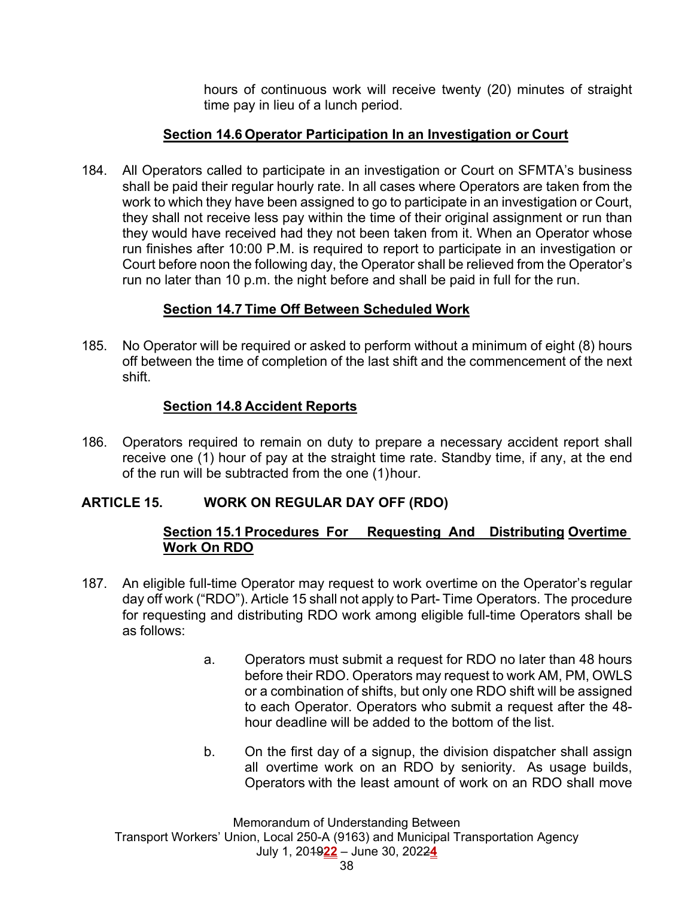hours of continuous work will receive twenty (20) minutes of straight time pay in lieu of a lunch period.

### Section 14.6 Operator Participation In an Investigation or Court

184. All Operators called to participate in an investigation or Court on SFMTA's business shall be paid their regular hourly rate. In all cases where Operators are taken from the work to which they have been assigned to go to participate in an investigation or Court, they shall not receive less pay within the time of their original assignment or run than they would have received had they not been taken from it. When an Operator whose run finishes after 10:00 P.M. is required to report to participate in an investigation or Court before noon the following day, the Operator shall be relieved from the Operator's run no later than 10 p.m. the night before and shall be paid in full for the run.

### Section 14.7 Time Off Between Scheduled Work

185. No Operator will be required or asked to perform without a minimum of eight (8) hours off between the time of completion of the last shift and the commencement of the next shift.

### Section 14.8 Accident Reports

186. Operators required to remain on duty to prepare a necessary accident report shall receive one (1) hour of pay at the straight time rate. Standby time, if any, at the end of the run will be subtracted from the one (1) hour.

## ARTICLE 15. WORK ON REGULAR DAY OFF (RDO)

### Section 15.1 Procedures For Requesting And Distributing Overtime Work On RDO

187. An eligible full-time Operator may request to work overtime on the Operator's regular day off work ("RDO"). Article 15 shall not apply to Part- Time Operators. The procedure for requesting and distributing RDO work among eligible full-time Operators shall be as follows:

    a. Operators must submit a request for RDO no later than 48 hours before their RDO. Operators may request to work AM, PM, OWLS or a combination of shifts, but only one RDO shift will be assigned to each Operator. Operators who submit a request after the 48-hour deadline will be added to the bottom of the list.

    b. On the first day of a signup, the division dispatcher shall assign all overtime work on an RDO by seniority. As usage builds, Operators with the least amount of work on an RDO shall move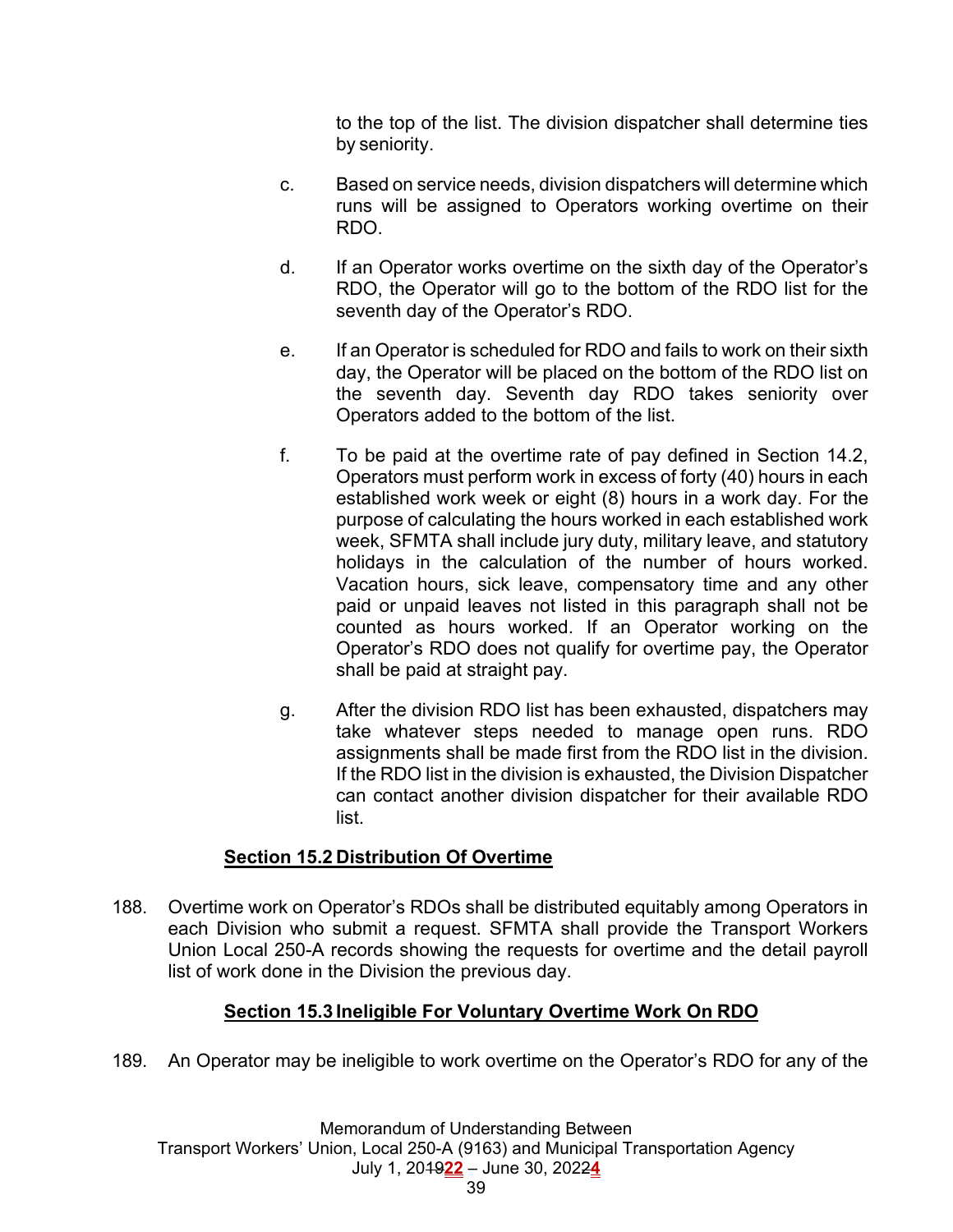to the top of the list. The division dispatcher shall determine ties by seniority.

c. Based on service needs, division dispatchers will determine which runs will be assigned to Operators working overtime on their RDO.

d. If an Operator works overtime on the sixth day of the Operator's RDO, the Operator will go to the bottom of the RDO list for the seventh day of the Operator's RDO.

e. If an Operator is scheduled for RDO and fails to work on their sixth day, the Operator will be placed on the bottom of the RDO list on the seventh day. Seventh day RDO takes seniority over Operators added to the bottom of the list.

f. To be paid at the overtime rate of pay defined in Section 14.2, Operators must perform work in excess of forty (40) hours in each established work week or eight (8) hours in a work day. For the purpose of calculating the hours worked in each established work week, SFMTA shall include jury duty, military leave, and statutory holidays in the calculation of the number of hours worked. Vacation hours, sick leave, compensatory time and any other paid or unpaid leaves not listed in this paragraph shall not be counted as hours worked. If an Operator working on the Operator's RDO does not qualify for overtime pay, the Operator shall be paid at straight pay.

g. After the division RDO list has been exhausted, dispatchers may take whatever steps needed to manage open runs. RDO assignments shall be made first from the RDO list in the division. If the RDO list in the division is exhausted, the Division Dispatcher can contact another division dispatcher for their available RDO list.

## Section 15.2 Distribution Of Overtime

188. Overtime work on Operator's RDOs shall be distributed equitably among Operators in each Division who submit a request. SFMTA shall provide the Transport Workers Union Local 250-A records showing the requests for overtime and the detail payroll list of work done in the Division the previous day.

## Section 15.3 Ineligible For Voluntary Overtime Work On RDO

189. An Operator may be ineligible to work overtime on the Operator's RDO for any of the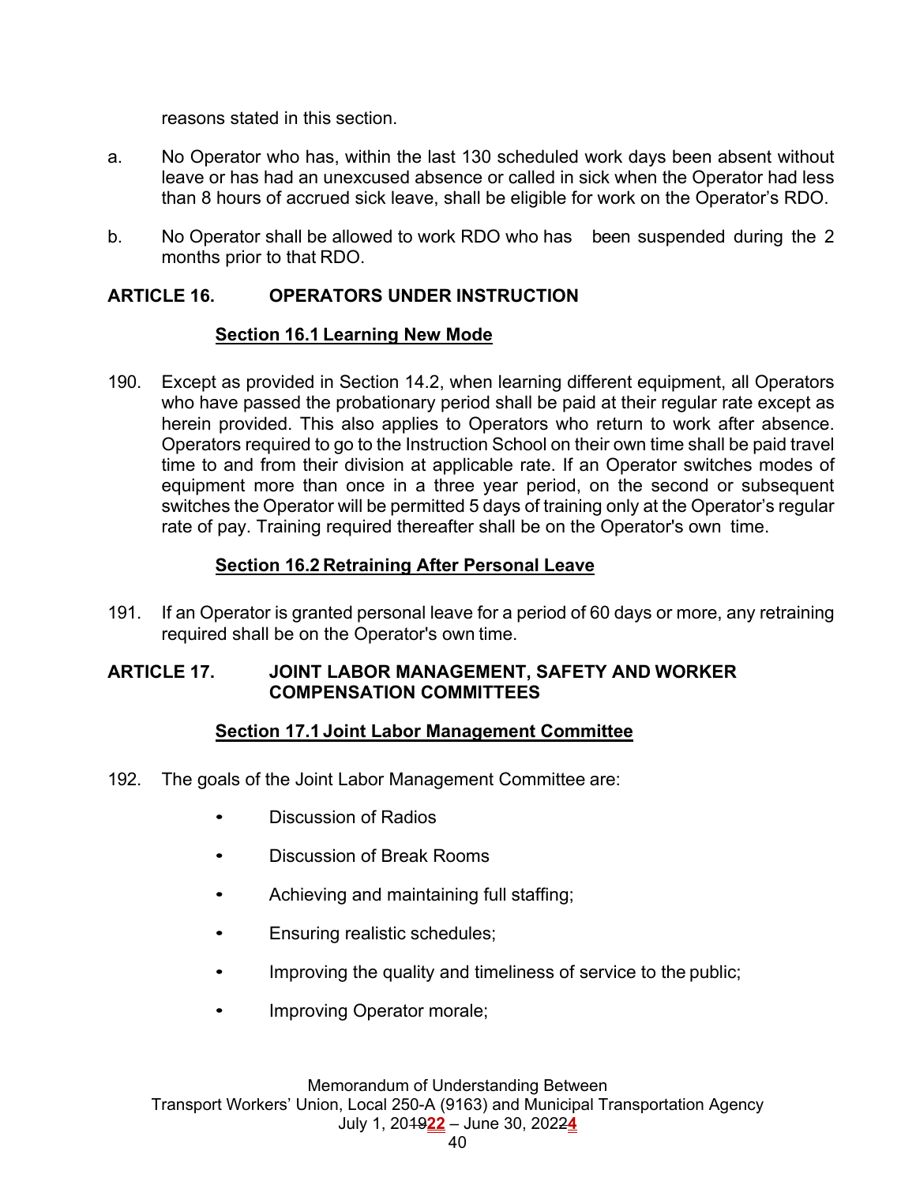reasons stated in this section.

a. No Operator who has, within the last 130 scheduled work days been absent without leave or has had an unexcused absence or called in sick when the Operator had less than 8 hours of accrued sick leave, shall be eligible for work on the Operator's RDO.

b. No Operator shall be allowed to work RDO who has been suspended during the 2 months prior to that RDO.

## ARTICLE 16. OPERATORS UNDER INSTRUCTION

### Section 16.1 Learning New Mode

190. Except as provided in Section 14.2, when learning different equipment, all Operators who have passed the probationary period shall be paid at their regular rate except as herein provided. This also applies to Operators who return to work after absence. Operators required to go to the Instruction School on their own time shall be paid travel time to and from their division at applicable rate. If an Operator switches modes of equipment more than once in a three year period, on the second or subsequent switches the Operator will be permitted 5 days of training only at the Operator's regular rate of pay. Training required thereafter shall be on the Operator's own time.

### Section 16.2 Retraining After Personal Leave

191. If an Operator is granted personal leave for a period of 60 days or more, any retraining required shall be on the Operator's own time.

## ARTICLE 17. JOINT LABOR MANAGEMENT, SAFETY AND WORKER COMPENSATION COMMITTEES

### Section 17.1 Joint Labor Management Committee

192. The goals of the Joint Labor Management Committee are:

- Discussion of Radios
- Discussion of Break Rooms
- Achieving and maintaining full staffing;
- Ensuring realistic schedules;
- Improving the quality and timeliness of service to the public;
- Improving Operator morale;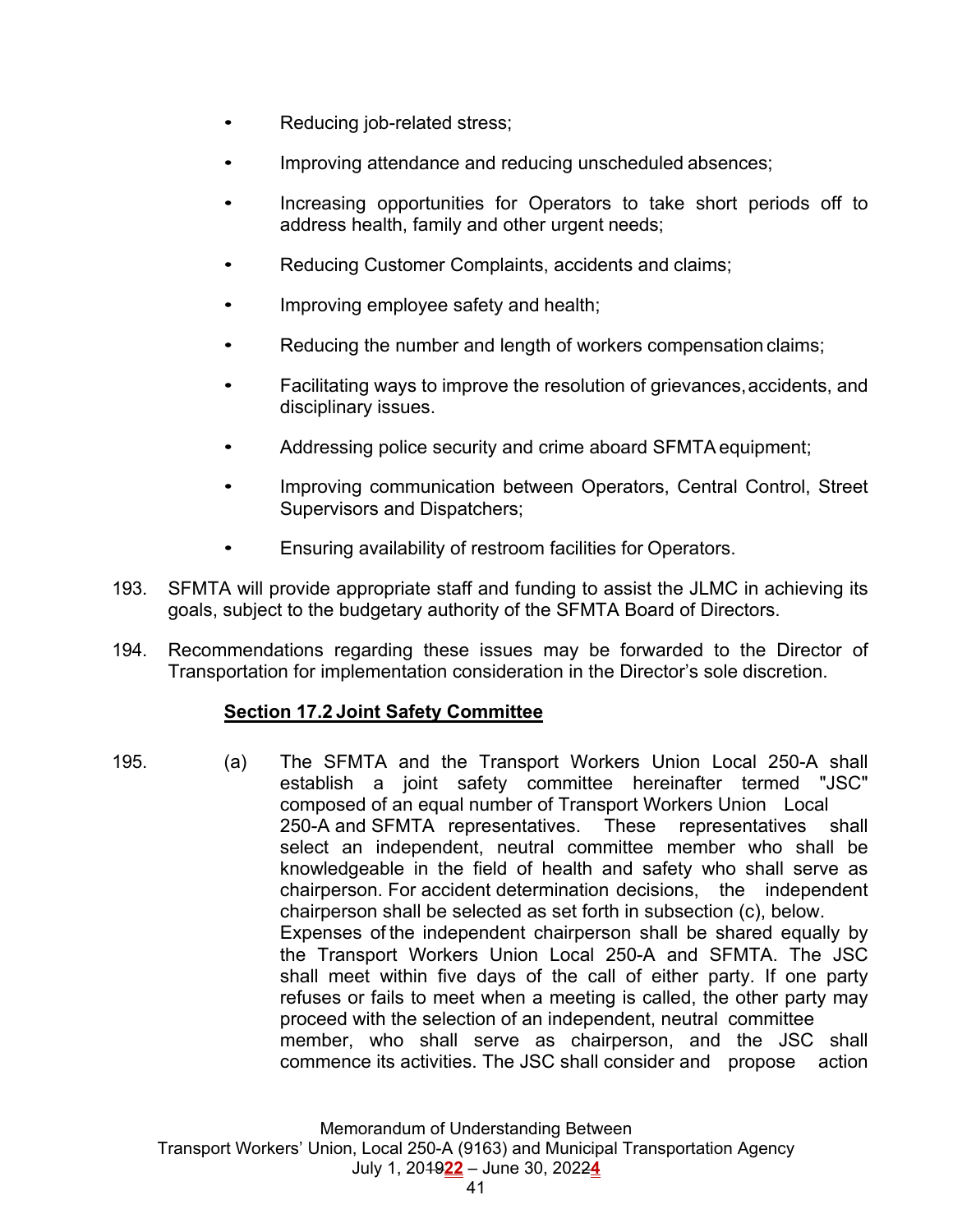- Reducing job-related stress;
- Improving attendance and reducing unscheduled absences;
- Increasing opportunities for Operators to take short periods off to address health, family and other urgent needs;
- Reducing Customer Complaints, accidents and claims;
- Improving employee safety and health;
- Reducing the number and length of workers compensation claims;
- Facilitating ways to improve the resolution of grievances, accidents, and disciplinary issues.
- Addressing police security and crime aboard SFMTA equipment;
- Improving communication between Operators, Central Control, Street Supervisors and Dispatchers;
- Ensuring availability of restroom facilities for Operators.

193. SFMTA will provide appropriate staff and funding to assist the JLMC in achieving its goals, subject to the budgetary authority of the SFMTA Board of Directors.

194. Recommendations regarding these issues may be forwarded to the Director of Transportation for implementation consideration in the Director's sole discretion.

**Section 17.2 Joint Safety Committee**

195. (a) The SFMTA and the Transport Workers Union Local 250-A shall establish a joint safety committee hereinafter termed "JSC" composed of an equal number of Transport Workers Union Local 250-A and SFMTA representatives. These representatives shall select an independent, neutral committee member who shall be knowledgeable in the field of health and safety who shall serve as chairperson. For accident determination decisions, the independent chairperson shall be selected as set forth in subsection (c), below. Expenses of the independent chairperson shall be shared equally by the Transport Workers Union Local 250-A and SFMTA. The JSC shall meet within five days of the call of either party. If one party refuses or fails to meet when a meeting is called, the other party may proceed with the selection of an independent, neutral committee member, who shall serve as chairperson, and the JSC shall commence its activities. The JSC shall consider and propose action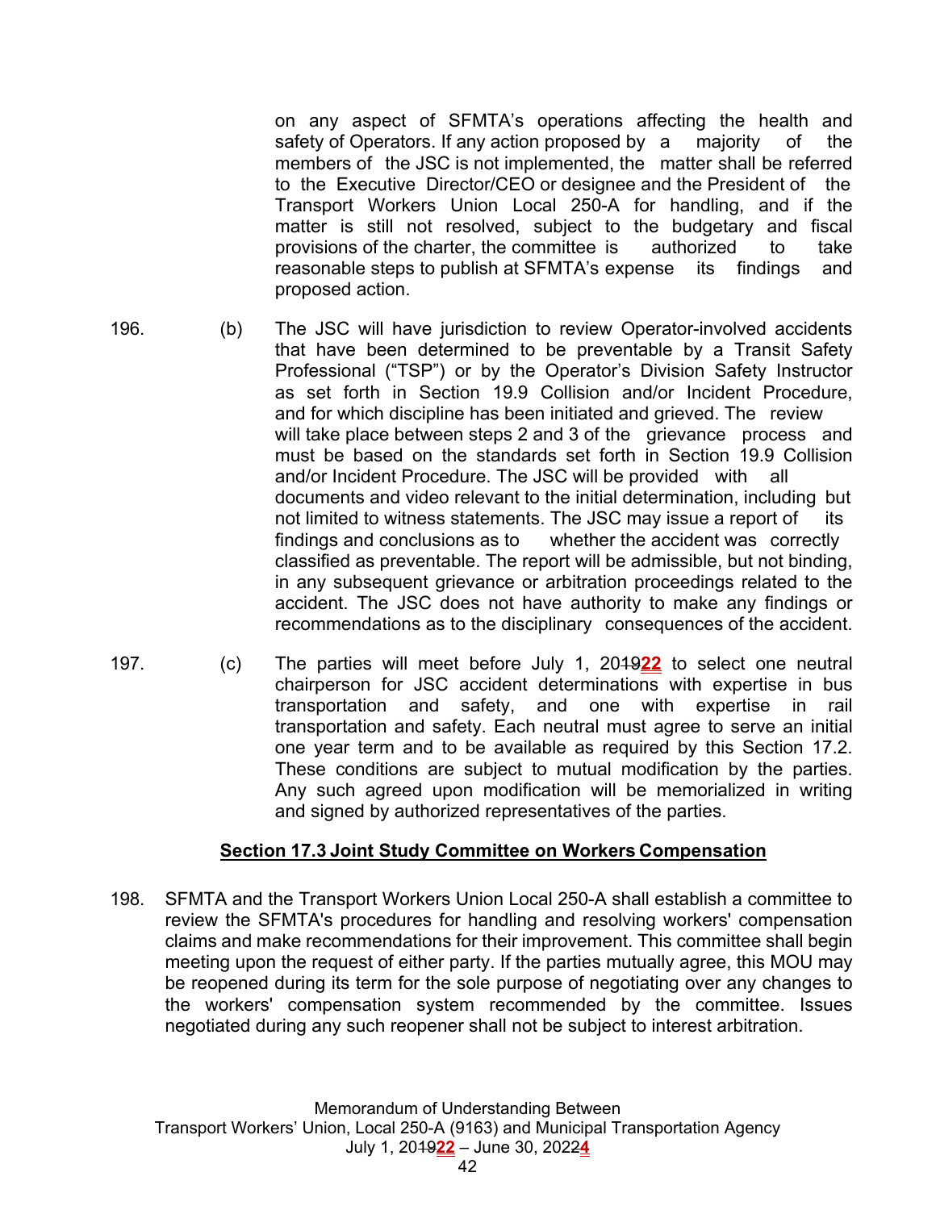on any aspect of SFMTA's operations affecting the health and safety of Operators. If any action proposed by a majority of the members of the JSC is not implemented, the matter shall be referred to the Executive Director/CEO or designee and the President of the Transport Workers Union Local 250-A for handling, and if the matter is still not resolved, subject to the budgetary and fiscal provisions of the charter, the committee is authorized to take reasonable steps to publish at SFMTA's expense its findings and proposed action.

196. (b) The JSC will have jurisdiction to review Operator-involved accidents that have been determined to be preventable by a Transit Safety Professional ("TSP") or by the Operator's Division Safety Instructor as set forth in Section 19.9 Collision and/or Incident Procedure, and for which discipline has been initiated and grieved. The review will take place between steps 2 and 3 of the grievance process and must be based on the standards set forth in Section 19.9 Collision and/or Incident Procedure. The JSC will be provided with all documents and video relevant to the initial determination, including but not limited to witness statements. The JSC may issue a report of its findings and conclusions as to whether the accident was correctly classified as preventable. The report will be admissible, but not binding, in any subsequent grievance or arbitration proceedings related to the accident. The JSC does not have authority to make any findings or recommendations as to the disciplinary consequences of the accident.

197. (c) The parties will meet before July 1, 20~~19~~**22** to select one neutral chairperson for JSC accident determinations with expertise in bus transportation and safety, and one with expertise in rail transportation and safety. Each neutral must agree to serve an initial one year term and to be available as required by this Section 17.2. These conditions are subject to mutual modification by the parties. Any such agreed upon modification will be memorialized in writing and signed by authorized representatives of the parties.

## Section 17.3 Joint Study Committee on Workers Compensation

198. SFMTA and the Transport Workers Union Local 250-A shall establish a committee to review the SFMTA's procedures for handling and resolving workers' compensation claims and make recommendations for their improvement. This committee shall begin meeting upon the request of either party. If the parties mutually agree, this MOU may be reopened during its term for the sole purpose of negotiating over any changes to the workers' compensation system recommended by the committee. Issues negotiated during any such reopener shall not be subject to interest arbitration.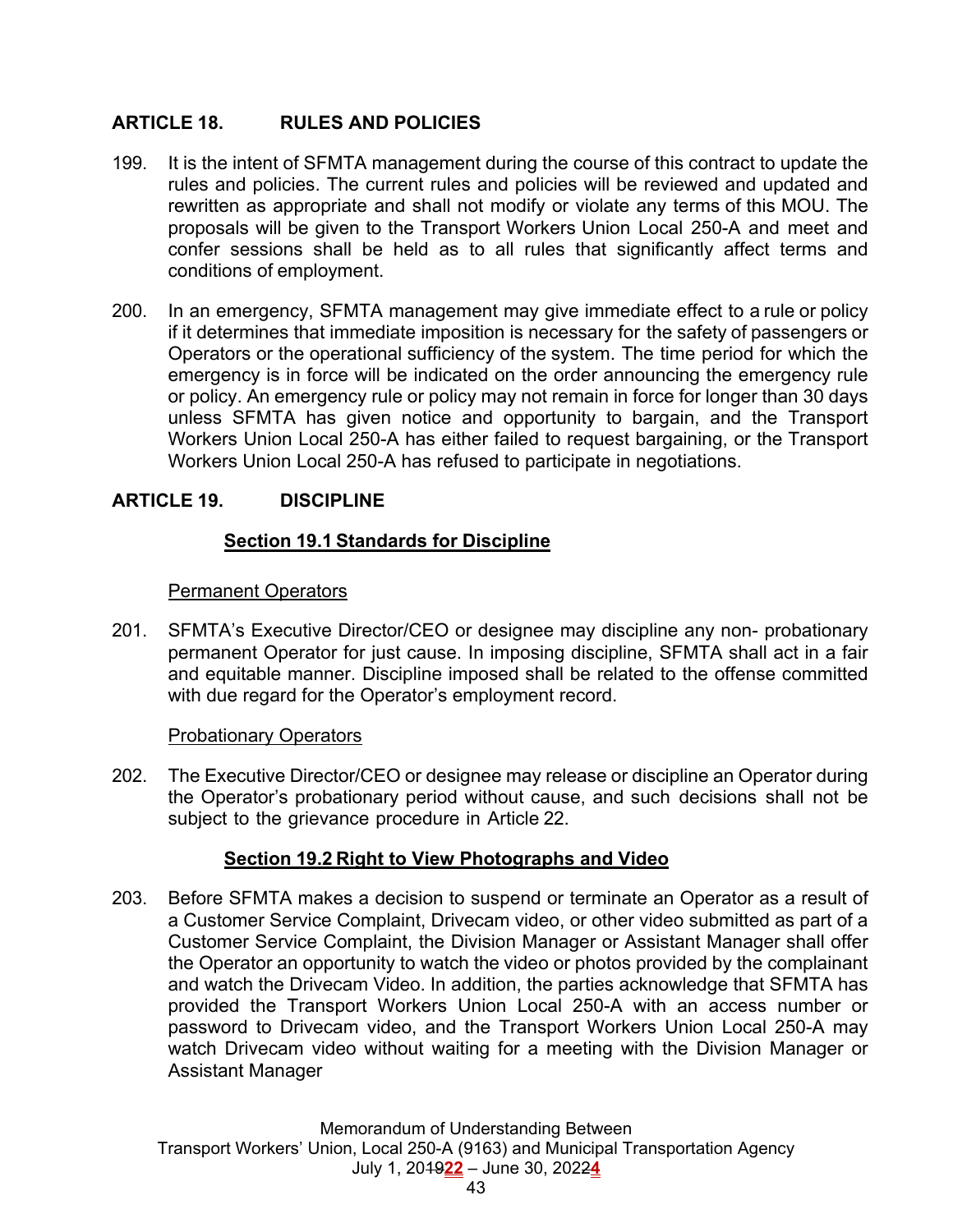## ARTICLE 18. RULES AND POLICIES

199. It is the intent of SFMTA management during the course of this contract to update the rules and policies. The current rules and policies will be reviewed and updated and rewritten as appropriate and shall not modify or violate any terms of this MOU. The proposals will be given to the Transport Workers Union Local 250-A and meet and confer sessions shall be held as to all rules that significantly affect terms and conditions of employment.

200. In an emergency, SFMTA management may give immediate effect to a rule or policy if it determines that immediate imposition is necessary for the safety of passengers or Operators or the operational sufficiency of the system. The time period for which the emergency is in force will be indicated on the order announcing the emergency rule or policy. An emergency rule or policy may not remain in force for longer than 30 days unless SFMTA has given notice and opportunity to bargain, and the Transport Workers Union Local 250-A has either failed to request bargaining, or the Transport Workers Union Local 250-A has refused to participate in negotiations.

## ARTICLE 19. DISCIPLINE

### Section 19.1 Standards for Discipline

Permanent Operators

201. SFMTA's Executive Director/CEO or designee may discipline any non- probationary permanent Operator for just cause. In imposing discipline, SFMTA shall act in a fair and equitable manner. Discipline imposed shall be related to the offense committed with due regard for the Operator's employment record.

Probationary Operators

202. The Executive Director/CEO or designee may release or discipline an Operator during the Operator's probationary period without cause, and such decisions shall not be subject to the grievance procedure in Article 22.

### Section 19.2 Right to View Photographs and Video

203. Before SFMTA makes a decision to suspend or terminate an Operator as a result of a Customer Service Complaint, Drivecam video, or other video submitted as part of a Customer Service Complaint, the Division Manager or Assistant Manager shall offer the Operator an opportunity to watch the video or photos provided by the complainant and watch the Drivecam Video. In addition, the parties acknowledge that SFMTA has provided the Transport Workers Union Local 250-A with an access number or password to Drivecam video, and the Transport Workers Union Local 250-A may watch Drivecam video without waiting for a meeting with the Division Manager or Assistant Manager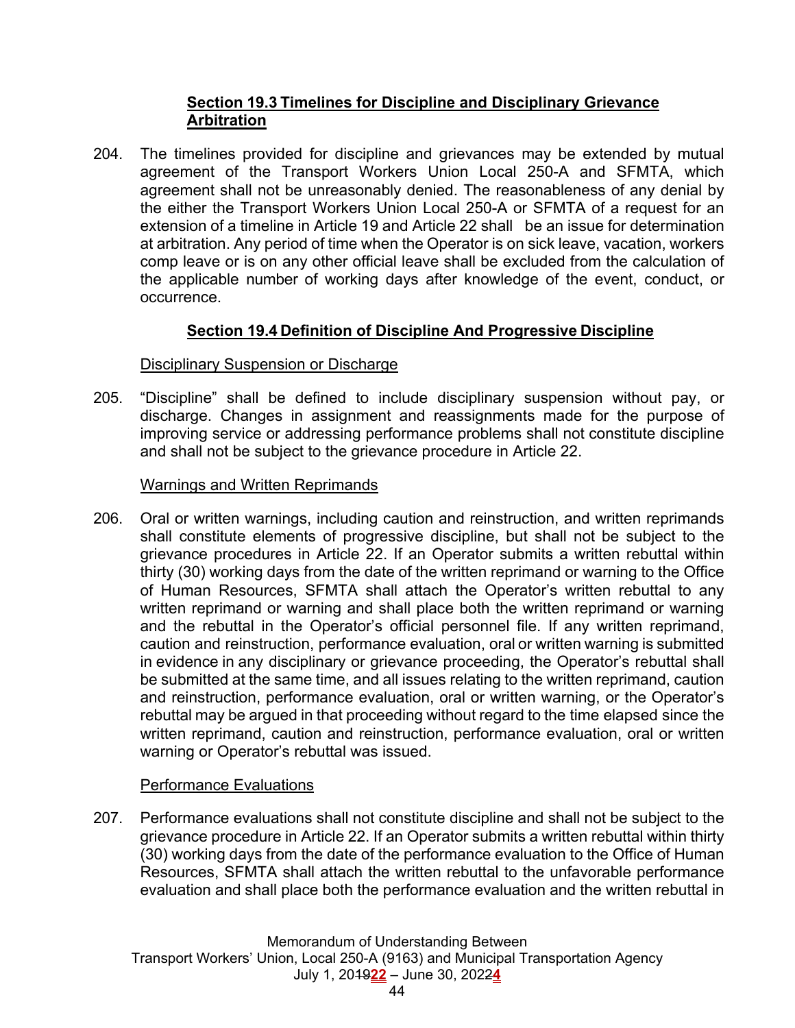**Section 19.3 Timelines for Discipline and Disciplinary Grievance Arbitration**

204. The timelines provided for discipline and grievances may be extended by mutual agreement of the Transport Workers Union Local 250-A and SFMTA, which agreement shall not be unreasonably denied. The reasonableness of any denial by the either the Transport Workers Union Local 250-A or SFMTA of a request for an extension of a timeline in Article 19 and Article 22 shall be an issue for determination at arbitration. Any period of time when the Operator is on sick leave, vacation, workers comp leave or is on any other official leave shall be excluded from the calculation of the applicable number of working days after knowledge of the event, conduct, or occurrence.

**Section 19.4 Definition of Discipline And Progressive Discipline**

Disciplinary Suspension or Discharge

205. "Discipline" shall be defined to include disciplinary suspension without pay, or discharge. Changes in assignment and reassignments made for the purpose of improving service or addressing performance problems shall not constitute discipline and shall not be subject to the grievance procedure in Article 22.

Warnings and Written Reprimands

206. Oral or written warnings, including caution and reinstruction, and written reprimands shall constitute elements of progressive discipline, but shall not be subject to the grievance procedures in Article 22. If an Operator submits a written rebuttal within thirty (30) working days from the date of the written reprimand or warning to the Office of Human Resources, SFMTA shall attach the Operator's written rebuttal to any written reprimand or warning and shall place both the written reprimand or warning and the rebuttal in the Operator's official personnel file. If any written reprimand, caution and reinstruction, performance evaluation, oral or written warning is submitted in evidence in any disciplinary or grievance proceeding, the Operator's rebuttal shall be submitted at the same time, and all issues relating to the written reprimand, caution and reinstruction, performance evaluation, oral or written warning, or the Operator's rebuttal may be argued in that proceeding without regard to the time elapsed since the written reprimand, caution and reinstruction, performance evaluation, oral or written warning or Operator's rebuttal was issued.

Performance Evaluations

207. Performance evaluations shall not constitute discipline and shall not be subject to the grievance procedure in Article 22. If an Operator submits a written rebuttal within thirty (30) working days from the date of the performance evaluation to the Office of Human Resources, SFMTA shall attach the written rebuttal to the unfavorable performance evaluation and shall place both the performance evaluation and the written rebuttal in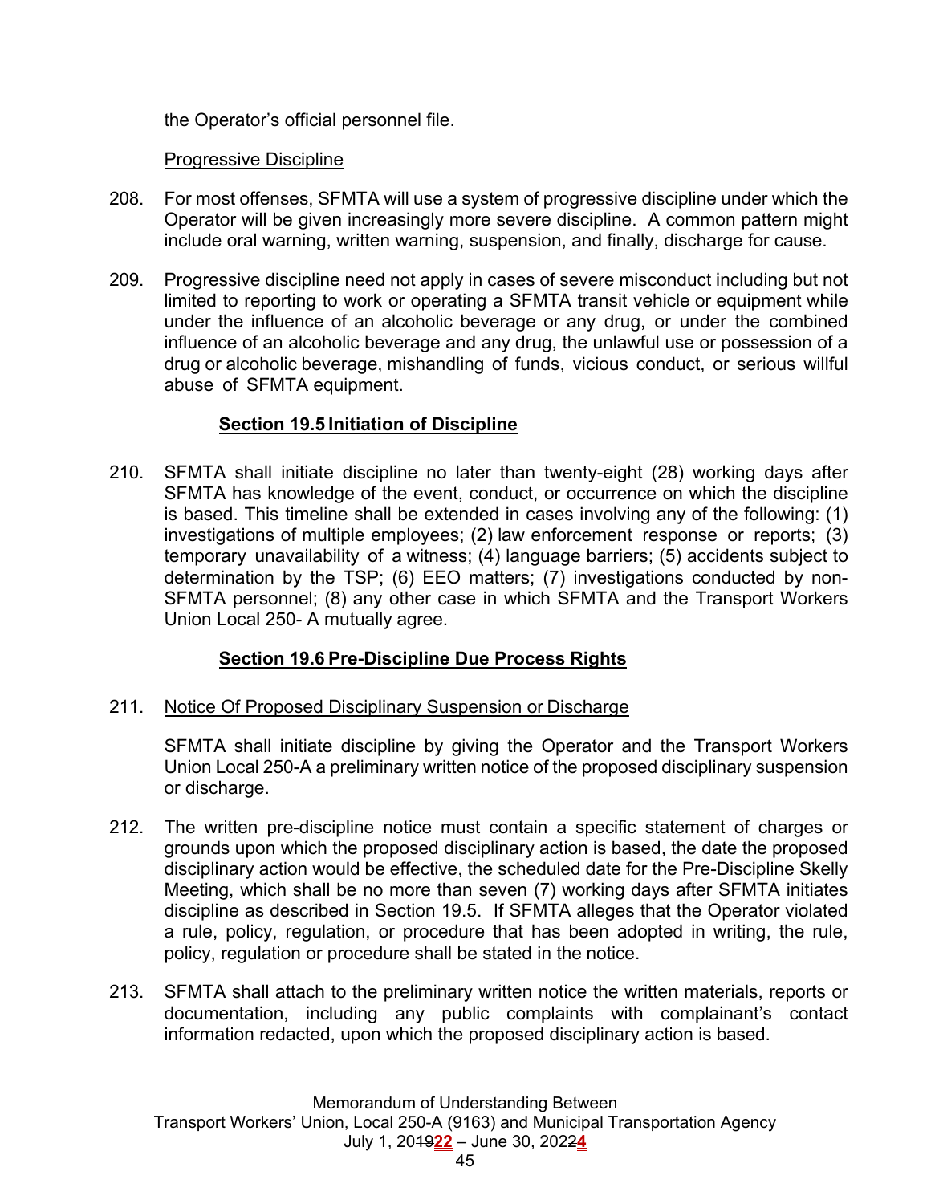the Operator's official personnel file.

Progressive Discipline

208. For most offenses, SFMTA will use a system of progressive discipline under which the Operator will be given increasingly more severe discipline. A common pattern might include oral warning, written warning, suspension, and finally, discharge for cause.

209. Progressive discipline need not apply in cases of severe misconduct including but not limited to reporting to work or operating a SFMTA transit vehicle or equipment while under the influence of an alcoholic beverage or any drug, or under the combined influence of an alcoholic beverage and any drug, the unlawful use or possession of a drug or alcoholic beverage, mishandling of funds, vicious conduct, or serious willful abuse of SFMTA equipment.

## Section 19.5 Initiation of Discipline

210. SFMTA shall initiate discipline no later than twenty-eight (28) working days after SFMTA has knowledge of the event, conduct, or occurrence on which the discipline is based. This timeline shall be extended in cases involving any of the following: (1) investigations of multiple employees; (2) law enforcement response or reports; (3) temporary unavailability of a witness; (4) language barriers; (5) accidents subject to determination by the TSP; (6) EEO matters; (7) investigations conducted by non-SFMTA personnel; (8) any other case in which SFMTA and the Transport Workers Union Local 250- A mutually agree.

## Section 19.6 Pre-Discipline Due Process Rights

211. Notice Of Proposed Disciplinary Suspension or Discharge

SFMTA shall initiate discipline by giving the Operator and the Transport Workers Union Local 250-A a preliminary written notice of the proposed disciplinary suspension or discharge.

212. The written pre-discipline notice must contain a specific statement of charges or grounds upon which the proposed disciplinary action is based, the date the proposed disciplinary action would be effective, the scheduled date for the Pre-Discipline Skelly Meeting, which shall be no more than seven (7) working days after SFMTA initiates discipline as described in Section 19.5. If SFMTA alleges that the Operator violated a rule, policy, regulation, or procedure that has been adopted in writing, the rule, policy, regulation or procedure shall be stated in the notice.

213. SFMTA shall attach to the preliminary written notice the written materials, reports or documentation, including any public complaints with complainant's contact information redacted, upon which the proposed disciplinary action is based.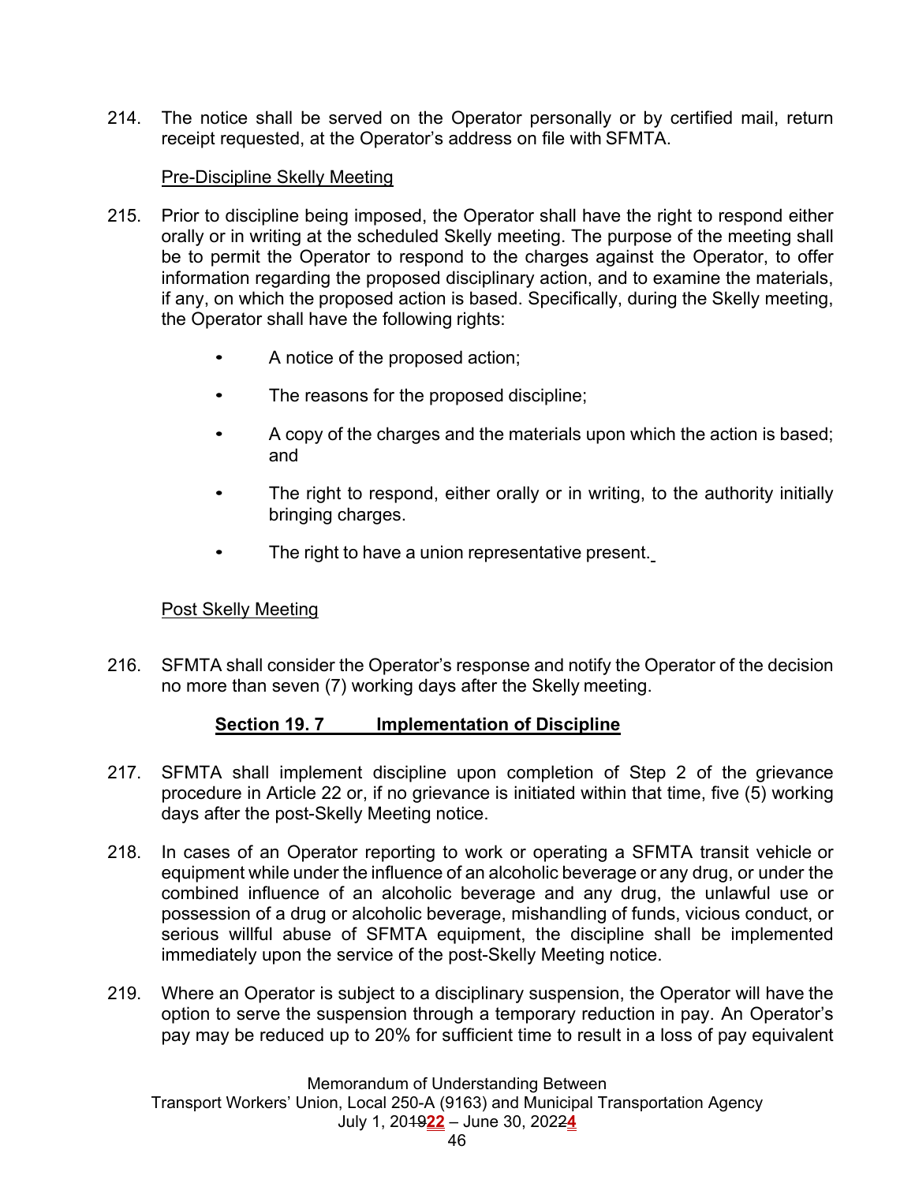214. The notice shall be served on the Operator personally or by certified mail, return receipt requested, at the Operator's address on file with SFMTA.

Pre-Discipline Skelly Meeting

215. Prior to discipline being imposed, the Operator shall have the right to respond either orally or in writing at the scheduled Skelly meeting. The purpose of the meeting shall be to permit the Operator to respond to the charges against the Operator, to offer information regarding the proposed disciplinary action, and to examine the materials, if any, on which the proposed action is based. Specifically, during the Skelly meeting, the Operator shall have the following rights:

- A notice of the proposed action;
- The reasons for the proposed discipline;
- A copy of the charges and the materials upon which the action is based; and
- The right to respond, either orally or in writing, to the authority initially bringing charges.
- The right to have a union representative present.

Post Skelly Meeting

216. SFMTA shall consider the Operator's response and notify the Operator of the decision no more than seven (7) working days after the Skelly meeting.

### Section 19. 7 Implementation of Discipline

217. SFMTA shall implement discipline upon completion of Step 2 of the grievance procedure in Article 22 or, if no grievance is initiated within that time, five (5) working days after the post-Skelly Meeting notice.

218. In cases of an Operator reporting to work or operating a SFMTA transit vehicle or equipment while under the influence of an alcoholic beverage or any drug, or under the combined influence of an alcoholic beverage and any drug, the unlawful use or possession of a drug or alcoholic beverage, mishandling of funds, vicious conduct, or serious willful abuse of SFMTA equipment, the discipline shall be implemented immediately upon the service of the post-Skelly Meeting notice.

219. Where an Operator is subject to a disciplinary suspension, the Operator will have the option to serve the suspension through a temporary reduction in pay. An Operator's pay may be reduced up to 20% for sufficient time to result in a loss of pay equivalent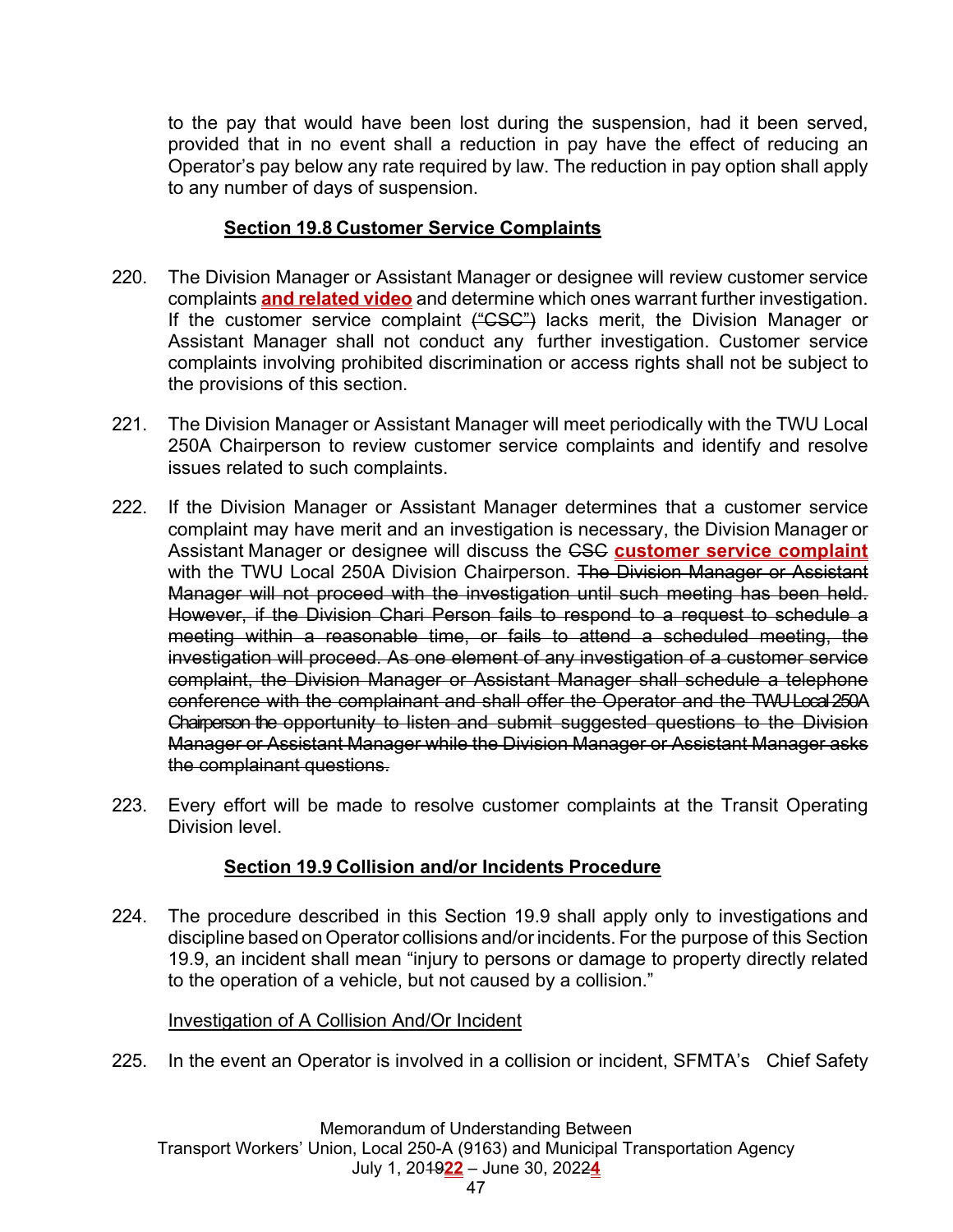to the pay that would have been lost during the suspension, had it been served, provided that in no event shall a reduction in pay have the effect of reducing an Operator's pay below any rate required by law. The reduction in pay option shall apply to any number of days of suspension.

## Section 19.8 Customer Service Complaints

220. The Division Manager or Assistant Manager or designee will review customer service complaints **and related video** and determine which ones warrant further investigation. If the customer service complaint ~~("CSC")~~ lacks merit, the Division Manager or Assistant Manager shall not conduct any further investigation. Customer service complaints involving prohibited discrimination or access rights shall not be subject to the provisions of this section.

221. The Division Manager or Assistant Manager will meet periodically with the TWU Local 250A Chairperson to review customer service complaints and identify and resolve issues related to such complaints.

222. If the Division Manager or Assistant Manager determines that a customer service complaint may have merit and an investigation is necessary, the Division Manager or Assistant Manager or designee will discuss the ~~CSC~~ **customer service complaint** with the TWU Local 250A Division Chairperson. ~~The Division Manager or Assistant Manager will not proceed with the investigation until such meeting has been held. However, if the Division Chari Person fails to respond to a request to schedule a meeting within a reasonable time, or fails to attend a scheduled meeting, the investigation will proceed. As one element of any investigation of a customer service complaint, the Division Manager or Assistant Manager shall schedule a telephone conference with the complainant and shall offer the Operator and the TWU Local 250A Chairperson the opportunity to listen and submit suggested questions to the Division Manager or Assistant Manager while the Division Manager or Assistant Manager asks the complainant questions.~~

223. Every effort will be made to resolve customer complaints at the Transit Operating Division level.

## Section 19.9 Collision and/or Incidents Procedure

224. The procedure described in this Section 19.9 shall apply only to investigations and discipline based on Operator collisions and/or incidents. For the purpose of this Section 19.9, an incident shall mean "injury to persons or damage to property directly related to the operation of a vehicle, but not caused by a collision."

Investigation of A Collision And/Or Incident

225. In the event an Operator is involved in a collision or incident, SFMTA's Chief Safety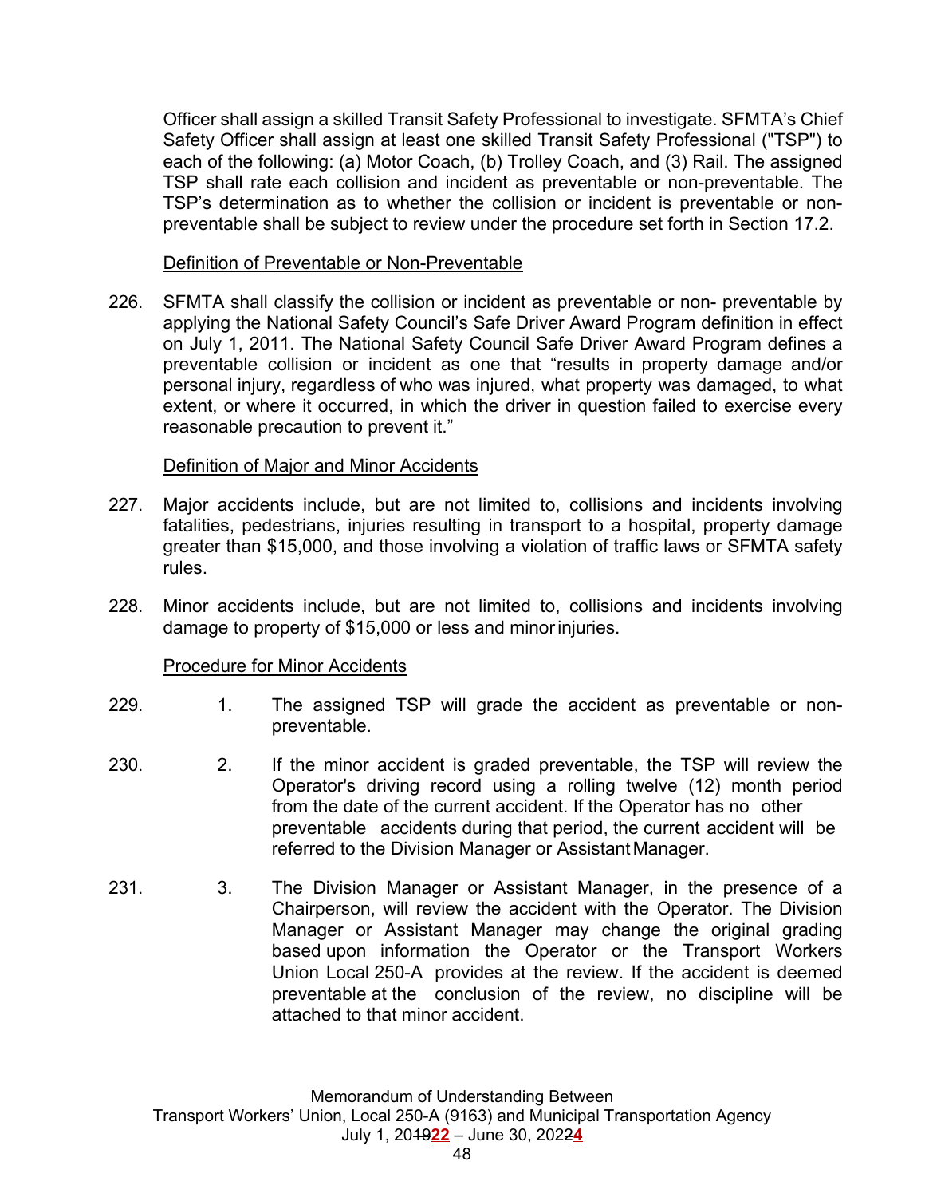Officer shall assign a skilled Transit Safety Professional to investigate. SFMTA's Chief Safety Officer shall assign at least one skilled Transit Safety Professional ("TSP") to each of the following: (a) Motor Coach, (b) Trolley Coach, and (3) Rail. The assigned TSP shall rate each collision and incident as preventable or non-preventable. The TSP's determination as to whether the collision or incident is preventable or non-preventable shall be subject to review under the procedure set forth in Section 17.2.

Definition of Preventable or Non-Preventable

226. SFMTA shall classify the collision or incident as preventable or non- preventable by applying the National Safety Council's Safe Driver Award Program definition in effect on July 1, 2011. The National Safety Council Safe Driver Award Program defines a preventable collision or incident as one that "results in property damage and/or personal injury, regardless of who was injured, what property was damaged, to what extent, or where it occurred, in which the driver in question failed to exercise every reasonable precaution to prevent it."

Definition of Major and Minor Accidents

227. Major accidents include, but are not limited to, collisions and incidents involving fatalities, pedestrians, injuries resulting in transport to a hospital, property damage greater than $15,000, and those involving a violation of traffic laws or SFMTA safety rules.

228. Minor accidents include, but are not limited to, collisions and incidents involving damage to property of $15,000 or less and minor injuries.

Procedure for Minor Accidents

229. 1. The assigned TSP will grade the accident as preventable or non-preventable.

230. 2. If the minor accident is graded preventable, the TSP will review the Operator's driving record using a rolling twelve (12) month period from the date of the current accident. If the Operator has no other preventable accidents during that period, the current accident will be referred to the Division Manager or Assistant Manager.

231. 3. The Division Manager or Assistant Manager, in the presence of a Chairperson, will review the accident with the Operator. The Division Manager or Assistant Manager may change the original grading based upon information the Operator or the Transport Workers Union Local 250-A provides at the review. If the accident is deemed preventable at the conclusion of the review, no discipline will be attached to that minor accident.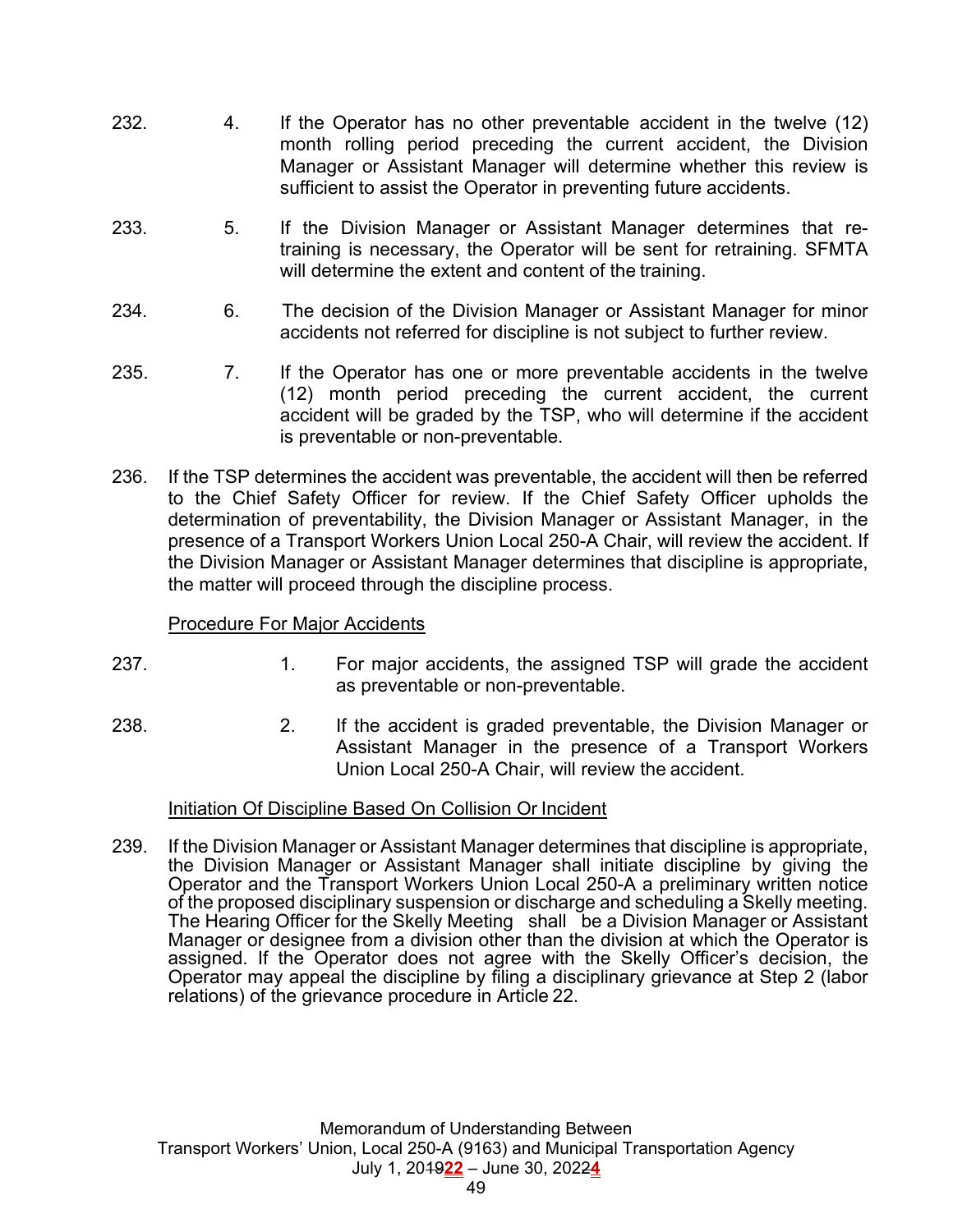232. 4. If the Operator has no other preventable accident in the twelve (12) month rolling period preceding the current accident, the Division Manager or Assistant Manager will determine whether this review is sufficient to assist the Operator in preventing future accidents.

233. 5. If the Division Manager or Assistant Manager determines that re-training is necessary, the Operator will be sent for retraining. SFMTA will determine the extent and content of the training.

234. 6. The decision of the Division Manager or Assistant Manager for minor accidents not referred for discipline is not subject to further review.

235. 7. If the Operator has one or more preventable accidents in the twelve (12) month period preceding the current accident, the current accident will be graded by the TSP, who will determine if the accident is preventable or non-preventable.

236. If the TSP determines the accident was preventable, the accident will then be referred to the Chief Safety Officer for review. If the Chief Safety Officer upholds the determination of preventability, the Division Manager or Assistant Manager, in the presence of a Transport Workers Union Local 250-A Chair, will review the accident. If the Division Manager or Assistant Manager determines that discipline is appropriate, the matter will proceed through the discipline process.

Procedure For Major Accidents

237. 1. For major accidents, the assigned TSP will grade the accident as preventable or non-preventable.

238. 2. If the accident is graded preventable, the Division Manager or Assistant Manager in the presence of a Transport Workers Union Local 250-A Chair, will review the accident.

Initiation Of Discipline Based On Collision Or Incident

239. If the Division Manager or Assistant Manager determines that discipline is appropriate, the Division Manager or Assistant Manager shall initiate discipline by giving the Operator and the Transport Workers Union Local 250-A a preliminary written notice of the proposed disciplinary suspension or discharge and scheduling a Skelly meeting. The Hearing Officer for the Skelly Meeting shall be a Division Manager or Assistant Manager or designee from a division other than the division at which the Operator is assigned. If the Operator does not agree with the Skelly Officer's decision, the Operator may appeal the discipline by filing a disciplinary grievance at Step 2 (labor relations) of the grievance procedure in Article 22.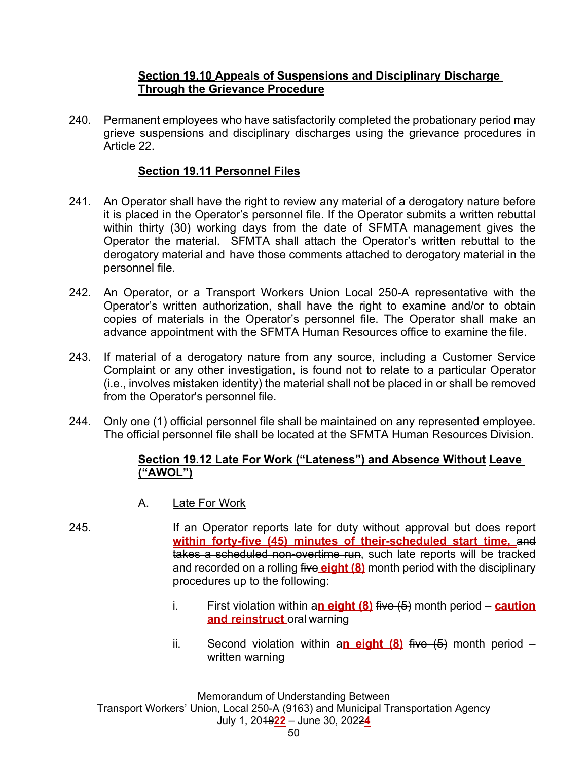### Section 19.10 Appeals of Suspensions and Disciplinary Discharge Through the Grievance Procedure

240. Permanent employees who have satisfactorily completed the probationary period may grieve suspensions and disciplinary discharges using the grievance procedures in Article 22.

### Section 19.11 Personnel Files

241. An Operator shall have the right to review any material of a derogatory nature before it is placed in the Operator's personnel file. If the Operator submits a written rebuttal within thirty (30) working days from the date of SFMTA management gives the Operator the material. SFMTA shall attach the Operator's written rebuttal to the derogatory material and have those comments attached to derogatory material in the personnel file.

242. An Operator, or a Transport Workers Union Local 250-A representative with the Operator's written authorization, shall have the right to examine and/or to obtain copies of materials in the Operator's personnel file. The Operator shall make an advance appointment with the SFMTA Human Resources office to examine the file.

243. If material of a derogatory nature from any source, including a Customer Service Complaint or any other investigation, is found not to relate to a particular Operator (i.e., involves mistaken identity) the material shall not be placed in or shall be removed from the Operator's personnel file.

244. Only one (1) official personnel file shall be maintained on any represented employee. The official personnel file shall be located at the SFMTA Human Resources Division.

### Section 19.12 Late For Work ("Lateness") and Absence Without Leave ("AWOL")

A. Late For Work

245. If an Operator reports late for duty without approval but does report **within forty-five (45) minutes of their-scheduled start time,** ~~and takes a scheduled non-overtime run~~, such late reports will be tracked and recorded on a rolling ~~five~~ **eight (8)** month period with the disciplinary procedures up to the following:

i. First violation within a**n eight (8)** ~~five (5)~~ month period – **caution and reinstruct** ~~oral warning~~

ii. Second violation within a**n eight (8)** ~~five (5)~~ month period – written warning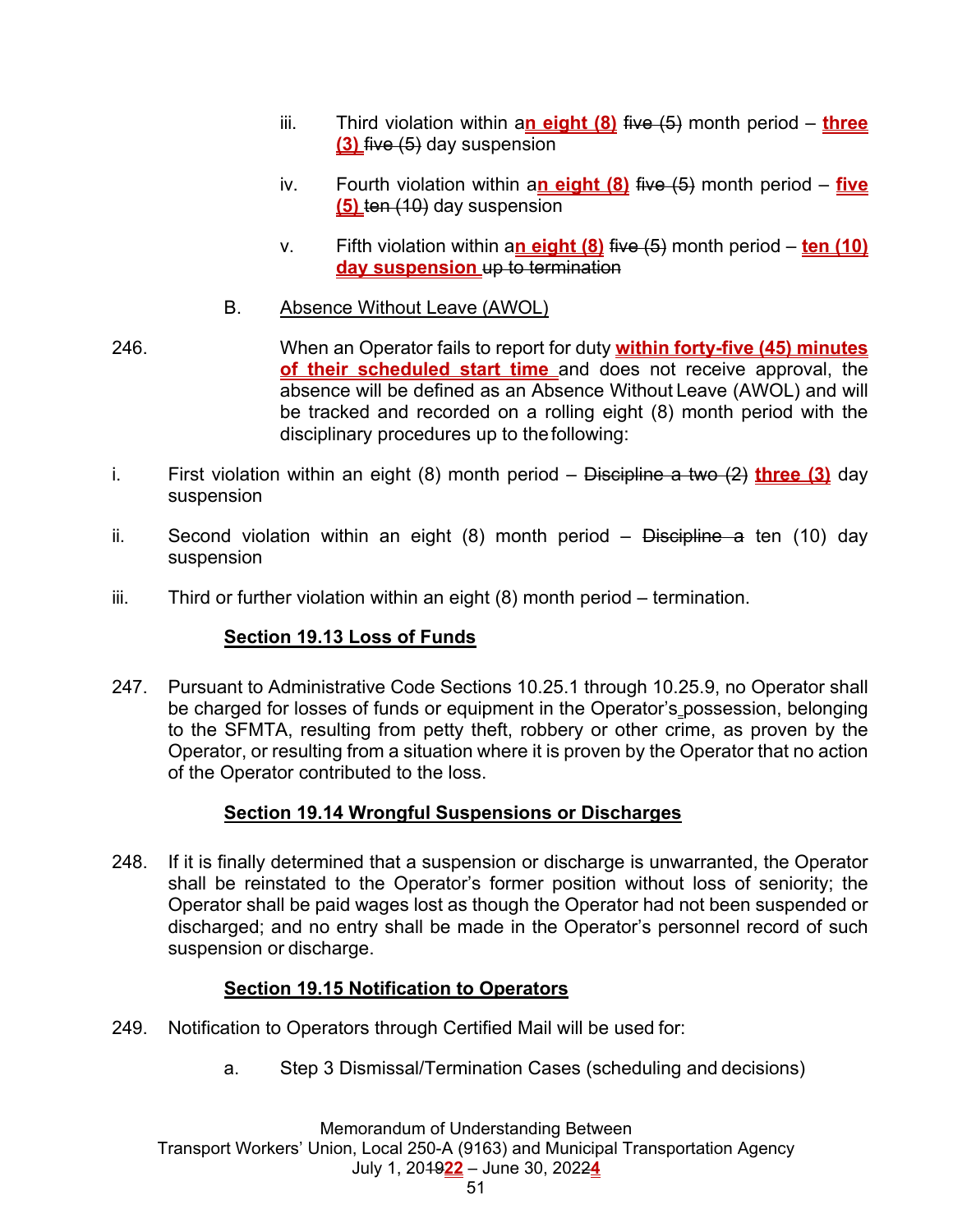iii. Third violation within a~~n eight (8)~~ five (5) month period – three (3) ~~five (5)~~ day suspension

Hmm, need to handle strikethrough vs inserted. Let me restate properly.

iii. Third violation within a**n eight (8)** ~~five (5)~~ month period – **three (3)** ~~five (5)~~ day suspension

iv. Fourth violation within a**n eight (8)** ~~five (5)~~ month period – **five (5)** ~~ten (10)~~ day suspension

v. Fifth violation within a**n eight (8)** ~~five (5)~~ month period – **ten (10) day suspension** ~~up to termination~~

B. Absence Without Leave (AWOL)

246. When an Operator fails to report for duty **within forty-five (45) minutes of their scheduled start time** and does not receive approval, the absence will be defined as an Absence Without Leave (AWOL) and will be tracked and recorded on a rolling eight (8) month period with the disciplinary procedures up to the following:

i. First violation within an eight (8) month period – ~~Discipline a two (2)~~ **three (3)** day suspension

ii. Second violation within an eight (8) month period – ~~Discipline a~~ ten (10) day suspension

iii. Third or further violation within an eight (8) month period – termination.

## Section 19.13 Loss of Funds

247. Pursuant to Administrative Code Sections 10.25.1 through 10.25.9, no Operator shall be charged for losses of funds or equipment in the Operator's possession, belonging to the SFMTA, resulting from petty theft, robbery or other crime, as proven by the Operator, or resulting from a situation where it is proven by the Operator that no action of the Operator contributed to the loss.

## Section 19.14 Wrongful Suspensions or Discharges

248. If it is finally determined that a suspension or discharge is unwarranted, the Operator shall be reinstated to the Operator's former position without loss of seniority; the Operator shall be paid wages lost as though the Operator had not been suspended or discharged; and no entry shall be made in the Operator's personnel record of such suspension or discharge.

## Section 19.15 Notification to Operators

249. Notification to Operators through Certified Mail will be used for:

a. Step 3 Dismissal/Termination Cases (scheduling and decisions)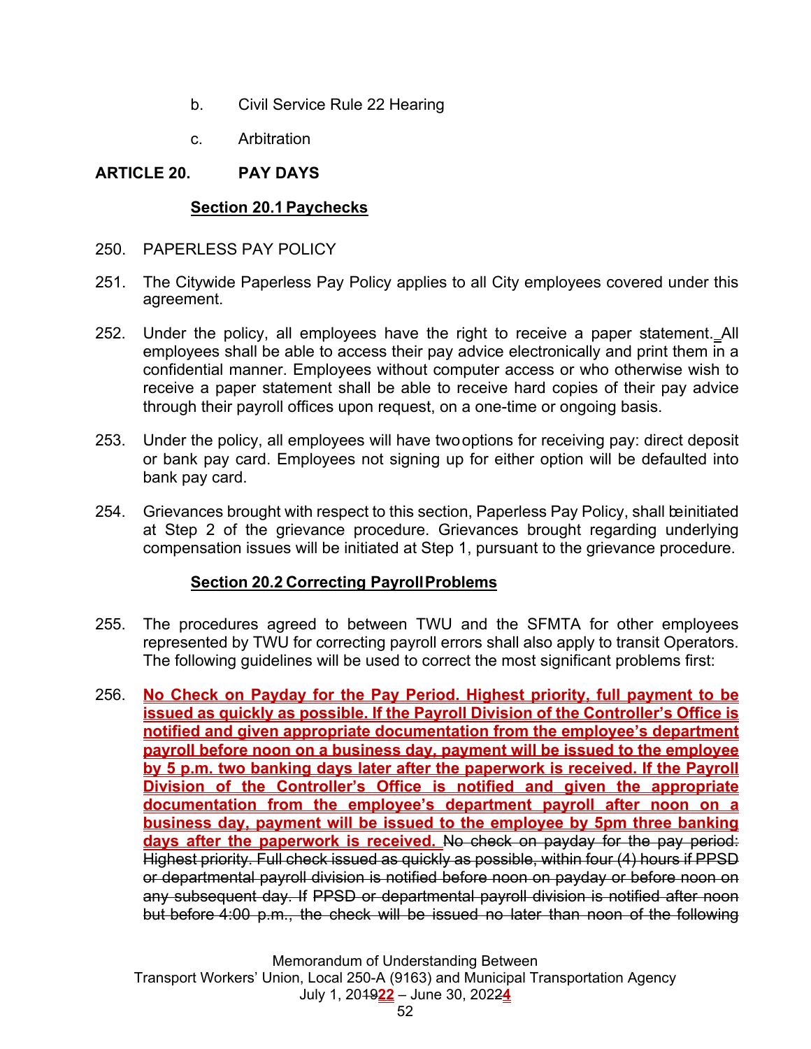b. Civil Service Rule 22 Hearing

c. Arbitration

## ARTICLE 20. PAY DAYS

### Section 20.1 Paychecks

250. PAPERLESS PAY POLICY

251. The Citywide Paperless Pay Policy applies to all City employees covered under this agreement.

252. Under the policy, all employees have the right to receive a paper statement. All employees shall be able to access their pay advice electronically and print them in a confidential manner. Employees without computer access or who otherwise wish to receive a paper statement shall be able to receive hard copies of their pay advice through their payroll offices upon request, on a one-time or ongoing basis.

253. Under the policy, all employees will have two options for receiving pay: direct deposit or bank pay card. Employees not signing up for either option will be defaulted into bank pay card.

254. Grievances brought with respect to this section, Paperless Pay Policy, shall be initiated at Step 2 of the grievance procedure. Grievances brought regarding underlying compensation issues will be initiated at Step 1, pursuant to the grievance procedure.

### Section 20.2 Correcting Payroll Problems

255. The procedures agreed to between TWU and the SFMTA for other employees represented by TWU for correcting payroll errors shall also apply to transit Operators. The following guidelines will be used to correct the most significant problems first:

256. **No Check on Payday for the Pay Period. Highest priority, full payment to be issued as quickly as possible. If the Payroll Division of the Controller's Office is notified and given appropriate documentation from the employee's department payroll before noon on a business day, payment will be issued to the employee by 5 p.m. two banking days later after the paperwork is received. If the Payroll Division of the Controller's Office is notified and given the appropriate documentation from the employee's department payroll after noon on a business day, payment will be issued to the employee by 5pm three banking days after the paperwork is received.** ~~No check on payday for the pay period: Highest priority. Full check issued as quickly as possible, within four (4) hours if PPSD or departmental payroll division is notified before noon on payday or before noon on any subsequent day. If PPSD or departmental payroll division is notified after noon but before 4:00 p.m., the check will be issued no later than noon of the following~~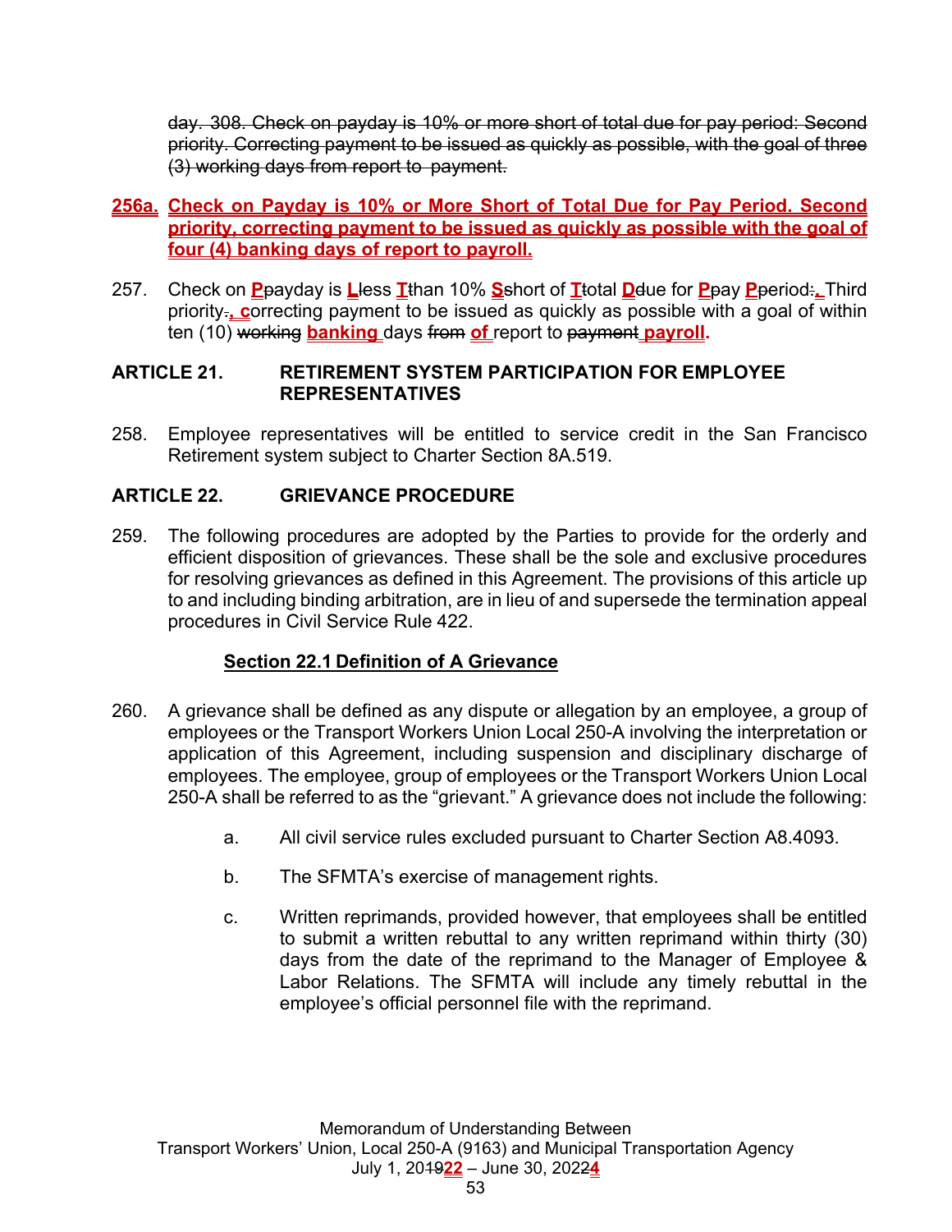~~day. 308. Check on payday is 10% or more short of total due for pay period: Second priority. Correcting payment to be issued as quickly as possible, with the goal of three (3) working days from report to payment.~~

**256a. Check on Payday is 10% or More Short of Total Due for Pay Period. Second priority, correcting payment to be issued as quickly as possible with the goal of four (4) banking days of report to payroll.**

257. Check on **P**~~p~~ayday is **L**~~l~~ess **T**~~t~~han 10% **S**~~s~~hort of **T**~~t~~otal **D**~~d~~ue for **P**~~p~~ay **P**~~p~~eriod~~:~~**.** Third priority~~.~~**, c**orrecting payment to be issued as quickly as possible with a goal of within ten (10) ~~working~~ **banking** days ~~from~~ **of** report to ~~payment~~ **payroll.**

## ARTICLE 21. RETIREMENT SYSTEM PARTICIPATION FOR EMPLOYEE REPRESENTATIVES

258. Employee representatives will be entitled to service credit in the San Francisco Retirement system subject to Charter Section 8A.519.

## ARTICLE 22. GRIEVANCE PROCEDURE

259. The following procedures are adopted by the Parties to provide for the orderly and efficient disposition of grievances. These shall be the sole and exclusive procedures for resolving grievances as defined in this Agreement. The provisions of this article up to and including binding arbitration, are in lieu of and supersede the termination appeal procedures in Civil Service Rule 422.

### Section 22.1 Definition of A Grievance

260. A grievance shall be defined as any dispute or allegation by an employee, a group of employees or the Transport Workers Union Local 250-A involving the interpretation or application of this Agreement, including suspension and disciplinary discharge of employees. The employee, group of employees or the Transport Workers Union Local 250-A shall be referred to as the "grievant." A grievance does not include the following:

   a. All civil service rules excluded pursuant to Charter Section A8.4093.

   b. The SFMTA's exercise of management rights.

   c. Written reprimands, provided however, that employees shall be entitled to submit a written rebuttal to any written reprimand within thirty (30) days from the date of the reprimand to the Manager of Employee & Labor Relations. The SFMTA will include any timely rebuttal in the employee's official personnel file with the reprimand.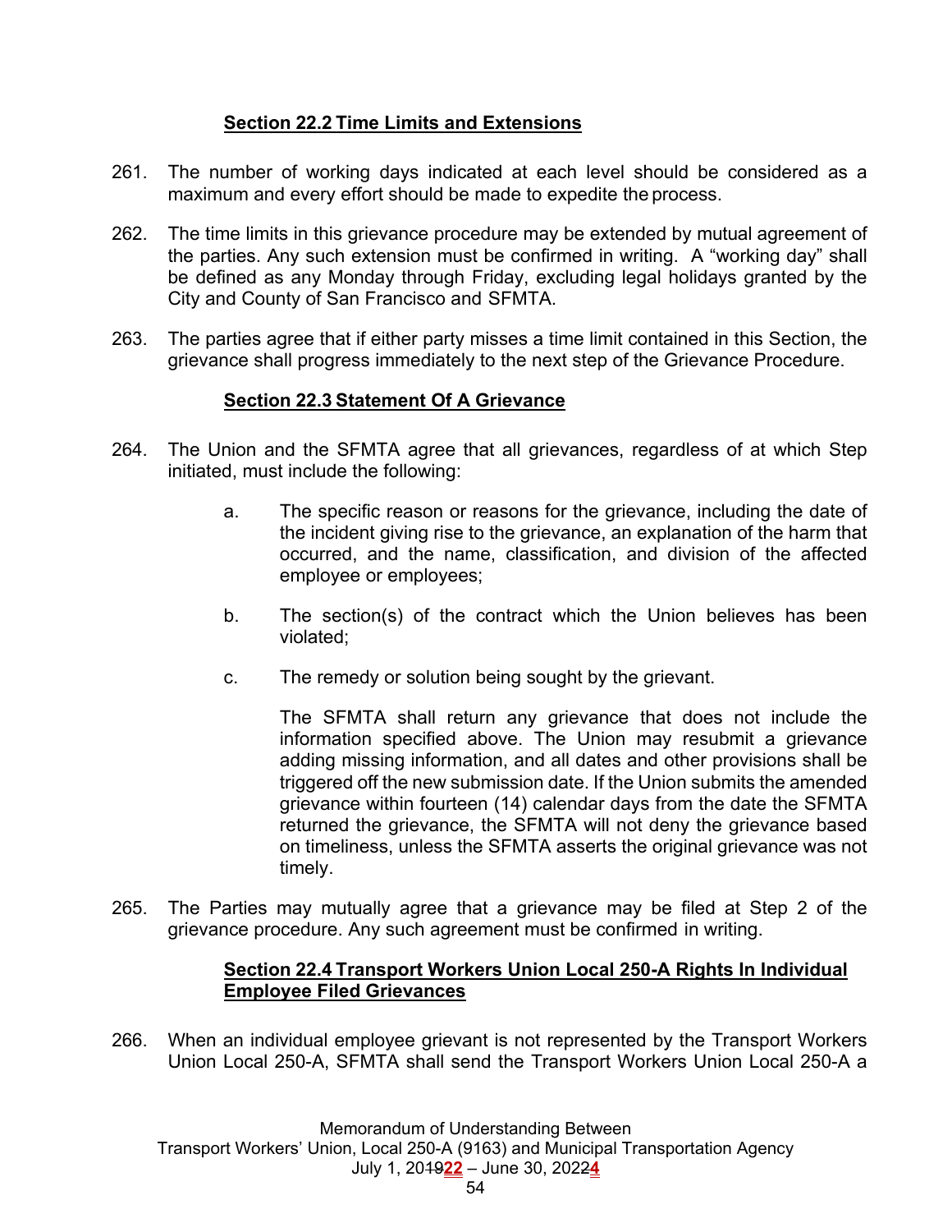**Section 22.2 Time Limits and Extensions**

261. The number of working days indicated at each level should be considered as a maximum and every effort should be made to expedite the process.

262. The time limits in this grievance procedure may be extended by mutual agreement of the parties. Any such extension must be confirmed in writing. A "working day" shall be defined as any Monday through Friday, excluding legal holidays granted by the City and County of San Francisco and SFMTA.

263. The parties agree that if either party misses a time limit contained in this Section, the grievance shall progress immediately to the next step of the Grievance Procedure.

**Section 22.3 Statement Of A Grievance**

264. The Union and the SFMTA agree that all grievances, regardless of at which Step initiated, must include the following:

   a. The specific reason or reasons for the grievance, including the date of the incident giving rise to the grievance, an explanation of the harm that occurred, and the name, classification, and division of the affected employee or employees;

   b. The section(s) of the contract which the Union believes has been violated;

   c. The remedy or solution being sought by the grievant.

   The SFMTA shall return any grievance that does not include the information specified above. The Union may resubmit a grievance adding missing information, and all dates and other provisions shall be triggered off the new submission date. If the Union submits the amended grievance within fourteen (14) calendar days from the date the SFMTA returned the grievance, the SFMTA will not deny the grievance based on timeliness, unless the SFMTA asserts the original grievance was not timely.

265. The Parties may mutually agree that a grievance may be filed at Step 2 of the grievance procedure. Any such agreement must be confirmed in writing.

**Section 22.4 Transport Workers Union Local 250-A Rights In Individual Employee Filed Grievances**

266. When an individual employee grievant is not represented by the Transport Workers Union Local 250-A, SFMTA shall send the Transport Workers Union Local 250-A a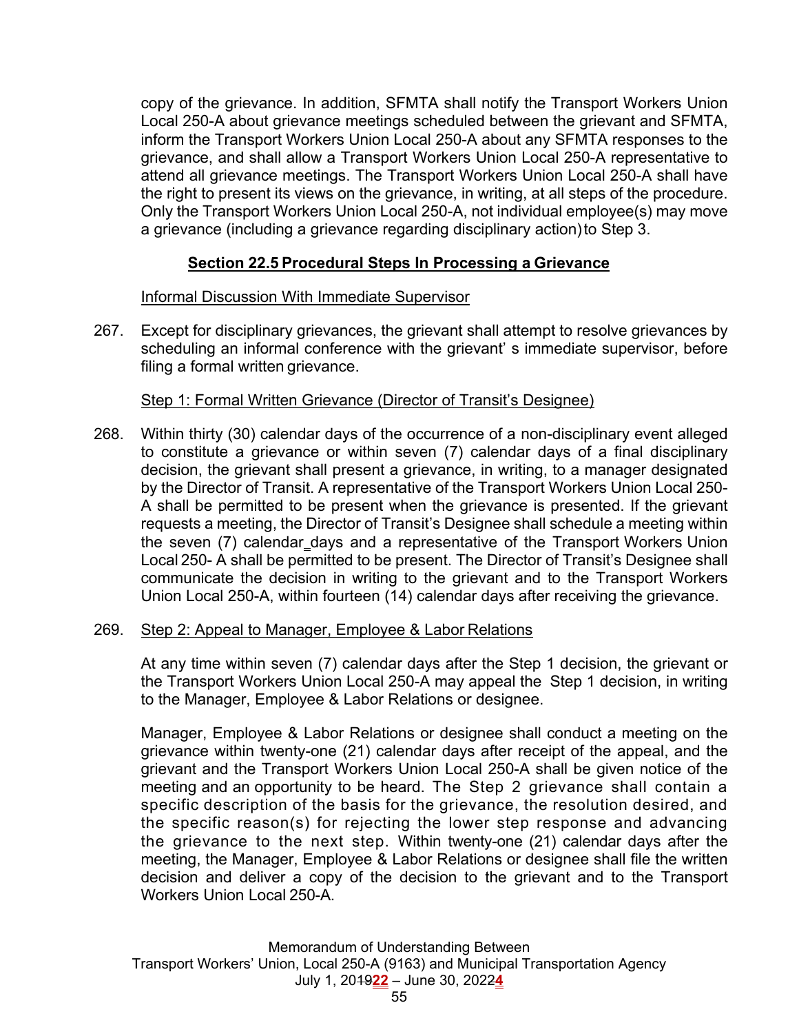copy of the grievance. In addition, SFMTA shall notify the Transport Workers Union Local 250-A about grievance meetings scheduled between the grievant and SFMTA, inform the Transport Workers Union Local 250-A about any SFMTA responses to the grievance, and shall allow a Transport Workers Union Local 250-A representative to attend all grievance meetings. The Transport Workers Union Local 250-A shall have the right to present its views on the grievance, in writing, at all steps of the procedure. Only the Transport Workers Union Local 250-A, not individual employee(s) may move a grievance (including a grievance regarding disciplinary action) to Step 3.

## Section 22.5 Procedural Steps In Processing a Grievance

Informal Discussion With Immediate Supervisor

267. Except for disciplinary grievances, the grievant shall attempt to resolve grievances by scheduling an informal conference with the grievant' s immediate supervisor, before filing a formal written grievance.

Step 1: Formal Written Grievance (Director of Transit's Designee)

268. Within thirty (30) calendar days of the occurrence of a non-disciplinary event alleged to constitute a grievance or within seven (7) calendar days of a final disciplinary decision, the grievant shall present a grievance, in writing, to a manager designated by the Director of Transit. A representative of the Transport Workers Union Local 250-A shall be permitted to be present when the grievance is presented. If the grievant requests a meeting, the Director of Transit's Designee shall schedule a meeting within the seven (7) calendar days and a representative of the Transport Workers Union Local 250- A shall be permitted to be present. The Director of Transit's Designee shall communicate the decision in writing to the grievant and to the Transport Workers Union Local 250-A, within fourteen (14) calendar days after receiving the grievance.

269. Step 2: Appeal to Manager, Employee & Labor Relations

At any time within seven (7) calendar days after the Step 1 decision, the grievant or the Transport Workers Union Local 250-A may appeal the Step 1 decision, in writing to the Manager, Employee & Labor Relations or designee.

Manager, Employee & Labor Relations or designee shall conduct a meeting on the grievance within twenty-one (21) calendar days after receipt of the appeal, and the grievant and the Transport Workers Union Local 250-A shall be given notice of the meeting and an opportunity to be heard. The Step 2 grievance shall contain a specific description of the basis for the grievance, the resolution desired, and the specific reason(s) for rejecting the lower step response and advancing the grievance to the next step. Within twenty-one (21) calendar days after the meeting, the Manager, Employee & Labor Relations or designee shall file the written decision and deliver a copy of the decision to the grievant and to the Transport Workers Union Local 250-A.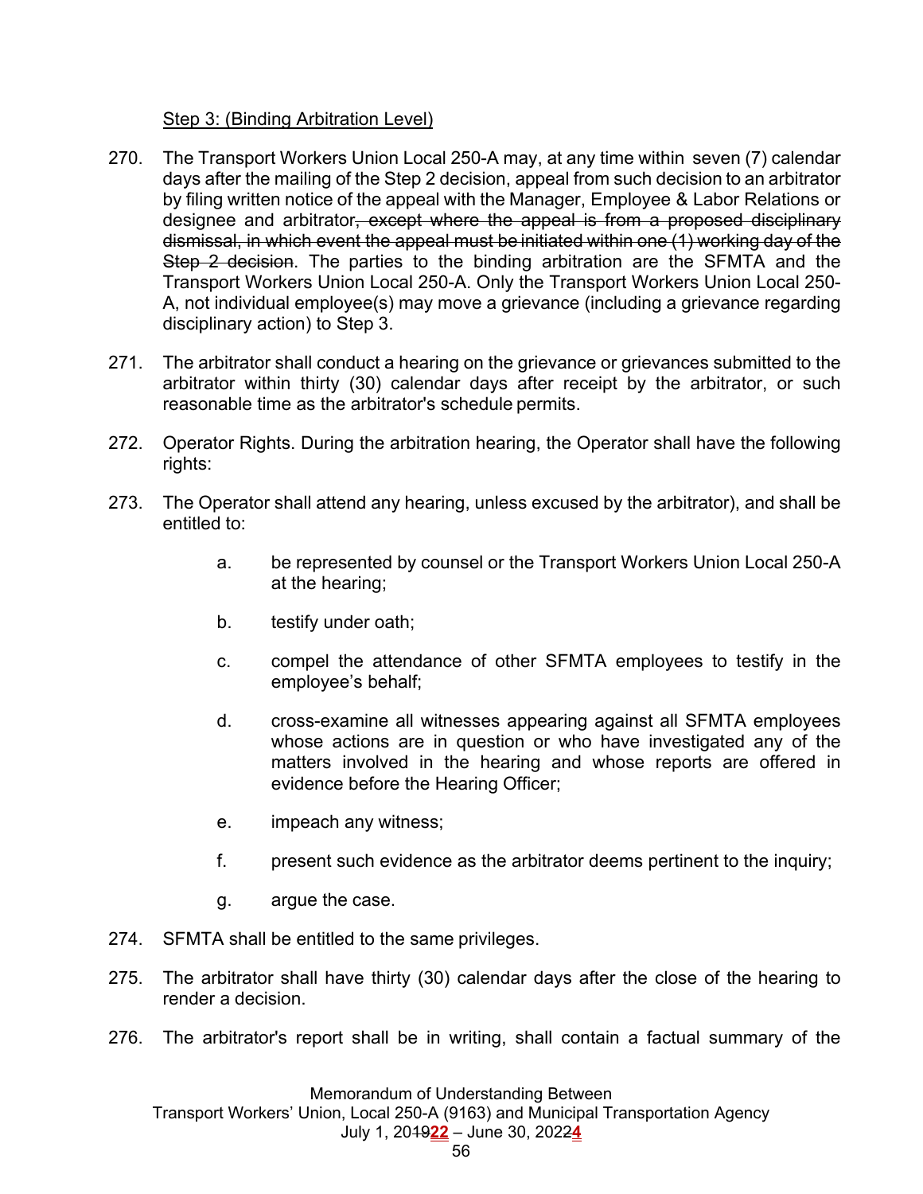Step 3: (Binding Arbitration Level)

270. The Transport Workers Union Local 250-A may, at any time within seven (7) calendar days after the mailing of the Step 2 decision, appeal from such decision to an arbitrator by filing written notice of the appeal with the Manager, Employee & Labor Relations or designee and arbitrator~~, except where the appeal is from a proposed disciplinary dismissal, in which event the appeal must be initiated within one (1) working day of the Step 2 decision~~. The parties to the binding arbitration are the SFMTA and the Transport Workers Union Local 250-A. Only the Transport Workers Union Local 250-A, not individual employee(s) may move a grievance (including a grievance regarding disciplinary action) to Step 3.

271. The arbitrator shall conduct a hearing on the grievance or grievances submitted to the arbitrator within thirty (30) calendar days after receipt by the arbitrator, or such reasonable time as the arbitrator's schedule permits.

272. Operator Rights. During the arbitration hearing, the Operator shall have the following rights:

273. The Operator shall attend any hearing, unless excused by the arbitrator), and shall be entitled to:

   a. be represented by counsel or the Transport Workers Union Local 250-A at the hearing;

   b. testify under oath;

   c. compel the attendance of other SFMTA employees to testify in the employee's behalf;

   d. cross-examine all witnesses appearing against all SFMTA employees whose actions are in question or who have investigated any of the matters involved in the hearing and whose reports are offered in evidence before the Hearing Officer;

   e. impeach any witness;

   f. present such evidence as the arbitrator deems pertinent to the inquiry;

   g. argue the case.

274. SFMTA shall be entitled to the same privileges.

275. The arbitrator shall have thirty (30) calendar days after the close of the hearing to render a decision.

276. The arbitrator's report shall be in writing, shall contain a factual summary of the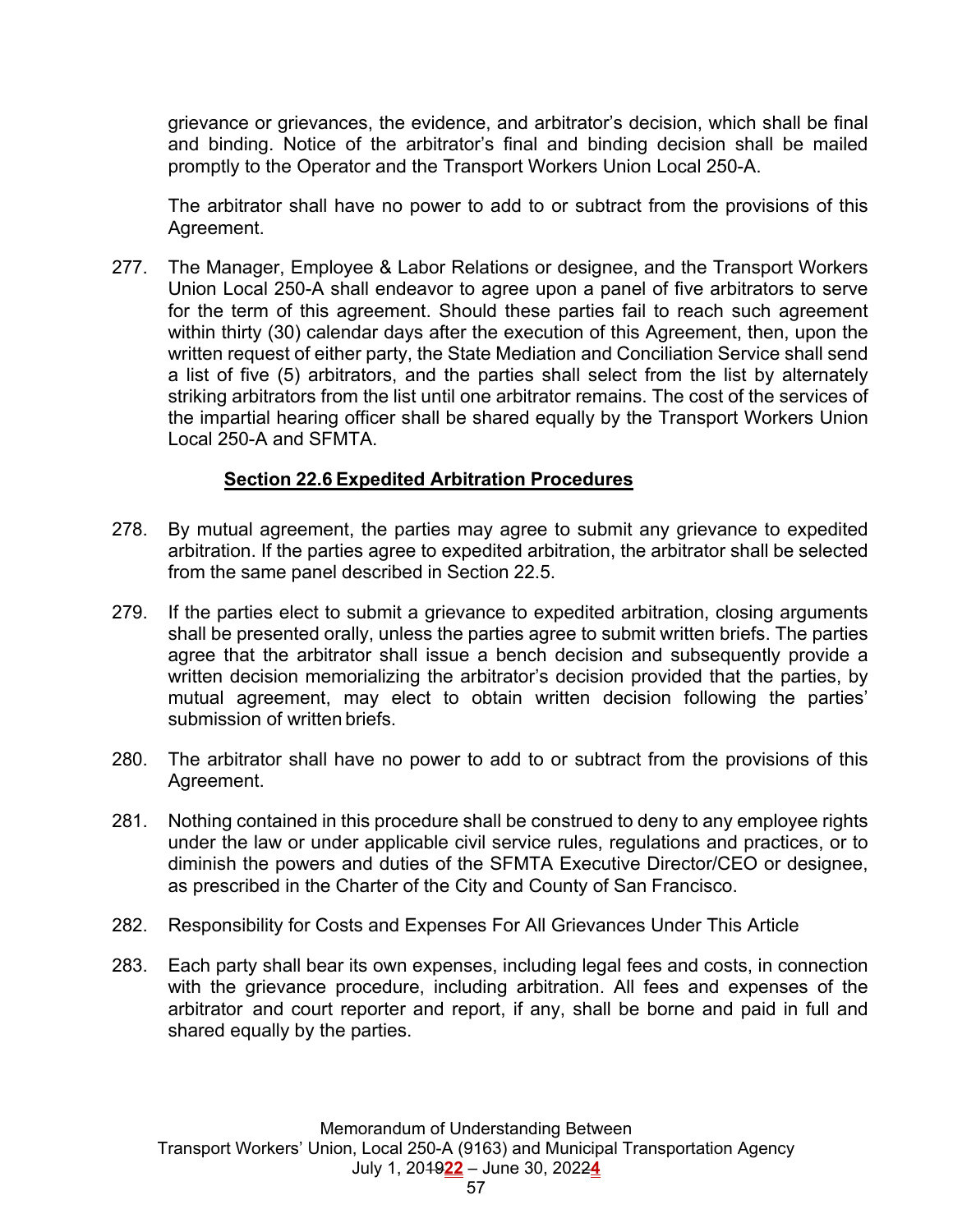grievance or grievances, the evidence, and arbitrator's decision, which shall be final and binding. Notice of the arbitrator's final and binding decision shall be mailed promptly to the Operator and the Transport Workers Union Local 250-A.

The arbitrator shall have no power to add to or subtract from the provisions of this Agreement.

277. The Manager, Employee & Labor Relations or designee, and the Transport Workers Union Local 250-A shall endeavor to agree upon a panel of five arbitrators to serve for the term of this agreement. Should these parties fail to reach such agreement within thirty (30) calendar days after the execution of this Agreement, then, upon the written request of either party, the State Mediation and Conciliation Service shall send a list of five (5) arbitrators, and the parties shall select from the list by alternately striking arbitrators from the list until one arbitrator remains. The cost of the services of the impartial hearing officer shall be shared equally by the Transport Workers Union Local 250-A and SFMTA.

## Section 22.6 Expedited Arbitration Procedures

278. By mutual agreement, the parties may agree to submit any grievance to expedited arbitration. If the parties agree to expedited arbitration, the arbitrator shall be selected from the same panel described in Section 22.5.

279. If the parties elect to submit a grievance to expedited arbitration, closing arguments shall be presented orally, unless the parties agree to submit written briefs. The parties agree that the arbitrator shall issue a bench decision and subsequently provide a written decision memorializing the arbitrator's decision provided that the parties, by mutual agreement, may elect to obtain written decision following the parties' submission of written briefs.

280. The arbitrator shall have no power to add to or subtract from the provisions of this Agreement.

281. Nothing contained in this procedure shall be construed to deny to any employee rights under the law or under applicable civil service rules, regulations and practices, or to diminish the powers and duties of the SFMTA Executive Director/CEO or designee, as prescribed in the Charter of the City and County of San Francisco.

282. Responsibility for Costs and Expenses For All Grievances Under This Article

283. Each party shall bear its own expenses, including legal fees and costs, in connection with the grievance procedure, including arbitration. All fees and expenses of the arbitrator and court reporter and report, if any, shall be borne and paid in full and shared equally by the parties.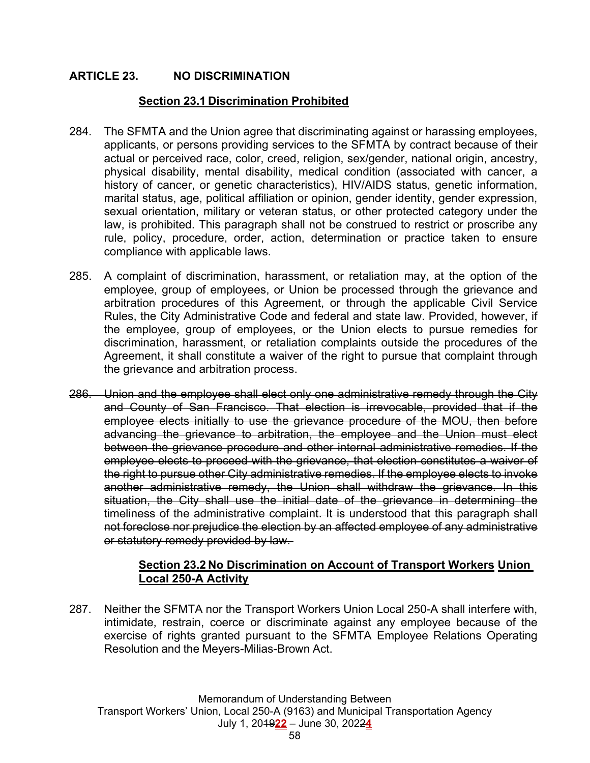## ARTICLE 23. NO DISCRIMINATION

### Section 23.1 Discrimination Prohibited

284. The SFMTA and the Union agree that discriminating against or harassing employees, applicants, or persons providing services to the SFMTA by contract because of their actual or perceived race, color, creed, religion, sex/gender, national origin, ancestry, physical disability, mental disability, medical condition (associated with cancer, a history of cancer, or genetic characteristics), HIV/AIDS status, genetic information, marital status, age, political affiliation or opinion, gender identity, gender expression, sexual orientation, military or veteran status, or other protected category under the law, is prohibited. This paragraph shall not be construed to restrict or proscribe any rule, policy, procedure, order, action, determination or practice taken to ensure compliance with applicable laws.

285. A complaint of discrimination, harassment, or retaliation may, at the option of the employee, group of employees, or Union be processed through the grievance and arbitration procedures of this Agreement, or through the applicable Civil Service Rules, the City Administrative Code and federal and state law. Provided, however, if the employee, group of employees, or the Union elects to pursue remedies for discrimination, harassment, or retaliation complaints outside the procedures of the Agreement, it shall constitute a waiver of the right to pursue that complaint through the grievance and arbitration process.

~~286. Union and the employee shall elect only one administrative remedy through the City and County of San Francisco. That election is irrevocable, provided that if the employee elects initially to use the grievance procedure of the MOU, then before advancing the grievance to arbitration, the employee and the Union must elect between the grievance procedure and other internal administrative remedies. If the employee elects to proceed with the grievance, that election constitutes a waiver of the right to pursue other City administrative remedies. If the employee elects to invoke another administrative remedy, the Union shall withdraw the grievance. In this situation, the City shall use the initial date of the grievance in determining the timeliness of the administrative complaint. It is understood that this paragraph shall not foreclose nor prejudice the election by an affected employee of any administrative or statutory remedy provided by law.~~

### Section 23.2 No Discrimination on Account of Transport Workers Union Local 250-A Activity

287. Neither the SFMTA nor the Transport Workers Union Local 250-A shall interfere with, intimidate, restrain, coerce or discriminate against any employee because of the exercise of rights granted pursuant to the SFMTA Employee Relations Operating Resolution and the Meyers-Milias-Brown Act.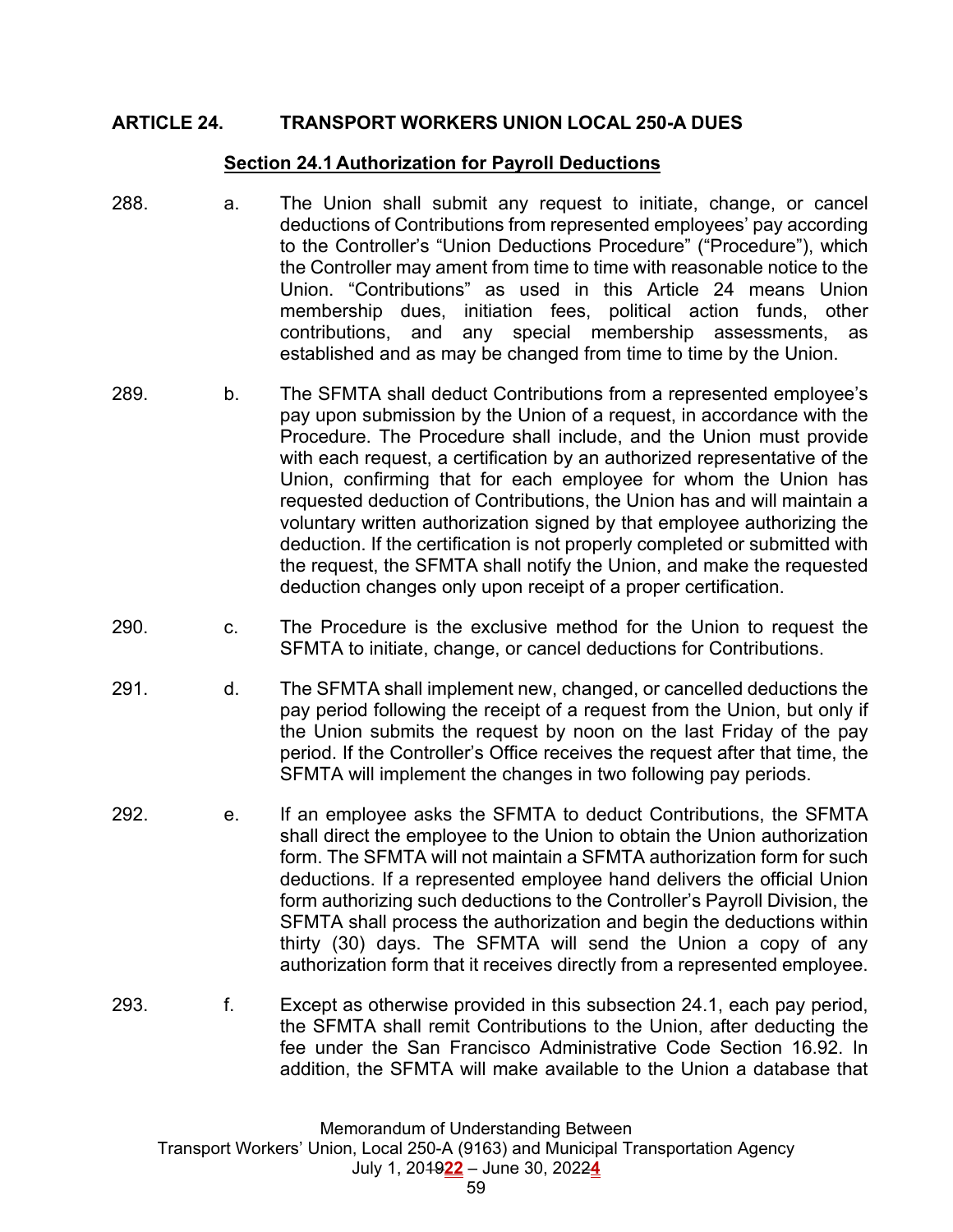## ARTICLE 24. TRANSPORT WORKERS UNION LOCAL 250-A DUES

### Section 24.1 Authorization for Payroll Deductions

288. a. The Union shall submit any request to initiate, change, or cancel deductions of Contributions from represented employees' pay according to the Controller's "Union Deductions Procedure" ("Procedure"), which the Controller may ament from time to time with reasonable notice to the Union. "Contributions" as used in this Article 24 means Union membership dues, initiation fees, political action funds, other contributions, and any special membership assessments, as established and as may be changed from time to time by the Union.

289. b. The SFMTA shall deduct Contributions from a represented employee's pay upon submission by the Union of a request, in accordance with the Procedure. The Procedure shall include, and the Union must provide with each request, a certification by an authorized representative of the Union, confirming that for each employee for whom the Union has requested deduction of Contributions, the Union has and will maintain a voluntary written authorization signed by that employee authorizing the deduction. If the certification is not properly completed or submitted with the request, the SFMTA shall notify the Union, and make the requested deduction changes only upon receipt of a proper certification.

290. c. The Procedure is the exclusive method for the Union to request the SFMTA to initiate, change, or cancel deductions for Contributions.

291. d. The SFMTA shall implement new, changed, or cancelled deductions the pay period following the receipt of a request from the Union, but only if the Union submits the request by noon on the last Friday of the pay period. If the Controller's Office receives the request after that time, the SFMTA will implement the changes in two following pay periods.

292. e. If an employee asks the SFMTA to deduct Contributions, the SFMTA shall direct the employee to the Union to obtain the Union authorization form. The SFMTA will not maintain a SFMTA authorization form for such deductions. If a represented employee hand delivers the official Union form authorizing such deductions to the Controller's Payroll Division, the SFMTA shall process the authorization and begin the deductions within thirty (30) days. The SFMTA will send the Union a copy of any authorization form that it receives directly from a represented employee.

293. f. Except as otherwise provided in this subsection 24.1, each pay period, the SFMTA shall remit Contributions to the Union, after deducting the fee under the San Francisco Administrative Code Section 16.92. In addition, the SFMTA will make available to the Union a database that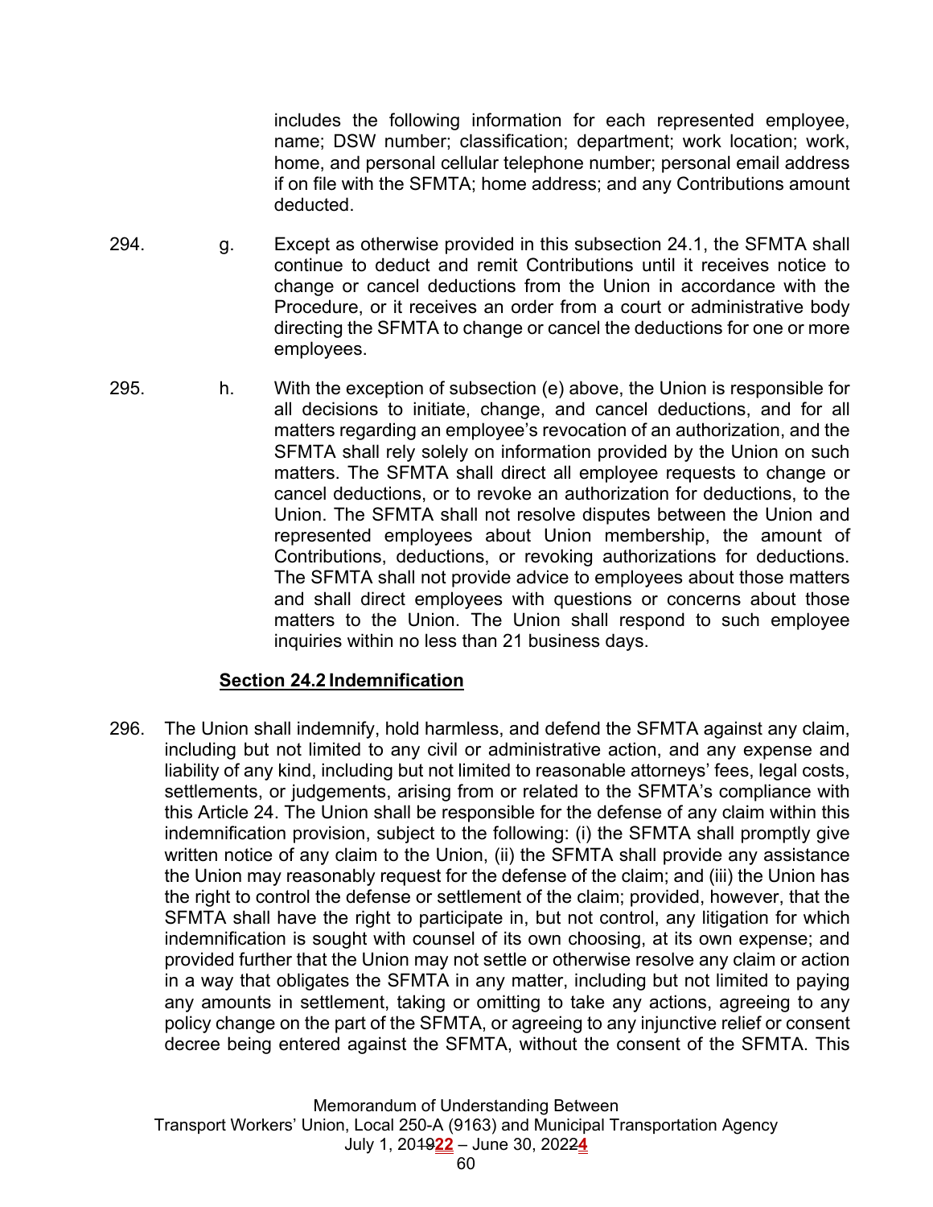includes the following information for each represented employee, name; DSW number; classification; department; work location; work, home, and personal cellular telephone number; personal email address if on file with the SFMTA; home address; and any Contributions amount deducted.

294. g. Except as otherwise provided in this subsection 24.1, the SFMTA shall continue to deduct and remit Contributions until it receives notice to change or cancel deductions from the Union in accordance with the Procedure, or it receives an order from a court or administrative body directing the SFMTA to change or cancel the deductions for one or more employees.

295. h. With the exception of subsection (e) above, the Union is responsible for all decisions to initiate, change, and cancel deductions, and for all matters regarding an employee's revocation of an authorization, and the SFMTA shall rely solely on information provided by the Union on such matters. The SFMTA shall direct all employee requests to change or cancel deductions, or to revoke an authorization for deductions, to the Union. The SFMTA shall not resolve disputes between the Union and represented employees about Union membership, the amount of Contributions, deductions, or revoking authorizations for deductions. The SFMTA shall not provide advice to employees about those matters and shall direct employees with questions or concerns about those matters to the Union. The Union shall respond to such employee inquiries within no less than 21 business days.

**Section 24.2 Indemnification**

296. The Union shall indemnify, hold harmless, and defend the SFMTA against any claim, including but not limited to any civil or administrative action, and any expense and liability of any kind, including but not limited to reasonable attorneys' fees, legal costs, settlements, or judgements, arising from or related to the SFMTA's compliance with this Article 24. The Union shall be responsible for the defense of any claim within this indemnification provision, subject to the following: (i) the SFMTA shall promptly give written notice of any claim to the Union, (ii) the SFMTA shall provide any assistance the Union may reasonably request for the defense of the claim; and (iii) the Union has the right to control the defense or settlement of the claim; provided, however, that the SFMTA shall have the right to participate in, but not control, any litigation for which indemnification is sought with counsel of its own choosing, at its own expense; and provided further that the Union may not settle or otherwise resolve any claim or action in a way that obligates the SFMTA in any matter, including but not limited to paying any amounts in settlement, taking or omitting to take any actions, agreeing to any policy change on the part of the SFMTA, or agreeing to any injunctive relief or consent decree being entered against the SFMTA, without the consent of the SFMTA. This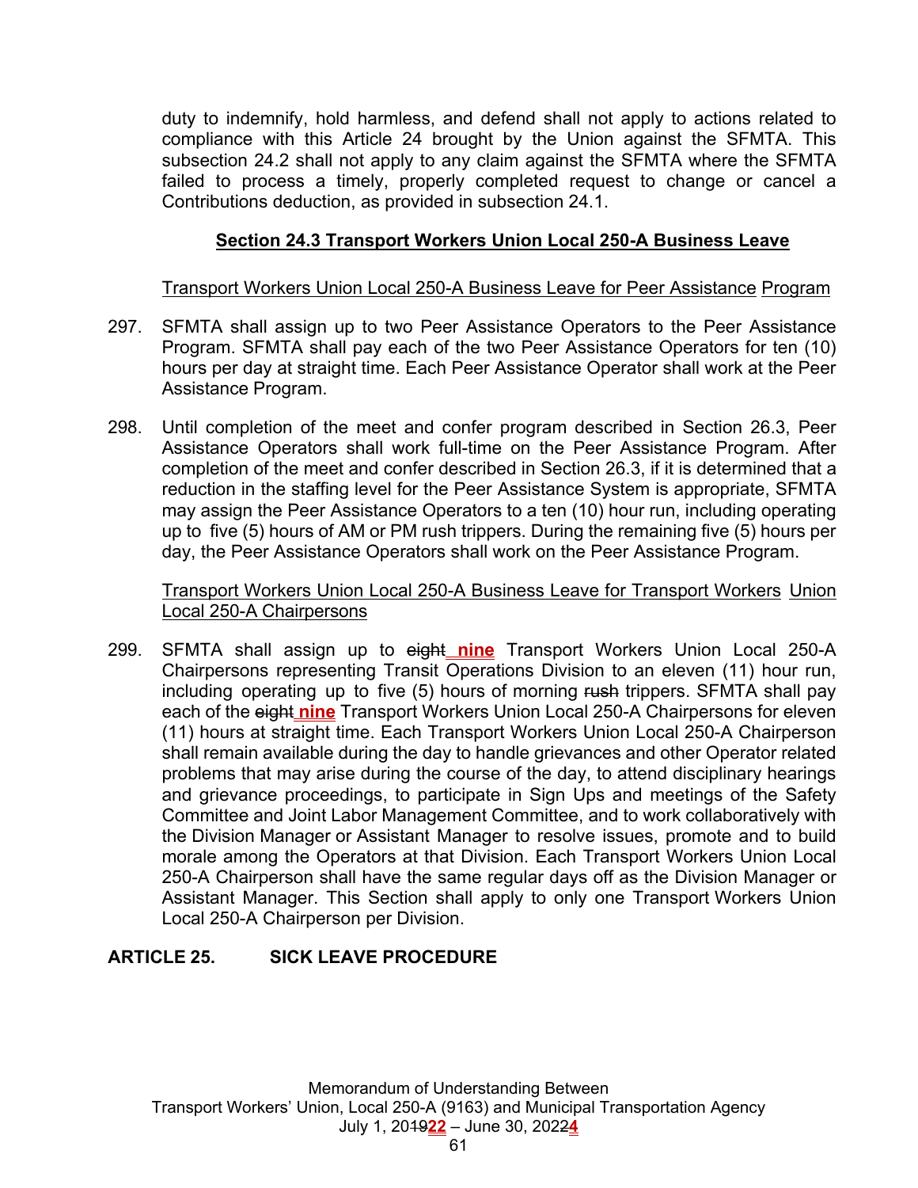duty to indemnify, hold harmless, and defend shall not apply to actions related to compliance with this Article 24 brought by the Union against the SFMTA. This subsection 24.2 shall not apply to any claim against the SFMTA where the SFMTA failed to process a timely, properly completed request to change or cancel a Contributions deduction, as provided in subsection 24.1.

## Section 24.3 Transport Workers Union Local 250-A Business Leave

Transport Workers Union Local 250-A Business Leave for Peer Assistance Program

297. SFMTA shall assign up to two Peer Assistance Operators to the Peer Assistance Program. SFMTA shall pay each of the two Peer Assistance Operators for ten (10) hours per day at straight time. Each Peer Assistance Operator shall work at the Peer Assistance Program.

298. Until completion of the meet and confer program described in Section 26.3, Peer Assistance Operators shall work full-time on the Peer Assistance Program. After completion of the meet and confer described in Section 26.3, if it is determined that a reduction in the staffing level for the Peer Assistance System is appropriate, SFMTA may assign the Peer Assistance Operators to a ten (10) hour run, including operating up to five (5) hours of AM or PM rush trippers. During the remaining five (5) hours per day, the Peer Assistance Operators shall work on the Peer Assistance Program.

Transport Workers Union Local 250-A Business Leave for Transport Workers Union Local 250-A Chairpersons

299. SFMTA shall assign up to ~~eight~~ **nine** Transport Workers Union Local 250-A Chairpersons representing Transit Operations Division to an eleven (11) hour run, including operating up to five (5) hours of morning ~~rush~~ trippers. SFMTA shall pay each of the ~~eight~~ **nine** Transport Workers Union Local 250-A Chairpersons for eleven (11) hours at straight time. Each Transport Workers Union Local 250-A Chairperson shall remain available during the day to handle grievances and other Operator related problems that may arise during the course of the day, to attend disciplinary hearings and grievance proceedings, to participate in Sign Ups and meetings of the Safety Committee and Joint Labor Management Committee, and to work collaboratively with the Division Manager or Assistant Manager to resolve issues, promote and to build morale among the Operators at that Division. Each Transport Workers Union Local 250-A Chairperson shall have the same regular days off as the Division Manager or Assistant Manager. This Section shall apply to only one Transport Workers Union Local 250-A Chairperson per Division.

## ARTICLE 25. SICK LEAVE PROCEDURE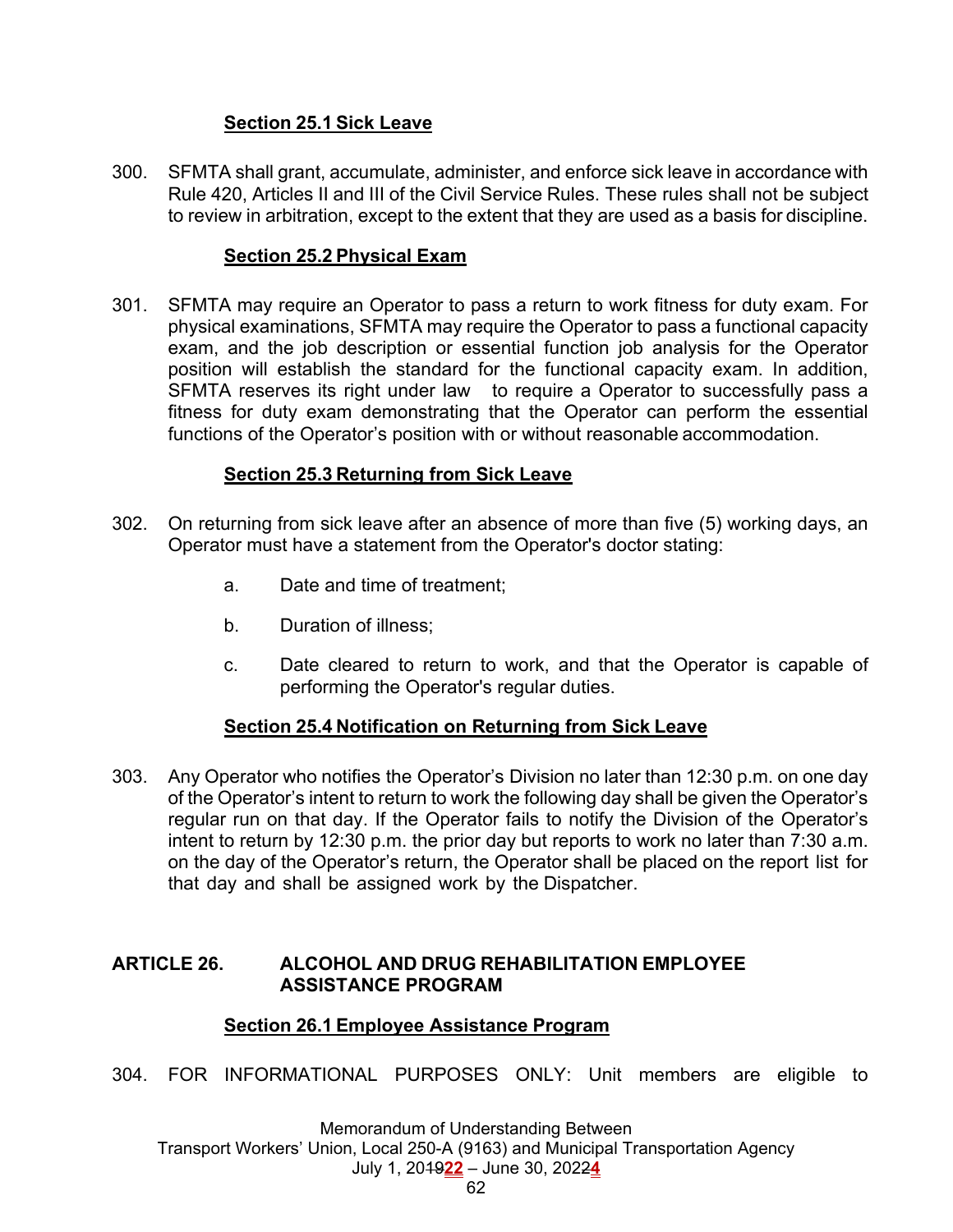### Section 25.1 Sick Leave

300. SFMTA shall grant, accumulate, administer, and enforce sick leave in accordance with Rule 420, Articles II and III of the Civil Service Rules. These rules shall not be subject to review in arbitration, except to the extent that they are used as a basis for discipline.

### Section 25.2 Physical Exam

301. SFMTA may require an Operator to pass a return to work fitness for duty exam. For physical examinations, SFMTA may require the Operator to pass a functional capacity exam, and the job description or essential function job analysis for the Operator position will establish the standard for the functional capacity exam. In addition, SFMTA reserves its right under law to require a Operator to successfully pass a fitness for duty exam demonstrating that the Operator can perform the essential functions of the Operator's position with or without reasonable accommodation.

### Section 25.3 Returning from Sick Leave

302. On returning from sick leave after an absence of more than five (5) working days, an Operator must have a statement from the Operator's doctor stating:

   a. Date and time of treatment;

   b. Duration of illness;

   c. Date cleared to return to work, and that the Operator is capable of performing the Operator's regular duties.

### Section 25.4 Notification on Returning from Sick Leave

303. Any Operator who notifies the Operator's Division no later than 12:30 p.m. on one day of the Operator's intent to return to work the following day shall be given the Operator's regular run on that day. If the Operator fails to notify the Division of the Operator's intent to return by 12:30 p.m. the prior day but reports to work no later than 7:30 a.m. on the day of the Operator's return, the Operator shall be placed on the report list for that day and shall be assigned work by the Dispatcher.

## ARTICLE 26. ALCOHOL AND DRUG REHABILITATION EMPLOYEE ASSISTANCE PROGRAM

### Section 26.1 Employee Assistance Program

304. FOR INFORMATIONAL PURPOSES ONLY: Unit members are eligible to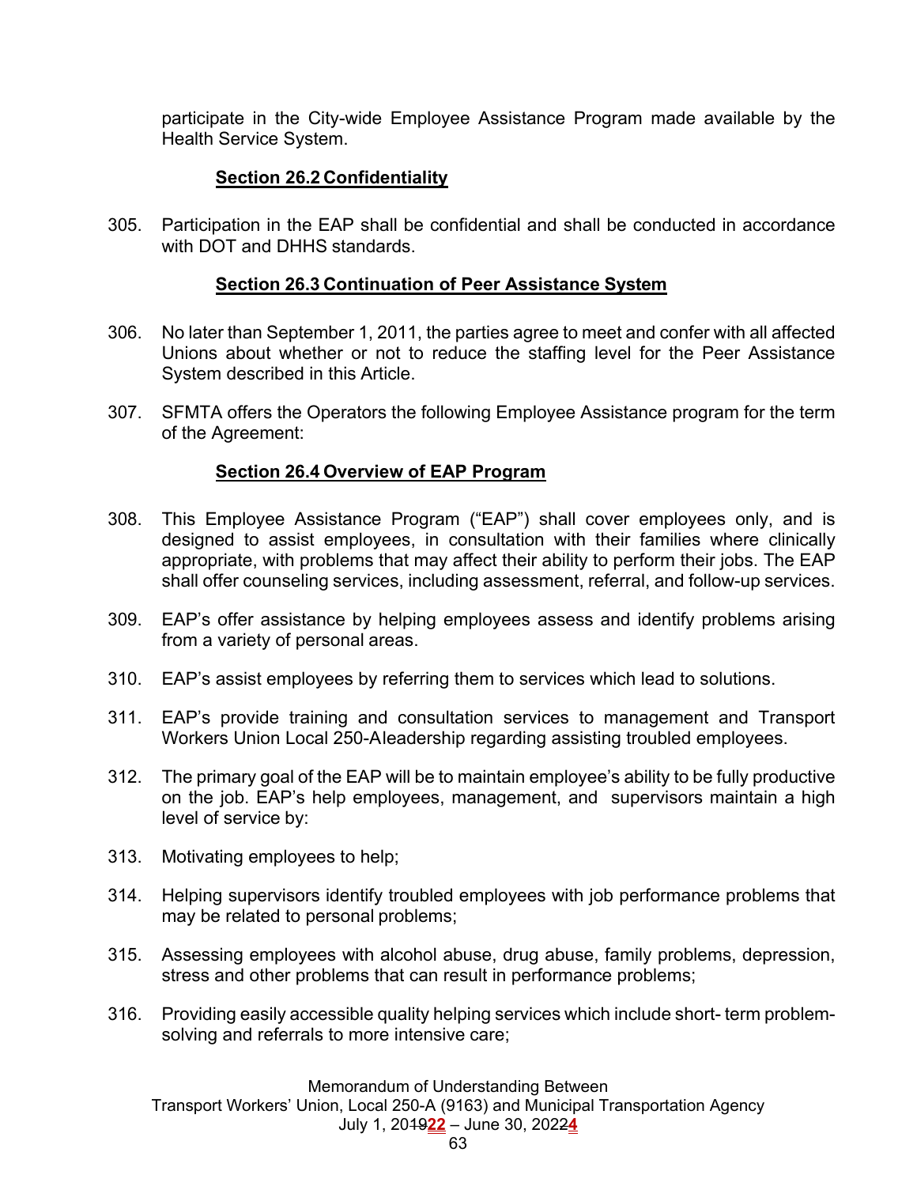participate in the City-wide Employee Assistance Program made available by the Health Service System.

### Section 26.2 Confidentiality

305. Participation in the EAP shall be confidential and shall be conducted in accordance with DOT and DHHS standards.

### Section 26.3 Continuation of Peer Assistance System

306. No later than September 1, 2011, the parties agree to meet and confer with all affected Unions about whether or not to reduce the staffing level for the Peer Assistance System described in this Article.

307. SFMTA offers the Operators the following Employee Assistance program for the term of the Agreement:

### Section 26.4 Overview of EAP Program

308. This Employee Assistance Program ("EAP") shall cover employees only, and is designed to assist employees, in consultation with their families where clinically appropriate, with problems that may affect their ability to perform their jobs. The EAP shall offer counseling services, including assessment, referral, and follow-up services.

309. EAP's offer assistance by helping employees assess and identify problems arising from a variety of personal areas.

310. EAP's assist employees by referring them to services which lead to solutions.

311. EAP's provide training and consultation services to management and Transport Workers Union Local 250-Aleadership regarding assisting troubled employees.

312. The primary goal of the EAP will be to maintain employee's ability to be fully productive on the job. EAP's help employees, management, and supervisors maintain a high level of service by:

313. Motivating employees to help;

314. Helping supervisors identify troubled employees with job performance problems that may be related to personal problems;

315. Assessing employees with alcohol abuse, drug abuse, family problems, depression, stress and other problems that can result in performance problems;

316. Providing easily accessible quality helping services which include short- term problem-solving and referrals to more intensive care;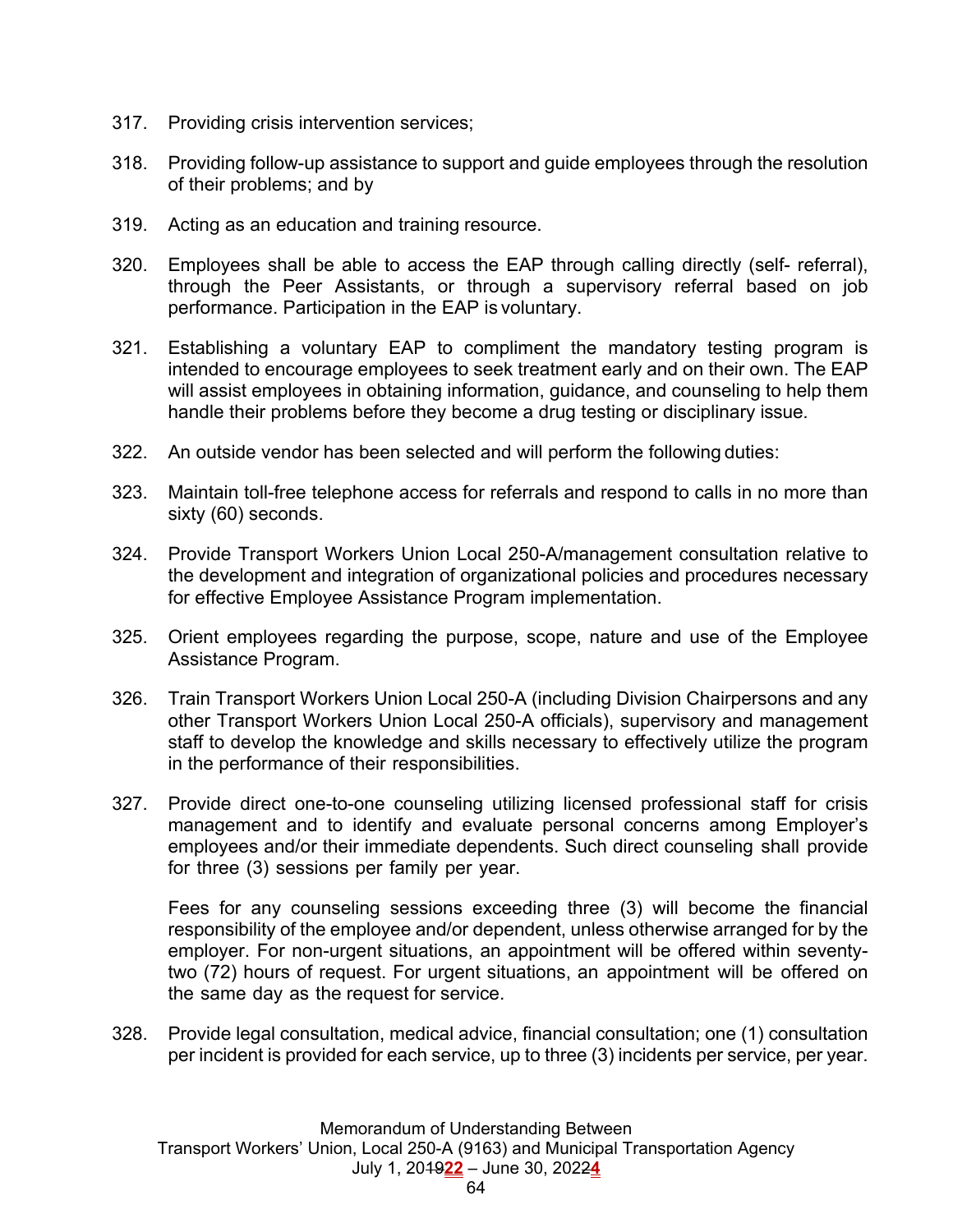317. Providing crisis intervention services;

318. Providing follow-up assistance to support and guide employees through the resolution of their problems; and by

319. Acting as an education and training resource.

320. Employees shall be able to access the EAP through calling directly (self- referral), through the Peer Assistants, or through a supervisory referral based on job performance. Participation in the EAP is voluntary.

321. Establishing a voluntary EAP to compliment the mandatory testing program is intended to encourage employees to seek treatment early and on their own. The EAP will assist employees in obtaining information, guidance, and counseling to help them handle their problems before they become a drug testing or disciplinary issue.

322. An outside vendor has been selected and will perform the following duties:

323. Maintain toll-free telephone access for referrals and respond to calls in no more than sixty (60) seconds.

324. Provide Transport Workers Union Local 250-A/management consultation relative to the development and integration of organizational policies and procedures necessary for effective Employee Assistance Program implementation.

325. Orient employees regarding the purpose, scope, nature and use of the Employee Assistance Program.

326. Train Transport Workers Union Local 250-A (including Division Chairpersons and any other Transport Workers Union Local 250-A officials), supervisory and management staff to develop the knowledge and skills necessary to effectively utilize the program in the performance of their responsibilities.

327. Provide direct one-to-one counseling utilizing licensed professional staff for crisis management and to identify and evaluate personal concerns among Employer's employees and/or their immediate dependents. Such direct counseling shall provide for three (3) sessions per family per year.

     Fees for any counseling sessions exceeding three (3) will become the financial responsibility of the employee and/or dependent, unless otherwise arranged for by the employer. For non-urgent situations, an appointment will be offered within seventy-two (72) hours of request. For urgent situations, an appointment will be offered on the same day as the request for service.

328. Provide legal consultation, medical advice, financial consultation; one (1) consultation per incident is provided for each service, up to three (3) incidents per service, per year.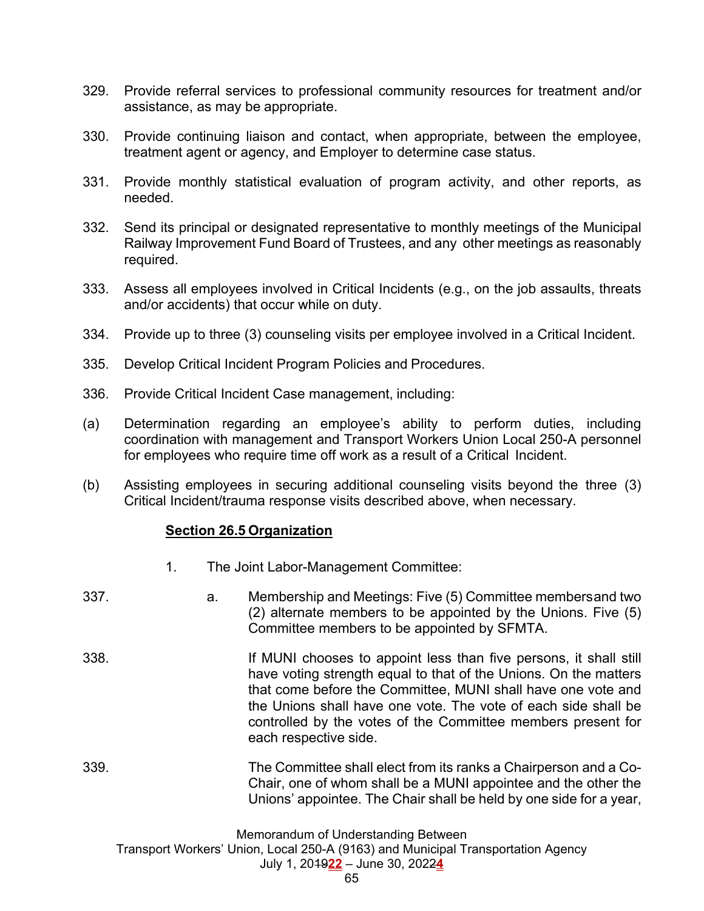329. Provide referral services to professional community resources for treatment and/or assistance, as may be appropriate.

330. Provide continuing liaison and contact, when appropriate, between the employee, treatment agent or agency, and Employer to determine case status.

331. Provide monthly statistical evaluation of program activity, and other reports, as needed.

332. Send its principal or designated representative to monthly meetings of the Municipal Railway Improvement Fund Board of Trustees, and any other meetings as reasonably required.

333. Assess all employees involved in Critical Incidents (e.g., on the job assaults, threats and/or accidents) that occur while on duty.

334. Provide up to three (3) counseling visits per employee involved in a Critical Incident.

335. Develop Critical Incident Program Policies and Procedures.

336. Provide Critical Incident Case management, including:

(a) Determination regarding an employee's ability to perform duties, including coordination with management and Transport Workers Union Local 250-A personnel for employees who require time off work as a result of a Critical Incident.

(b) Assisting employees in securing additional counseling visits beyond the three (3) Critical Incident/trauma response visits described above, when necessary.

**Section 26.5 Organization**

1. The Joint Labor-Management Committee:

337. a. Membership and Meetings: Five (5) Committee members and two (2) alternate members to be appointed by the Unions. Five (5) Committee members to be appointed by SFMTA.

338. If MUNI chooses to appoint less than five persons, it shall still have voting strength equal to that of the Unions. On the matters that come before the Committee, MUNI shall have one vote and the Unions shall have one vote. The vote of each side shall be controlled by the votes of the Committee members present for each respective side.

339. The Committee shall elect from its ranks a Chairperson and a Co-Chair, one of whom shall be a MUNI appointee and the other the Unions' appointee. The Chair shall be held by one side for a year,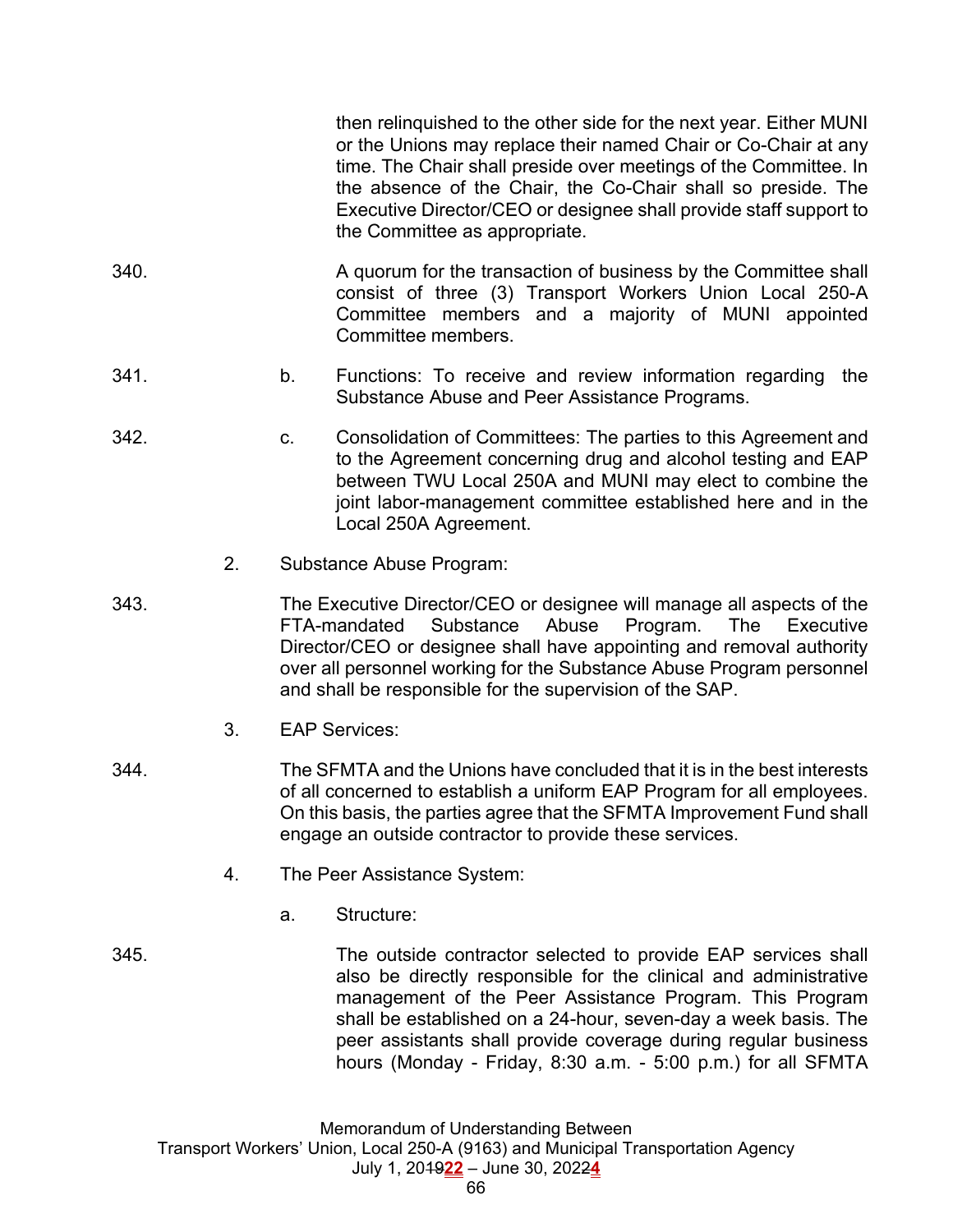then relinquished to the other side for the next year. Either MUNI or the Unions may replace their named Chair or Co-Chair at any time. The Chair shall preside over meetings of the Committee. In the absence of the Chair, the Co-Chair shall so preside. The Executive Director/CEO or designee shall provide staff support to the Committee as appropriate.

340. A quorum for the transaction of business by the Committee shall consist of three (3) Transport Workers Union Local 250-A Committee members and a majority of MUNI appointed Committee members.

341. b. Functions: To receive and review information regarding the Substance Abuse and Peer Assistance Programs.

342. c. Consolidation of Committees: The parties to this Agreement and to the Agreement concerning drug and alcohol testing and EAP between TWU Local 250A and MUNI may elect to combine the joint labor-management committee established here and in the Local 250A Agreement.

2. Substance Abuse Program:

343. The Executive Director/CEO or designee will manage all aspects of the FTA-mandated Substance Abuse Program. The Executive Director/CEO or designee shall have appointing and removal authority over all personnel working for the Substance Abuse Program personnel and shall be responsible for the supervision of the SAP.

3. EAP Services:

344. The SFMTA and the Unions have concluded that it is in the best interests of all concerned to establish a uniform EAP Program for all employees. On this basis, the parties agree that the SFMTA Improvement Fund shall engage an outside contractor to provide these services.

4. The Peer Assistance System:

a. Structure:

345. The outside contractor selected to provide EAP services shall also be directly responsible for the clinical and administrative management of the Peer Assistance Program. This Program shall be established on a 24-hour, seven-day a week basis. The peer assistants shall provide coverage during regular business hours (Monday - Friday, 8:30 a.m. - 5:00 p.m.) for all SFMTA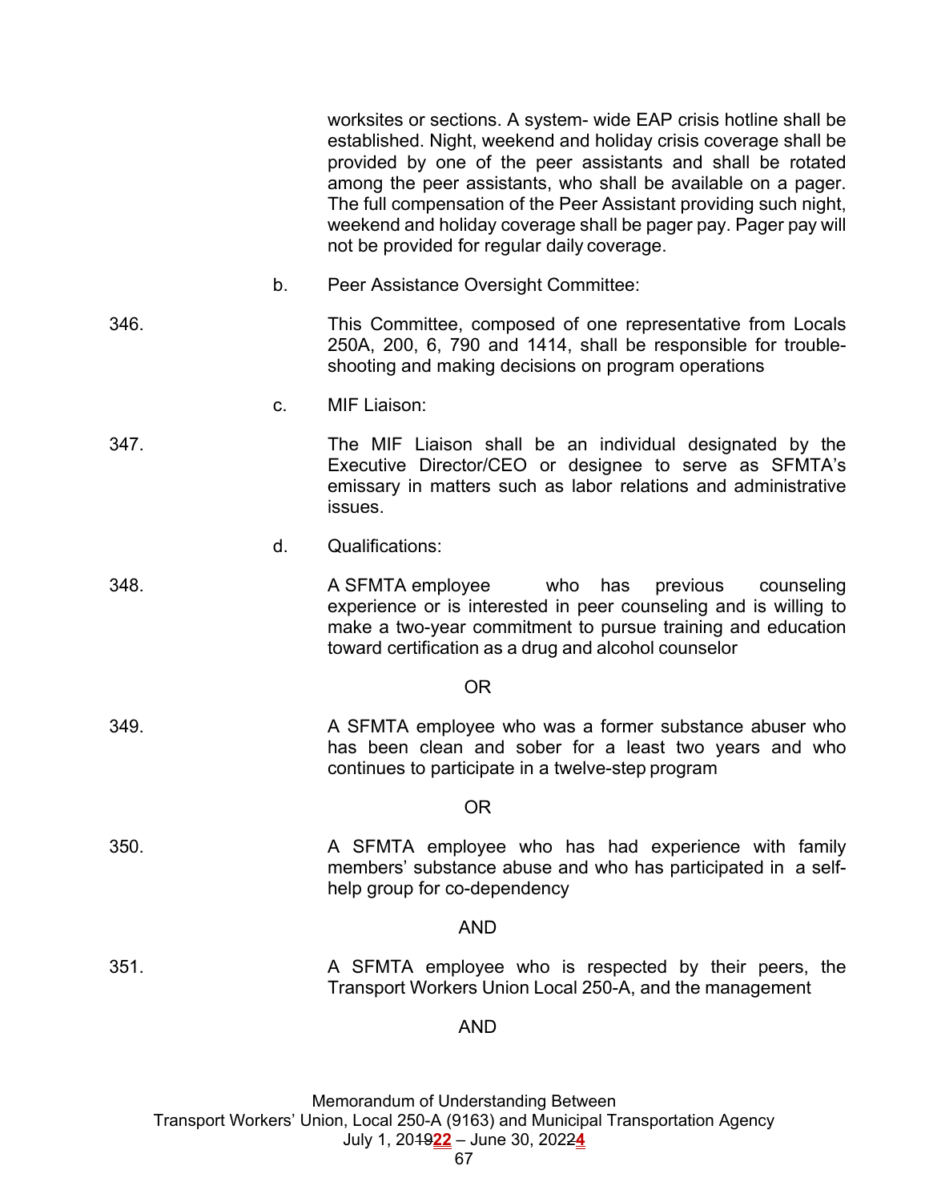worksites or sections. A system- wide EAP crisis hotline shall be established. Night, weekend and holiday crisis coverage shall be provided by one of the peer assistants and shall be rotated among the peer assistants, who shall be available on a pager. The full compensation of the Peer Assistant providing such night, weekend and holiday coverage shall be pager pay. Pager pay will not be provided for regular daily coverage.

b. Peer Assistance Oversight Committee:

346. This Committee, composed of one representative from Locals 250A, 200, 6, 790 and 1414, shall be responsible for trouble-shooting and making decisions on program operations

c. MIF Liaison:

347. The MIF Liaison shall be an individual designated by the Executive Director/CEO or designee to serve as SFMTA's emissary in matters such as labor relations and administrative issues.

d. Qualifications:

348. A SFMTA employee who has previous counseling experience or is interested in peer counseling and is willing to make a two-year commitment to pursue training and education toward certification as a drug and alcohol counselor

OR

349. A SFMTA employee who was a former substance abuser who has been clean and sober for a least two years and who continues to participate in a twelve-step program

OR

350. A SFMTA employee who has had experience with family members' substance abuse and who has participated in a self-help group for co-dependency

AND

351. A SFMTA employee who is respected by their peers, the Transport Workers Union Local 250-A, and the management

AND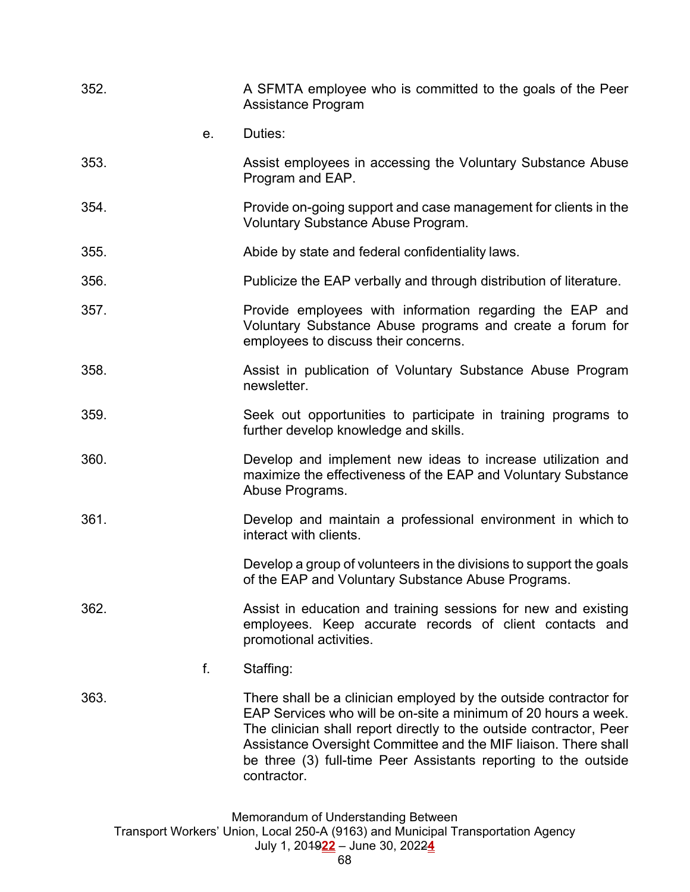352. A SFMTA employee who is committed to the goals of the Peer Assistance Program

e. Duties:

353. Assist employees in accessing the Voluntary Substance Abuse Program and EAP.

354. Provide on-going support and case management for clients in the Voluntary Substance Abuse Program.

355. Abide by state and federal confidentiality laws.

356. Publicize the EAP verbally and through distribution of literature.

357. Provide employees with information regarding the EAP and Voluntary Substance Abuse programs and create a forum for employees to discuss their concerns.

358. Assist in publication of Voluntary Substance Abuse Program newsletter.

359. Seek out opportunities to participate in training programs to further develop knowledge and skills.

360. Develop and implement new ideas to increase utilization and maximize the effectiveness of the EAP and Voluntary Substance Abuse Programs.

361. Develop and maintain a professional environment in which to interact with clients.

Develop a group of volunteers in the divisions to support the goals of the EAP and Voluntary Substance Abuse Programs.

362. Assist in education and training sessions for new and existing employees. Keep accurate records of client contacts and promotional activities.

f. Staffing:

363. There shall be a clinician employed by the outside contractor for EAP Services who will be on-site a minimum of 20 hours a week. The clinician shall report directly to the outside contractor, Peer Assistance Oversight Committee and the MIF liaison. There shall be three (3) full-time Peer Assistants reporting to the outside contractor.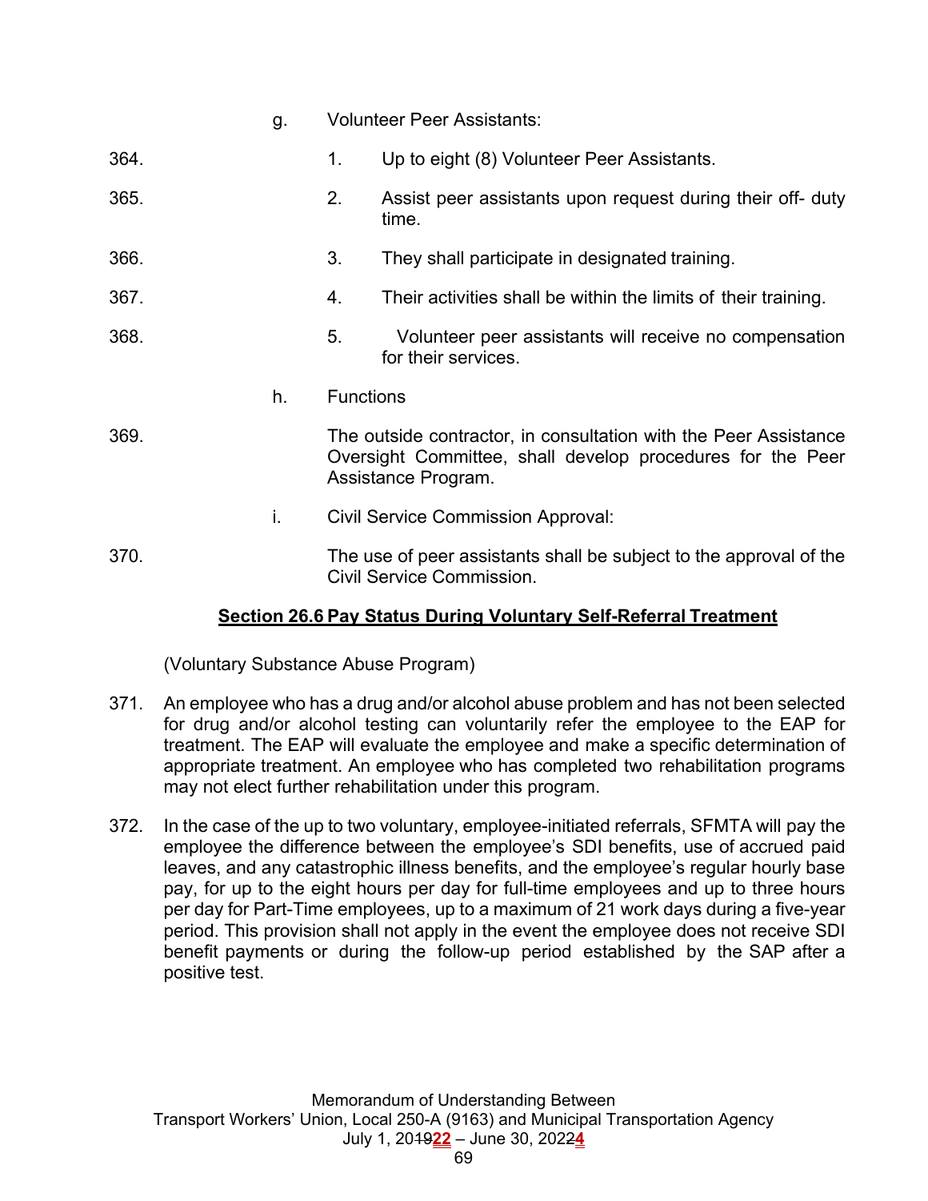g. Volunteer Peer Assistants:

364. 1. Up to eight (8) Volunteer Peer Assistants.

365. 2. Assist peer assistants upon request during their off- duty time.

366. 3. They shall participate in designated training.

367. 4. Their activities shall be within the limits of their training.

368. 5. Volunteer peer assistants will receive no compensation for their services.

h. Functions

369. The outside contractor, in consultation with the Peer Assistance Oversight Committee, shall develop procedures for the Peer Assistance Program.

i. Civil Service Commission Approval:

370. The use of peer assistants shall be subject to the approval of the Civil Service Commission.

**Section 26.6 Pay Status During Voluntary Self-Referral Treatment**

(Voluntary Substance Abuse Program)

371. An employee who has a drug and/or alcohol abuse problem and has not been selected for drug and/or alcohol testing can voluntarily refer the employee to the EAP for treatment. The EAP will evaluate the employee and make a specific determination of appropriate treatment. An employee who has completed two rehabilitation programs may not elect further rehabilitation under this program.

372. In the case of the up to two voluntary, employee-initiated referrals, SFMTA will pay the employee the difference between the employee's SDI benefits, use of accrued paid leaves, and any catastrophic illness benefits, and the employee's regular hourly base pay, for up to the eight hours per day for full-time employees and up to three hours per day for Part-Time employees, up to a maximum of 21 work days during a five-year period. This provision shall not apply in the event the employee does not receive SDI benefit payments or during the follow-up period established by the SAP after a positive test.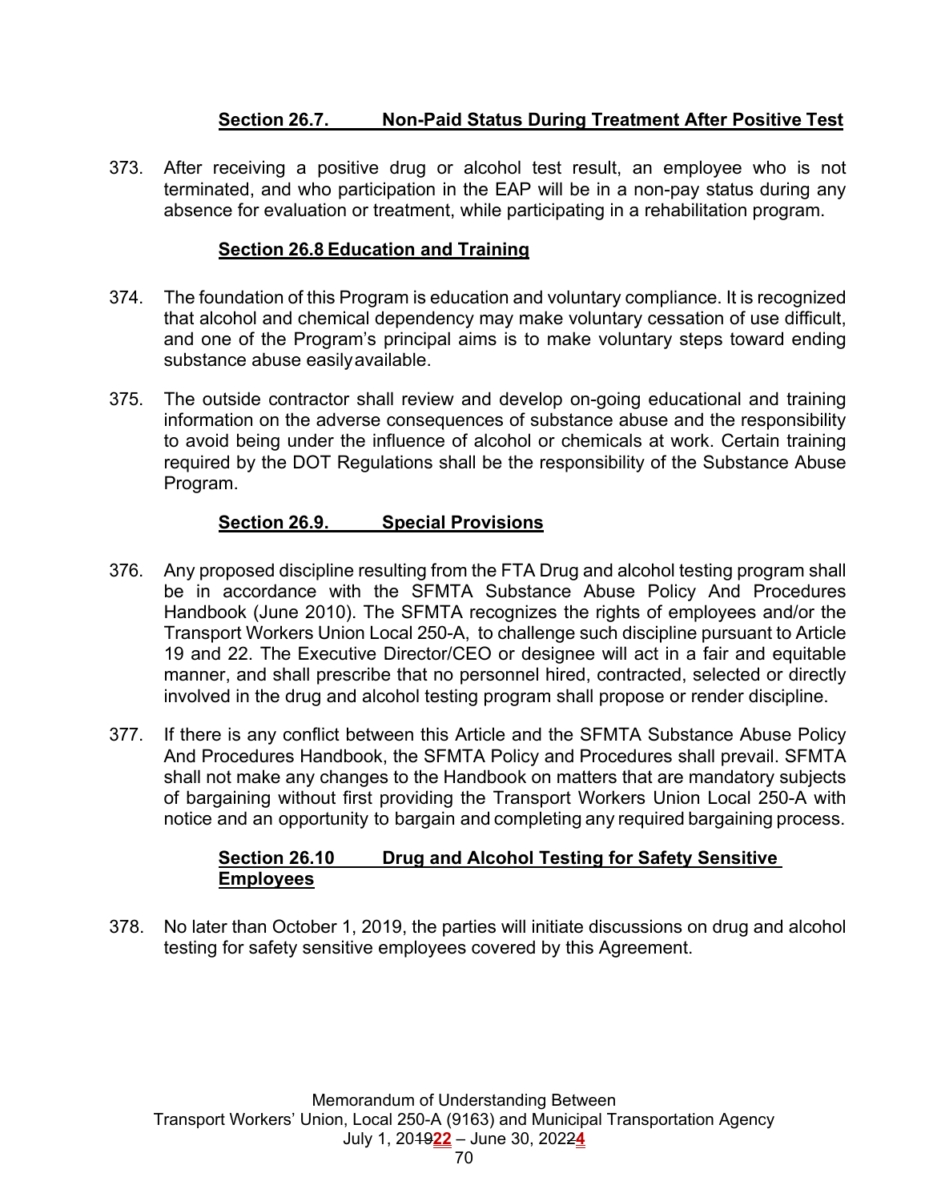### **Section 26.7. Non-Paid Status During Treatment After Positive Test**

373. After receiving a positive drug or alcohol test result, an employee who is not terminated, and who participation in the EAP will be in a non-pay status during any absence for evaluation or treatment, while participating in a rehabilitation program.

### **Section 26.8 Education and Training**

374. The foundation of this Program is education and voluntary compliance. It is recognized that alcohol and chemical dependency may make voluntary cessation of use difficult, and one of the Program's principal aims is to make voluntary steps toward ending substance abuse easilyavailable.

375. The outside contractor shall review and develop on-going educational and training information on the adverse consequences of substance abuse and the responsibility to avoid being under the influence of alcohol or chemicals at work. Certain training required by the DOT Regulations shall be the responsibility of the Substance Abuse Program.

### **Section 26.9. Special Provisions**

376. Any proposed discipline resulting from the FTA Drug and alcohol testing program shall be in accordance with the SFMTA Substance Abuse Policy And Procedures Handbook (June 2010). The SFMTA recognizes the rights of employees and/or the Transport Workers Union Local 250-A, to challenge such discipline pursuant to Article 19 and 22. The Executive Director/CEO or designee will act in a fair and equitable manner, and shall prescribe that no personnel hired, contracted, selected or directly involved in the drug and alcohol testing program shall propose or render discipline.

377. If there is any conflict between this Article and the SFMTA Substance Abuse Policy And Procedures Handbook, the SFMTA Policy and Procedures shall prevail. SFMTA shall not make any changes to the Handbook on matters that are mandatory subjects of bargaining without first providing the Transport Workers Union Local 250-A with notice and an opportunity to bargain and completing any required bargaining process.

### **Section 26.10 Drug and Alcohol Testing for Safety Sensitive Employees**

378. No later than October 1, 2019, the parties will initiate discussions on drug and alcohol testing for safety sensitive employees covered by this Agreement.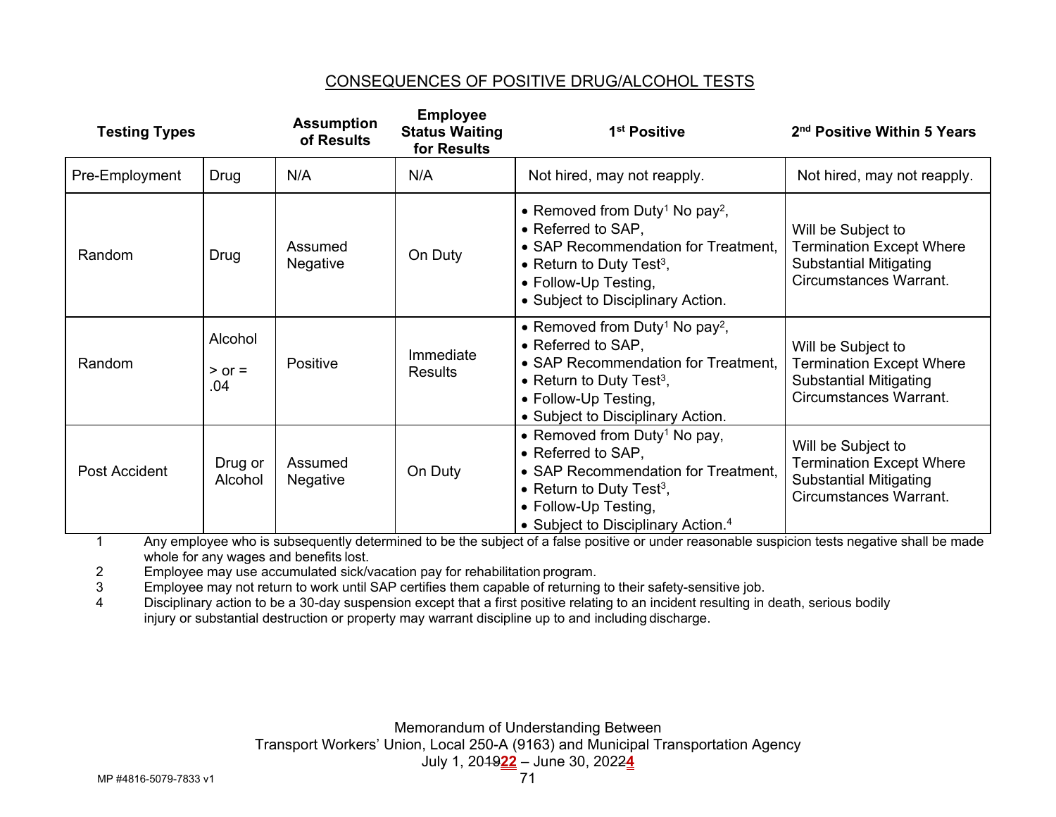CONSEQUENCES OF POSITIVE DRUG/ALCOHOL TESTS

| Testing Types | | Assumption of Results | Employee Status Waiting for Results | 1st Positive | 2nd Positive Within 5 Years |
|---|---|---|---|---|---|
| Pre-Employment | Drug | N/A | N/A | Not hired, may not reapply. | Not hired, may not reapply. |
| Random | Drug | Assumed Negative | On Duty | • Removed from Duty[1] No pay[2],<br>• Referred to SAP,<br>• SAP Recommendation for Treatment,<br>• Return to Duty Test[3],<br>• Follow-Up Testing,<br>• Subject to Disciplinary Action. | Will be Subject to Termination Except Where Substantial Mitigating Circumstances Warrant. |
| Random | Alcohol > or = .04 | Positive | Immediate Results | • Removed from Duty[1] No pay[2],<br>• Referred to SAP,<br>• SAP Recommendation for Treatment,<br>• Return to Duty Test[3],<br>• Follow-Up Testing,<br>• Subject to Disciplinary Action. | Will be Subject to Termination Except Where Substantial Mitigating Circumstances Warrant. |
| Post Accident | Drug or Alcohol | Assumed Negative | On Duty | • Removed from Duty[1] No pay,<br>• Referred to SAP,<br>• SAP Recommendation for Treatment,<br>• Return to Duty Test[3],<br>• Follow-Up Testing,<br>• Subject to Disciplinary Action.[4] | Will be Subject to Termination Except Where Substantial Mitigating Circumstances Warrant. |

1 Any employee who is subsequently determined to be the subject of a false positive or under reasonable suspicion tests negative shall be made whole for any wages and benefits lost.

2 Employee may use accumulated sick/vacation pay for rehabilitation program.

3 Employee may not return to work until SAP certifies them capable of returning to their safety-sensitive job.

4 Disciplinary action to be a 30-day suspension except that a first positive relating to an incident resulting in death, serious bodily injury or substantial destruction or property may warrant discipline up to and including discharge.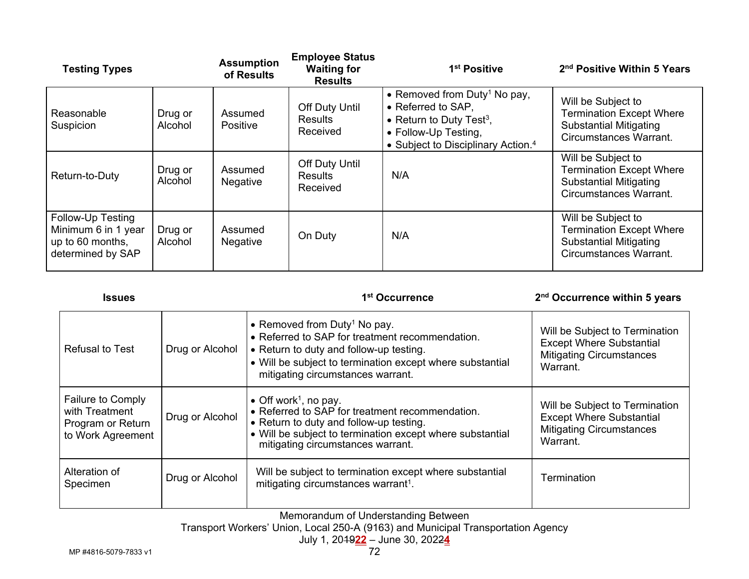| Testing Types | | Assumption of Results | Employee Status Waiting for Results | 1st Positive | 2nd Positive Within 5 Years |
|---|---|---|---|---|---|
| Reasonable Suspicion | Drug or Alcohol | Assumed Positive | Off Duty Until Results Received | • Removed from Duty[1] No pay,<br>• Referred to SAP,<br>• Return to Duty Test[3],<br>• Follow-Up Testing,<br>• Subject to Disciplinary Action.[4] | Will be Subject to Termination Except Where Substantial Mitigating Circumstances Warrant. |
| Return-to-Duty | Drug or Alcohol | Assumed Negative | Off Duty Until Results Received | N/A | Will be Subject to Termination Except Where Substantial Mitigating Circumstances Warrant. |
| Follow-Up Testing Minimum 6 in 1 year up to 60 months, determined by SAP | Drug or Alcohol | Assumed Negative | On Duty | N/A | Will be Subject to Termination Except Where Substantial Mitigating Circumstances Warrant. |

| Issues | | 1st Occurrence | 2nd Occurrence within 5 years |
|---|---|---|---|
| Refusal to Test | Drug or Alcohol | • Removed from Duty[1] No pay.<br>• Referred to SAP for treatment recommendation.<br>• Return to duty and follow-up testing.<br>• Will be subject to termination except where substantial mitigating circumstances warrant. | Will be Subject to Termination Except Where Substantial Mitigating Circumstances Warrant. |
| Failure to Comply with Treatment Program or Return to Work Agreement | Drug or Alcohol | • Off work[1], no pay.<br>• Referred to SAP for treatment recommendation.<br>• Return to duty and follow-up testing.<br>• Will be subject to termination except where substantial mitigating circumstances warrant. | Will be Subject to Termination Except Where Substantial Mitigating Circumstances Warrant. |
| Alteration of Specimen | Drug or Alcohol | Will be subject to termination except where substantial mitigating circumstances warrant[1]. | Termination |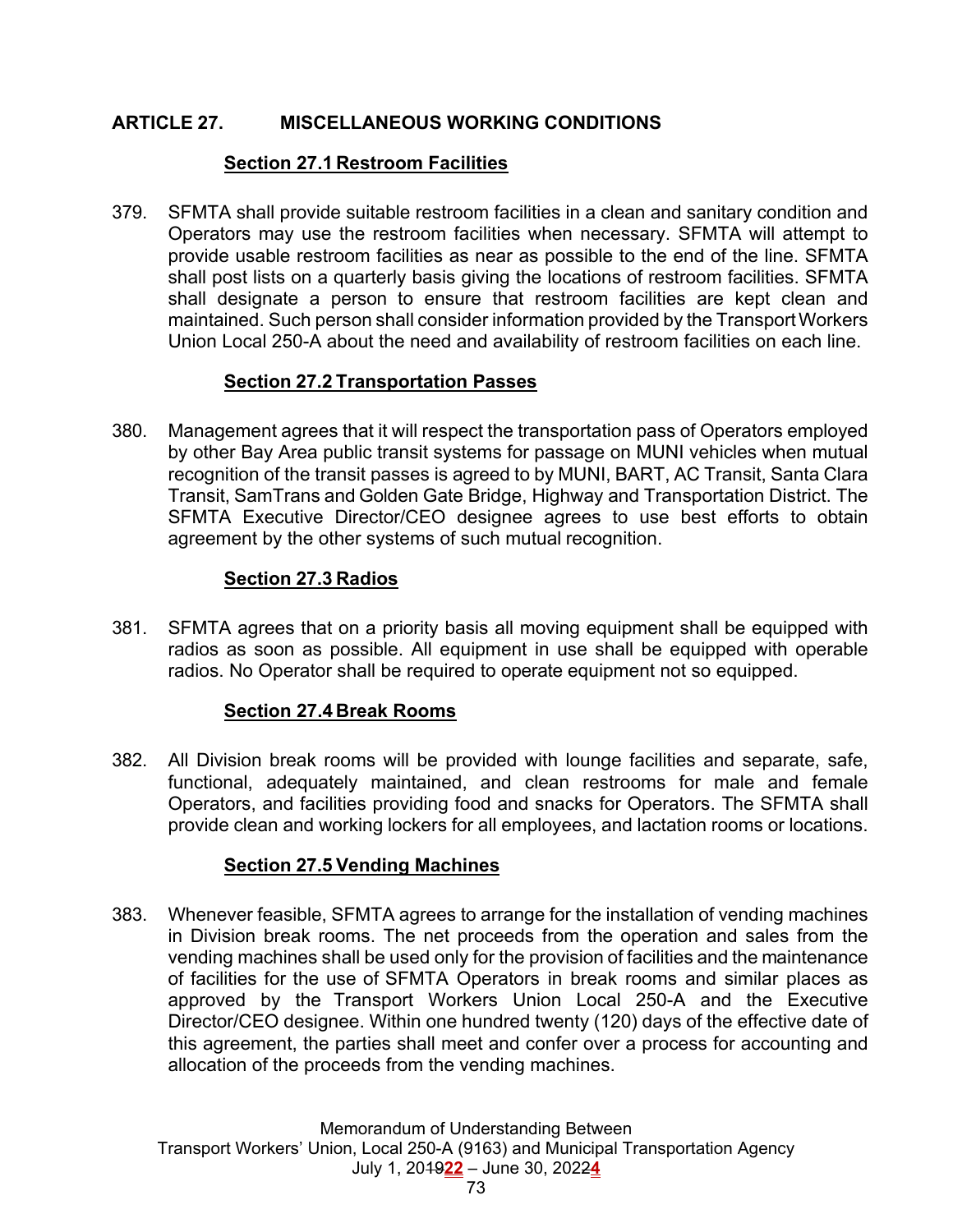## ARTICLE 27. MISCELLANEOUS WORKING CONDITIONS

### Section 27.1 Restroom Facilities

379. SFMTA shall provide suitable restroom facilities in a clean and sanitary condition and Operators may use the restroom facilities when necessary. SFMTA will attempt to provide usable restroom facilities as near as possible to the end of the line. SFMTA shall post lists on a quarterly basis giving the locations of restroom facilities. SFMTA shall designate a person to ensure that restroom facilities are kept clean and maintained. Such person shall consider information provided by the Transport Workers Union Local 250-A about the need and availability of restroom facilities on each line.

### Section 27.2 Transportation Passes

380. Management agrees that it will respect the transportation pass of Operators employed by other Bay Area public transit systems for passage on MUNI vehicles when mutual recognition of the transit passes is agreed to by MUNI, BART, AC Transit, Santa Clara Transit, SamTrans and Golden Gate Bridge, Highway and Transportation District. The SFMTA Executive Director/CEO designee agrees to use best efforts to obtain agreement by the other systems of such mutual recognition.

### Section 27.3 Radios

381. SFMTA agrees that on a priority basis all moving equipment shall be equipped with radios as soon as possible. All equipment in use shall be equipped with operable radios. No Operator shall be required to operate equipment not so equipped.

### Section 27.4 Break Rooms

382. All Division break rooms will be provided with lounge facilities and separate, safe, functional, adequately maintained, and clean restrooms for male and female Operators, and facilities providing food and snacks for Operators. The SFMTA shall provide clean and working lockers for all employees, and lactation rooms or locations.

### Section 27.5 Vending Machines

383. Whenever feasible, SFMTA agrees to arrange for the installation of vending machines in Division break rooms. The net proceeds from the operation and sales from the vending machines shall be used only for the provision of facilities and the maintenance of facilities for the use of SFMTA Operators in break rooms and similar places as approved by the Transport Workers Union Local 250-A and the Executive Director/CEO designee. Within one hundred twenty (120) days of the effective date of this agreement, the parties shall meet and confer over a process for accounting and allocation of the proceeds from the vending machines.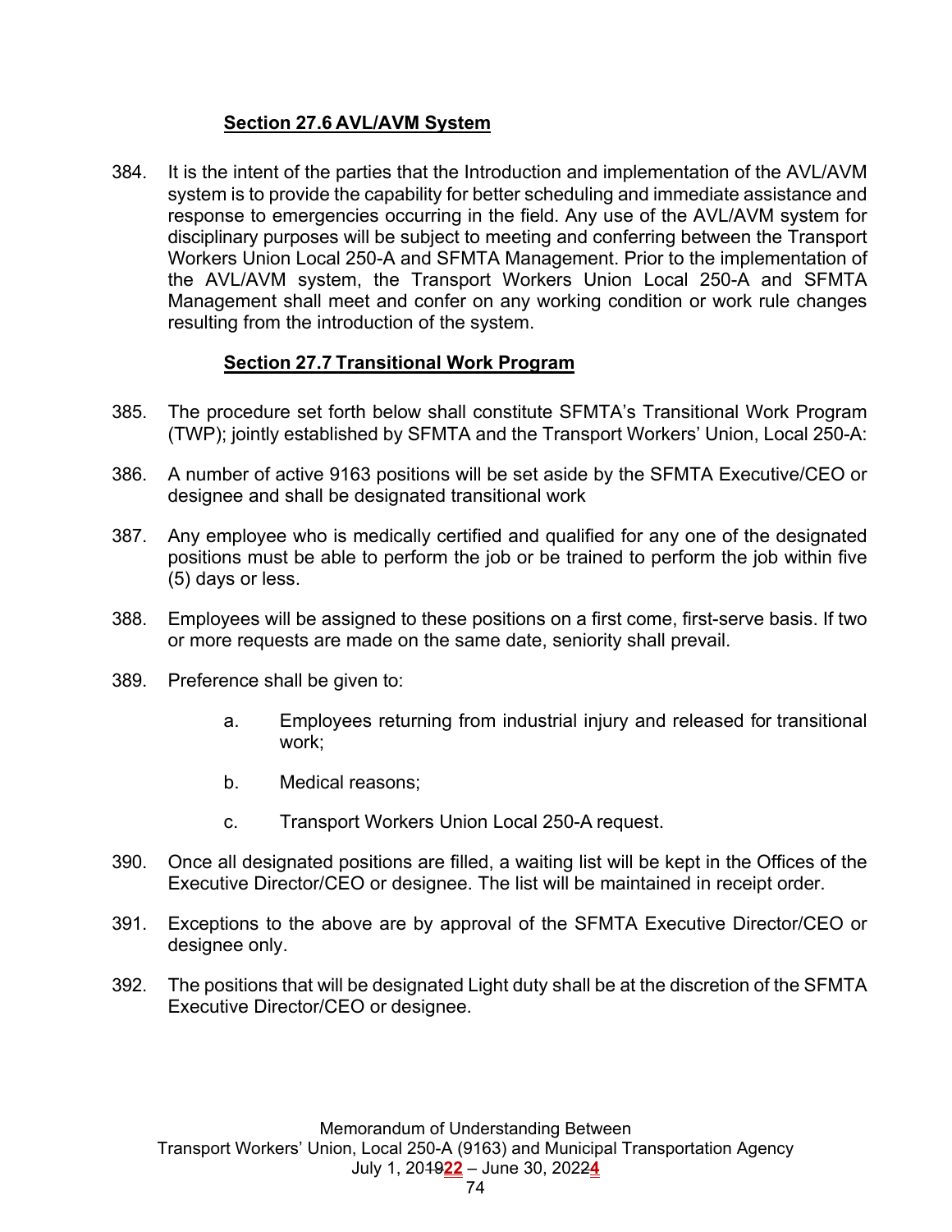### **Section 27.6 AVL/AVM System**

384. It is the intent of the parties that the Introduction and implementation of the AVL/AVM system is to provide the capability for better scheduling and immediate assistance and response to emergencies occurring in the field. Any use of the AVL/AVM system for disciplinary purposes will be subject to meeting and conferring between the Transport Workers Union Local 250-A and SFMTA Management. Prior to the implementation of the AVL/AVM system, the Transport Workers Union Local 250-A and SFMTA Management shall meet and confer on any working condition or work rule changes resulting from the introduction of the system.

### **Section 27.7 Transitional Work Program**

385. The procedure set forth below shall constitute SFMTA's Transitional Work Program (TWP); jointly established by SFMTA and the Transport Workers' Union, Local 250-A:

386. A number of active 9163 positions will be set aside by the SFMTA Executive/CEO or designee and shall be designated transitional work

387. Any employee who is medically certified and qualified for any one of the designated positions must be able to perform the job or be trained to perform the job within five (5) days or less.

388. Employees will be assigned to these positions on a first come, first-serve basis. If two or more requests are made on the same date, seniority shall prevail.

389. Preference shall be given to:

    a. Employees returning from industrial injury and released for transitional work;

    b. Medical reasons;

    c. Transport Workers Union Local 250-A request.

390. Once all designated positions are filled, a waiting list will be kept in the Offices of the Executive Director/CEO or designee. The list will be maintained in receipt order.

391. Exceptions to the above are by approval of the SFMTA Executive Director/CEO or designee only.

392. The positions that will be designated Light duty shall be at the discretion of the SFMTA Executive Director/CEO or designee.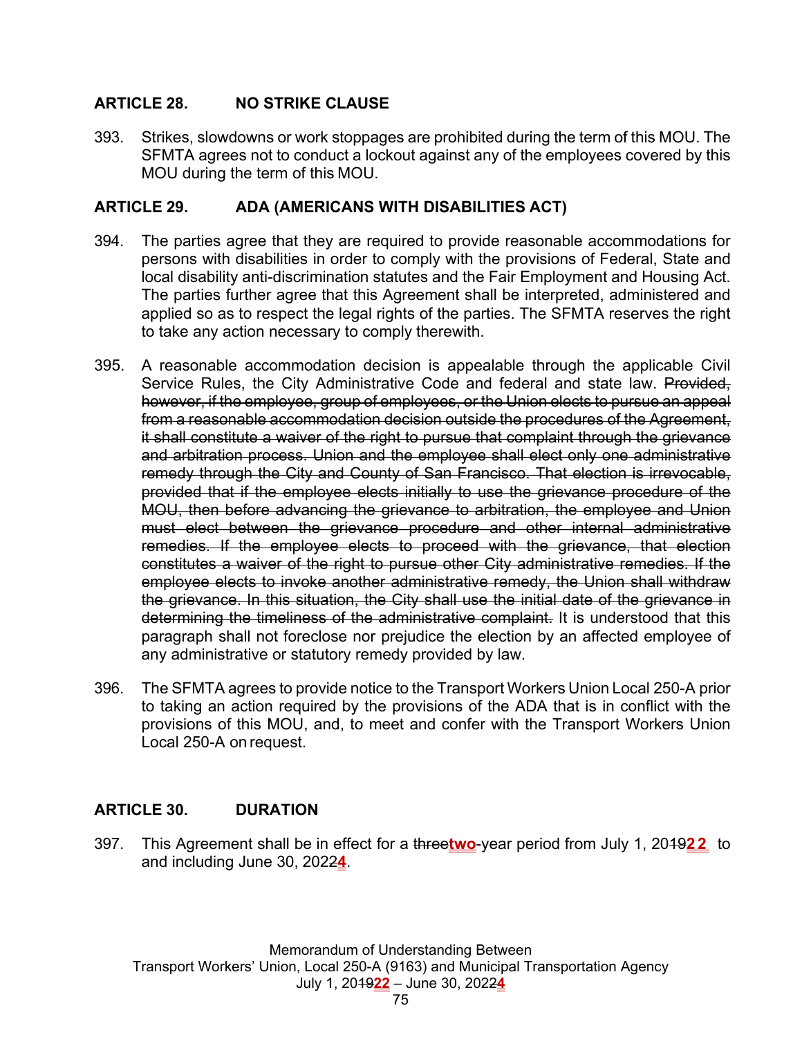## ARTICLE 28. NO STRIKE CLAUSE

393. Strikes, slowdowns or work stoppages are prohibited during the term of this MOU. The SFMTA agrees not to conduct a lockout against any of the employees covered by this MOU during the term of this MOU.

## ARTICLE 29. ADA (AMERICANS WITH DISABILITIES ACT)

394. The parties agree that they are required to provide reasonable accommodations for persons with disabilities in order to comply with the provisions of Federal, State and local disability anti-discrimination statutes and the Fair Employment and Housing Act. The parties further agree that this Agreement shall be interpreted, administered and applied so as to respect the legal rights of the parties. The SFMTA reserves the right to take any action necessary to comply therewith.

395. A reasonable accommodation decision is appealable through the applicable Civil Service Rules, the City Administrative Code and federal and state law. ~~Provided, however, if the employee, group of employees, or the Union elects to pursue an appeal from a reasonable accommodation decision outside the procedures of the Agreement, it shall constitute a waiver of the right to pursue that complaint through the grievance and arbitration process. Union and the employee shall elect only one administrative remedy through the City and County of San Francisco. That election is irrevocable, provided that if the employee elects initially to use the grievance procedure of the MOU, then before advancing the grievance to arbitration, the employee and Union must elect between the grievance procedure and other internal administrative remedies. If the employee elects to proceed with the grievance, that election constitutes a waiver of the right to pursue other City administrative remedies. If the employee elects to invoke another administrative remedy, the Union shall withdraw the grievance. In this situation, the City shall use the initial date of the grievance in determining the timeliness of the administrative complaint.~~ It is understood that this paragraph shall not foreclose nor prejudice the election by an affected employee of any administrative or statutory remedy provided by law.

396. The SFMTA agrees to provide notice to the Transport Workers Union Local 250-A prior to taking an action required by the provisions of the ADA that is in conflict with the provisions of this MOU, and, to meet and confer with the Transport Workers Union Local 250-A on request.

## ARTICLE 30. DURATION

397. This Agreement shall be in effect for a ~~three~~**two**-year period from July 1, 20~~19~~**22** to and including June 30, 202~~2~~**4**.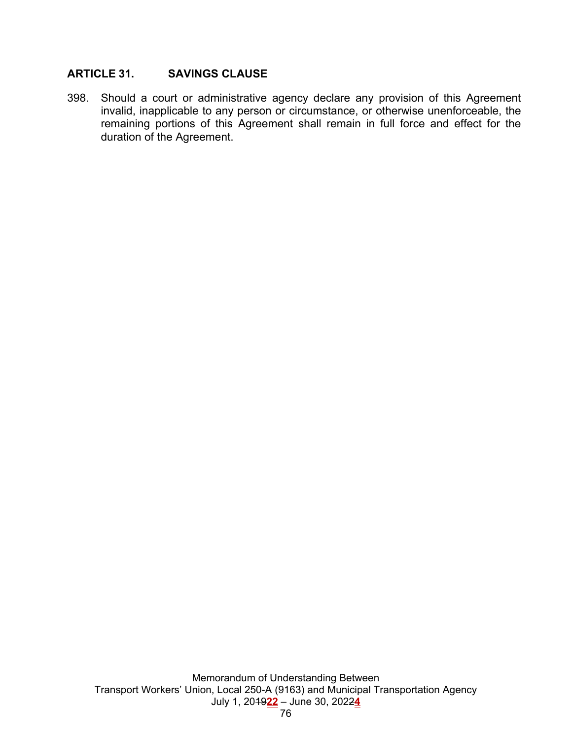## ARTICLE 31. SAVINGS CLAUSE

398. Should a court or administrative agency declare any provision of this Agreement invalid, inapplicable to any person or circumstance, or otherwise unenforceable, the remaining portions of this Agreement shall remain in full force and effect for the duration of the Agreement.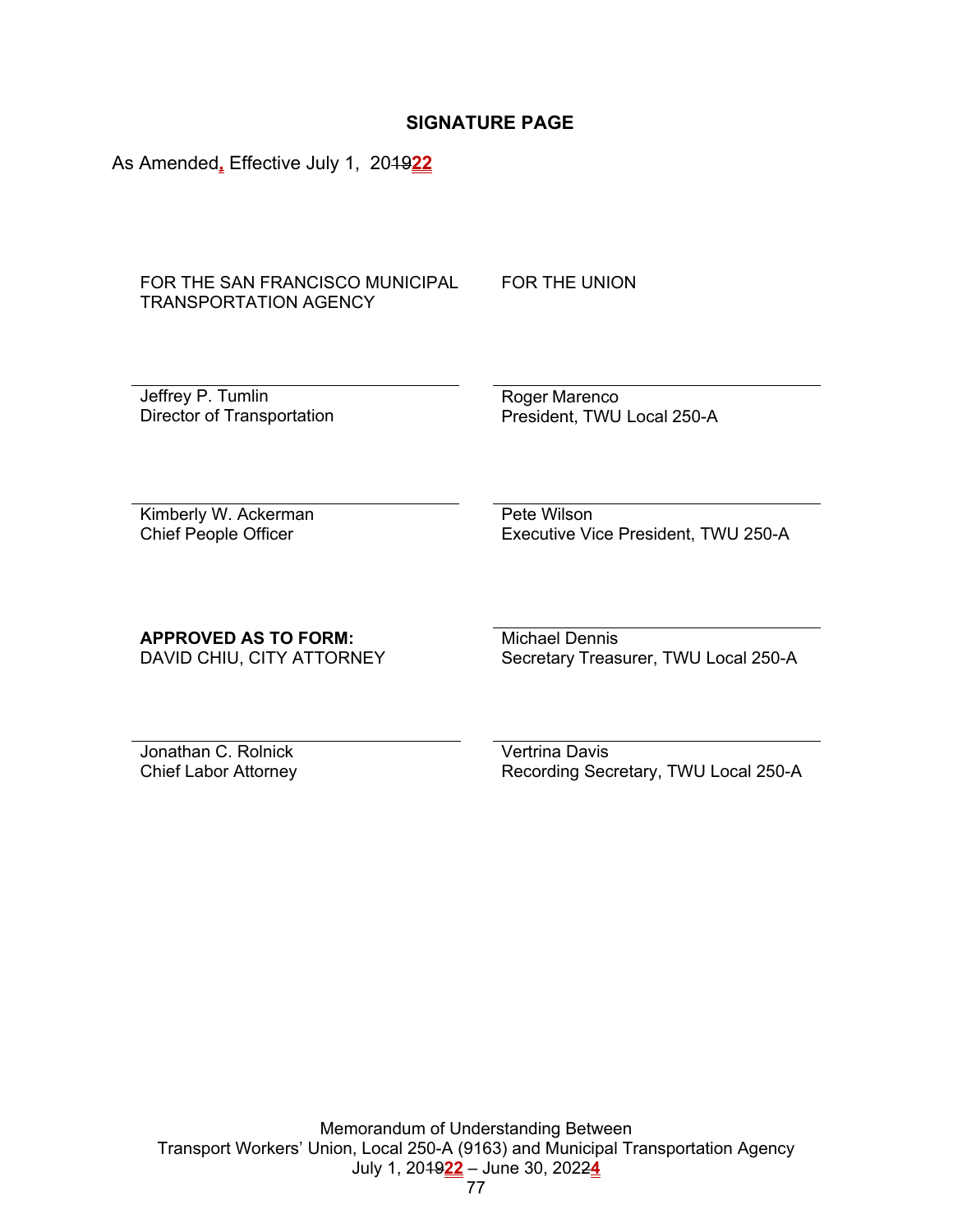## SIGNATURE PAGE

As Amended, Effective July 1, 2019 22

| FOR THE SAN FRANCISCO MUNICIPAL TRANSPORTATION AGENCY | FOR THE UNION |
| --- | --- |
| Jeffrey P. Tumlin<br>Director of Transportation | Roger Marenco<br>President, TWU Local 250-A |
| Kimberly W. Ackerman<br>Chief People Officer | Pete Wilson<br>Executive Vice President, TWU 250-A |
| **APPROVED AS TO FORM:**<br>DAVID CHIU, CITY ATTORNEY | Michael Dennis<br>Secretary Treasurer, TWU Local 250-A |
| Jonathan C. Rolnick<br>Chief Labor Attorney | Vertrina Davis<br>Recording Secretary, TWU Local 250-A |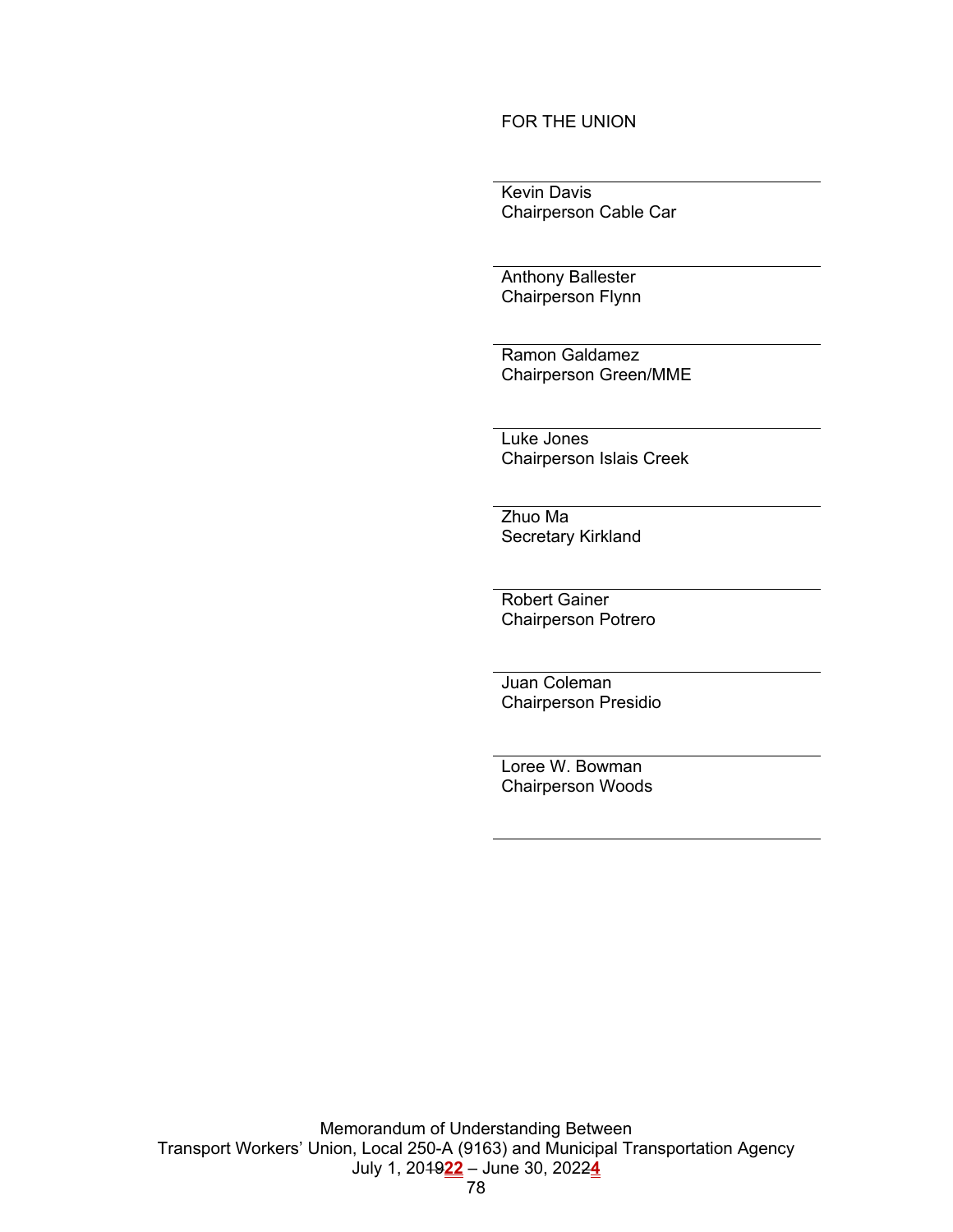FOR THE UNION

---

Kevin Davis
Chairperson Cable Car

---

Anthony Ballester
Chairperson Flynn

---

Ramon Galdamez
Chairperson Green/MME

---

Luke Jones
Chairperson Islais Creek

---

Zhuo Ma
Secretary Kirkland

---

Robert Gainer
Chairperson Potrero

---

Juan Coleman
Chairperson Presidio

---

Loree W. Bowman
Chairperson Woods

---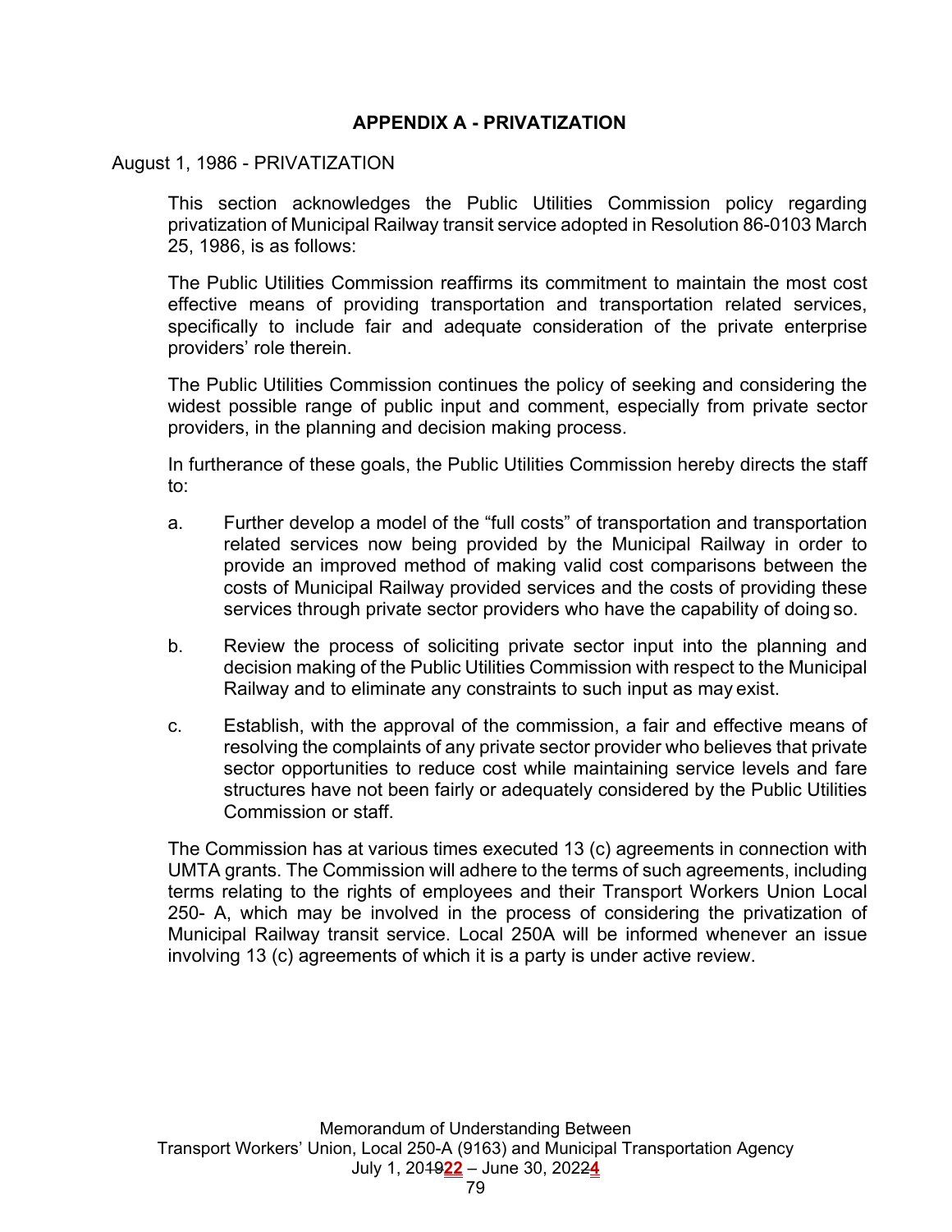## APPENDIX A - PRIVATIZATION

August 1, 1986 - PRIVATIZATION

This section acknowledges the Public Utilities Commission policy regarding privatization of Municipal Railway transit service adopted in Resolution 86-0103 March 25, 1986, is as follows:

The Public Utilities Commission reaffirms its commitment to maintain the most cost effective means of providing transportation and transportation related services, specifically to include fair and adequate consideration of the private enterprise providers' role therein.

The Public Utilities Commission continues the policy of seeking and considering the widest possible range of public input and comment, especially from private sector providers, in the planning and decision making process.

In furtherance of these goals, the Public Utilities Commission hereby directs the staff to:

a. Further develop a model of the "full costs" of transportation and transportation related services now being provided by the Municipal Railway in order to provide an improved method of making valid cost comparisons between the costs of Municipal Railway provided services and the costs of providing these services through private sector providers who have the capability of doing so.

b. Review the process of soliciting private sector input into the planning and decision making of the Public Utilities Commission with respect to the Municipal Railway and to eliminate any constraints to such input as may exist.

c. Establish, with the approval of the commission, a fair and effective means of resolving the complaints of any private sector provider who believes that private sector opportunities to reduce cost while maintaining service levels and fare structures have not been fairly or adequately considered by the Public Utilities Commission or staff.

The Commission has at various times executed 13 (c) agreements in connection with UMTA grants. The Commission will adhere to the terms of such agreements, including terms relating to the rights of employees and their Transport Workers Union Local 250- A, which may be involved in the process of considering the privatization of Municipal Railway transit service. Local 250A will be informed whenever an issue involving 13 (c) agreements of which it is a party is under active review.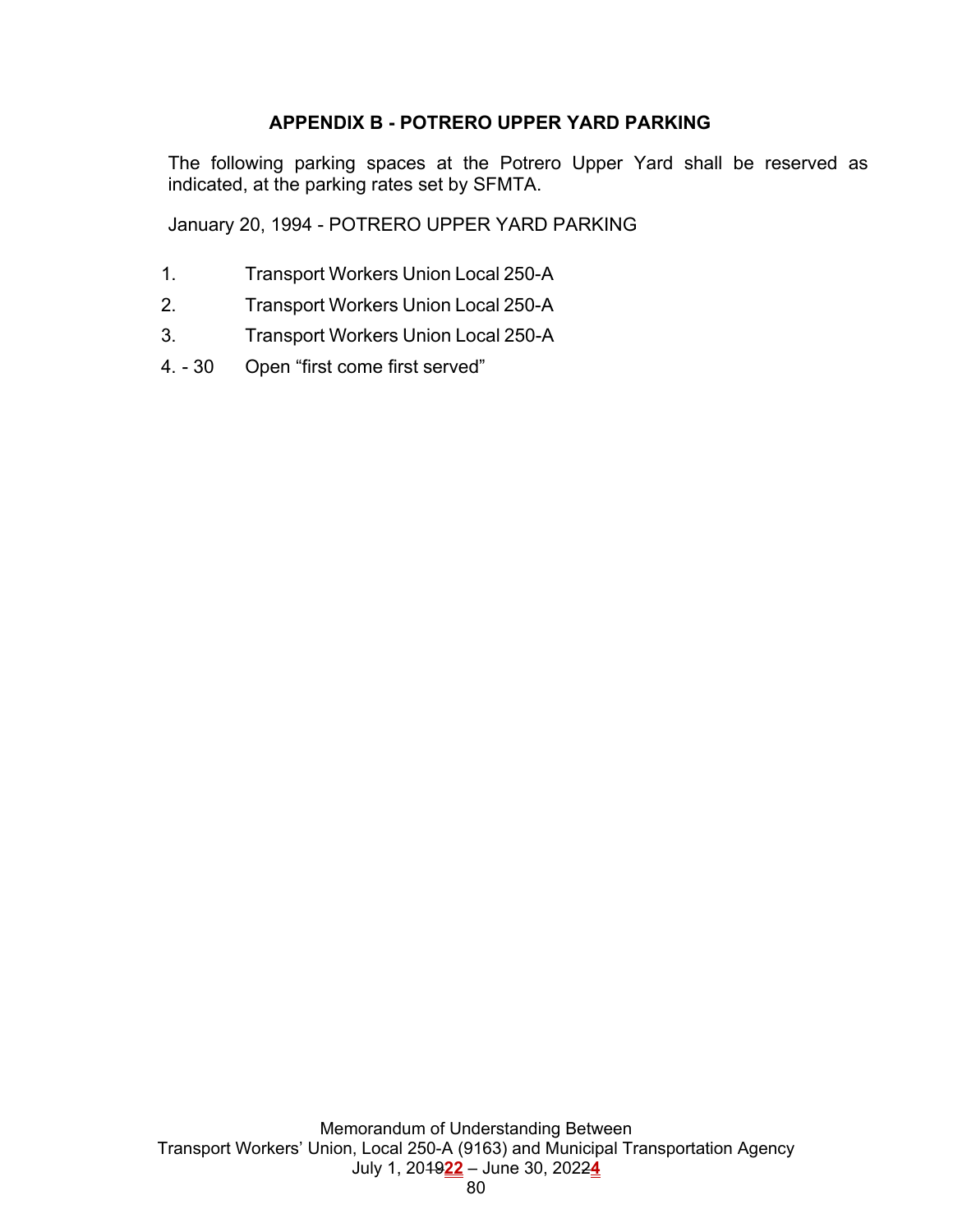## APPENDIX B - POTRERO UPPER YARD PARKING

The following parking spaces at the Potrero Upper Yard shall be reserved as indicated, at the parking rates set by SFMTA.

January 20, 1994 - POTRERO UPPER YARD PARKING

| | |
|---|---|
| 1. | Transport Workers Union Local 250-A |
| 2. | Transport Workers Union Local 250-A |
| 3. | Transport Workers Union Local 250-A |
| 4. - 30 | Open "first come first served" |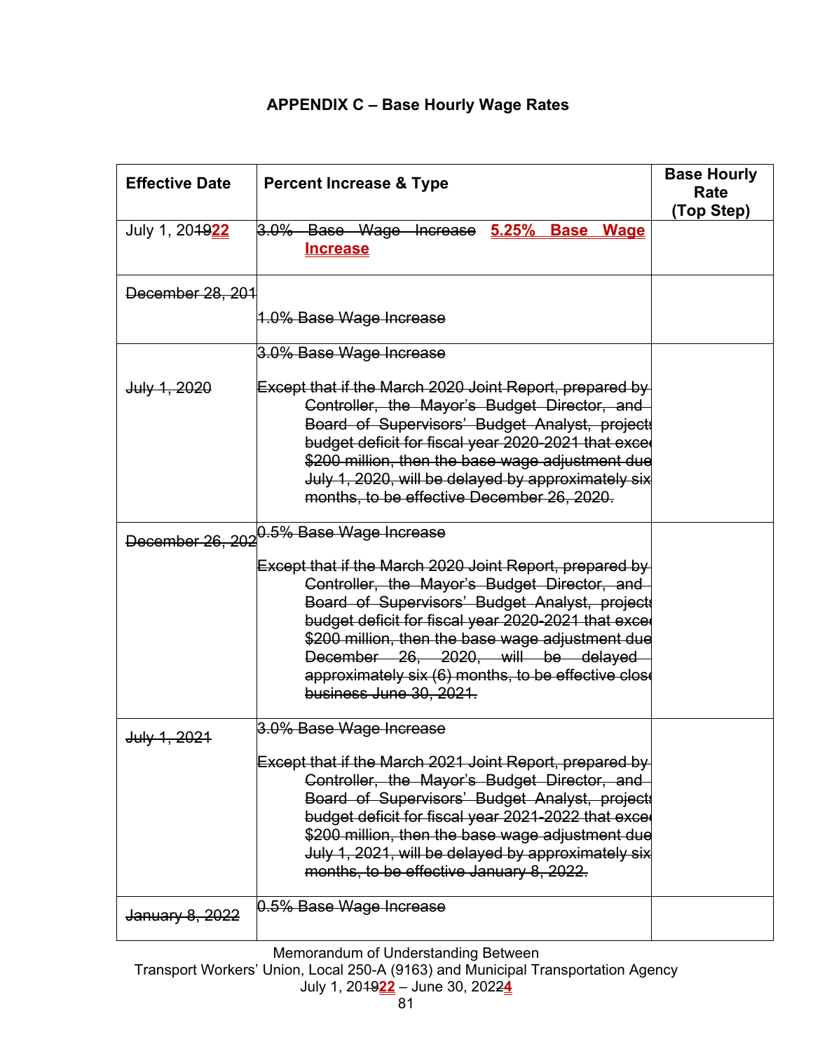# APPENDIX C – Base Hourly Wage Rates

| Effective Date | Percent Increase & Type | Base Hourly Rate (Top Step) |
|---|---|---|
| July 1, 20~~19~~**22** | ~~3.0% Base Wage Increase~~ **5.25% Base Wage Increase** | |
| ~~December 28, 201~~ | ~~1.0% Base Wage Increase~~ | |
| ~~July 1, 2020~~ | ~~3.0% Base Wage Increase~~<br><br>~~Except that if the March 2020 Joint Report, prepared by Controller, the Mayor's Budget Director, and Board of Supervisors' Budget Analyst, projects budget deficit for fiscal year 2020-2021 that exce $200 million, then the base wage adjustment due July 1, 2020, will be delayed by approximately six months, to be effective December 26, 2020.~~ | |
| ~~December 26, 202~~ | ~~0.5% Base Wage Increase~~<br><br>~~Except that if the March 2020 Joint Report, prepared by Controller, the Mayor's Budget Director, and Board of Supervisors' Budget Analyst, projects budget deficit for fiscal year 2020-2021 that exce $200 million, then the base wage adjustment due December 26, 2020, will be delayed approximately six (6) months, to be effective close business June 30, 2021.~~ | |
| ~~July 1, 2021~~ | ~~3.0% Base Wage Increase~~<br><br>~~Except that if the March 2021 Joint Report, prepared by Controller, the Mayor's Budget Director, and Board of Supervisors' Budget Analyst, projects budget deficit for fiscal year 2021-2022 that exce $200 million, then the base wage adjustment due July 1, 2021, will be delayed by approximately six months, to be effective January 8, 2022.~~ | |
| ~~January 8, 2022~~ | ~~0.5% Base Wage Increase~~ | |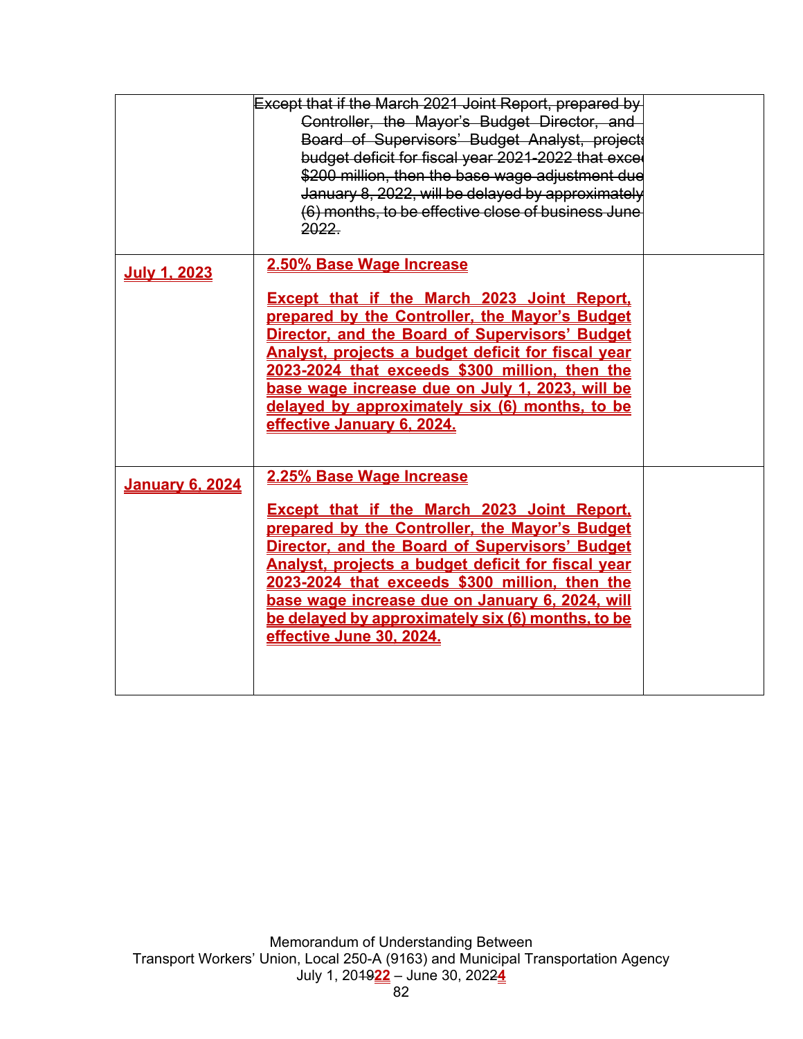| | | |
|---|---|---|
| | ~~Except that if the March 2021 Joint Report, prepared by Controller, the Mayor's Budget Director, and Board of Supervisors' Budget Analyst, projects budget deficit for fiscal year 2021-2022 that exceed $200 million, then the base wage adjustment due January 8, 2022, will be delayed by approximately (6) months, to be effective close of business June 2022.~~ | |
| **July 1, 2023** | **2.50% Base Wage Increase**<br><br>**Except that if the March 2023 Joint Report, prepared by the Controller, the Mayor's Budget Director, and the Board of Supervisors' Budget Analyst, projects a budget deficit for fiscal year 2023-2024 that exceeds $300 million, then the base wage increase due on July 1, 2023, will be delayed by approximately six (6) months, to be effective January 6, 2024.** | |
| **January 6, 2024** | **2.25% Base Wage Increase**<br><br>**Except that if the March 2023 Joint Report, prepared by the Controller, the Mayor's Budget Director, and the Board of Supervisors' Budget Analyst, projects a budget deficit for fiscal year 2023-2024 that exceeds $300 million, then the base wage increase due on January 6, 2024, will be delayed by approximately six (6) months, to be effective June 30, 2024.** | |